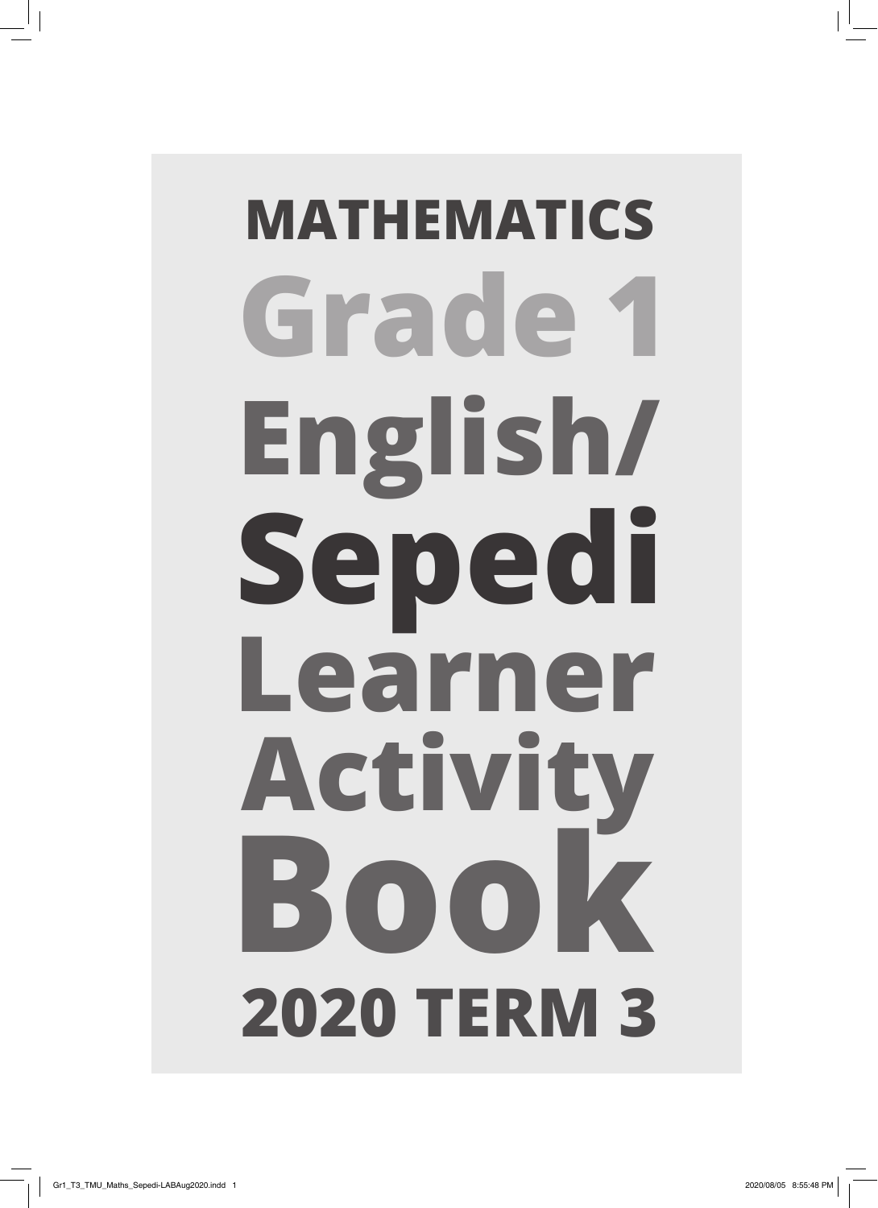# MATHEMATICS

# Grade 1

# English/ Sepedi

# Learner Activity Book

## 2020 TERM 3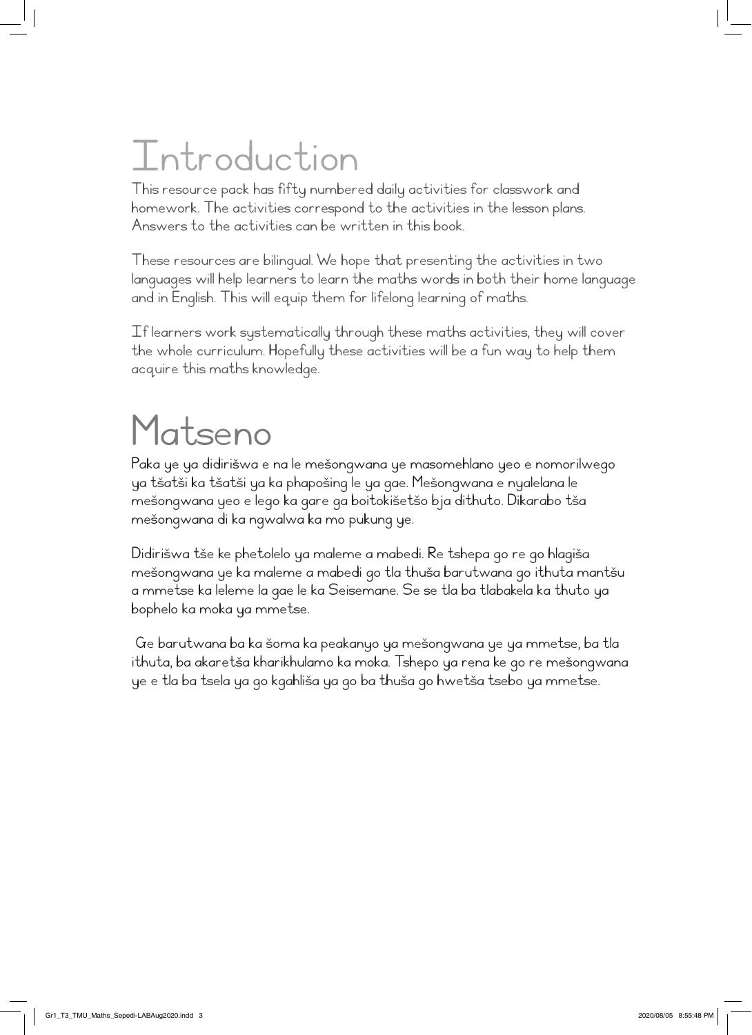# Introduction

This resource pack has fifty numbered daily activities for classwork and homework. The activities correspond to the activities in the lesson plans. Answers to the activities can be written in this book.

These resources are bilingual. We hope that presenting the activities in two languages will help learners to learn the maths words in both their home language and in English. This will equip them for lifelong learning of maths.

If learners work systematically through these maths activities, they will cover the whole curriculum. Hopefully these activities will be a fun way to help them acquire this maths knowledge.

# Matseno

Paka ye ya didirišwa e na le mešongwana ye masomehlano yeo e nomorilwego ya tšatši ka tšatši ya ka phapošing le ya gae. Mešongwana e nyalelana le mešongwana yeo e lego ka gare ga boitokišetšo bja dithuto. Dikarabo tša mešongwana di ka ngwalwa ka mo pukung ye.

Didirišwa tše ke phetolelo ya maleme a mabedi. Re tshepa go re go hlagiša mešongwana ye ka maleme a mabedi go tla thuša barutwana go ithuta mantšu a mmetse ka leleme la gae le ka Seisemane. Se se tla ba tlabakela ka thuto ya bophelo ka moka ya mmetse.

Ge barutwana ba ka šoma ka peakanyo ya mešongwana ye ya mmetse, ba tla ithuta, ba akaretša kharikhulamo ka moka. Tshepo ya rena ke go re mešongwana ye e tla ba tsela ya go kgahliša ya go ba thuša go hwetša tsebo ya mmetse.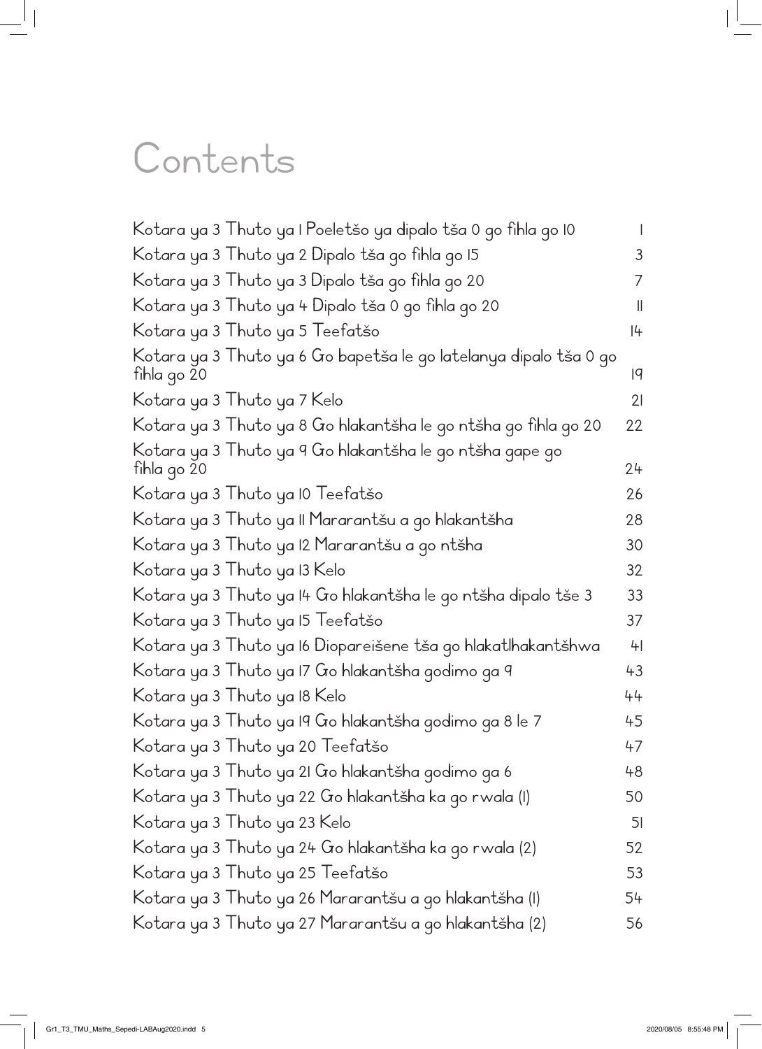# Contents

| | |
|---|---|
| Kotara ya 3 Thuto ya 1 Poeletšo ya dipalo tša 0 go fihla go 10 | 1 |
| Kotara ya 3 Thuto ya 2 Dipalo tša go fihla go 15 | 3 |
| Kotara ya 3 Thuto ya 3 Dipalo tša go fihla go 20 | 7 |
| Kotara ya 3 Thuto ya 4 Dipalo tša 0 go fihla go 20 | 11 |
| Kotara ya 3 Thuto ya 5 Teefatšo | 14 |
| Kotara ya 3 Thuto ya 6 Go bapetša le go latelanya dipalo tša 0 go fihla go 20 | 19 |
| Kotara ya 3 Thuto ya 7 Kelo | 21 |
| Kotara ya 3 Thuto ya 8 Go hlakantšha le go ntšha go fihla go 20 | 22 |
| Kotara ya 3 Thuto ya 9 Go hlakantšha le go ntšha gape go fihla go 20 | 24 |
| Kotara ya 3 Thuto ya 10 Teefatšo | 26 |
| Kotara ya 3 Thuto ya 11 Mararantšu a go hlakantšha | 28 |
| Kotara ya 3 Thuto ya 12 Mararantšu a go ntšha | 30 |
| Kotara ya 3 Thuto ya 13 Kelo | 32 |
| Kotara ya 3 Thuto ya 14 Go hlakantšha le go ntšha dipalo tše 3 | 33 |
| Kotara ya 3 Thuto ya 15 Teefatšo | 37 |
| Kotara ya 3 Thuto ya 16 Diopareišene tša go hlakatlhakantšhwa | 41 |
| Kotara ya 3 Thuto ya 17 Go hlakantšha godimo ga 9 | 43 |
| Kotara ya 3 Thuto ya 18 Kelo | 44 |
| Kotara ya 3 Thuto ya 19 Go hlakantšha godimo ga 8 le 7 | 45 |
| Kotara ya 3 Thuto ya 20 Teefatšo | 47 |
| Kotara ya 3 Thuto ya 21 Go hlakantšha godimo ga 6 | 48 |
| Kotara ya 3 Thuto ya 22 Go hlakantšha ka go rwala (1) | 50 |
| Kotara ya 3 Thuto ya 23 Kelo | 51 |
| Kotara ya 3 Thuto ya 24 Go hlakantšha ka go rwala (2) | 52 |
| Kotara ya 3 Thuto ya 25 Teefatšo | 53 |
| Kotara ya 3 Thuto ya 26 Mararantšu a go hlakantšha (1) | 54 |
| Kotara ya 3 Thuto ya 27 Mararantšu a go hlakantšha (2) | 56 |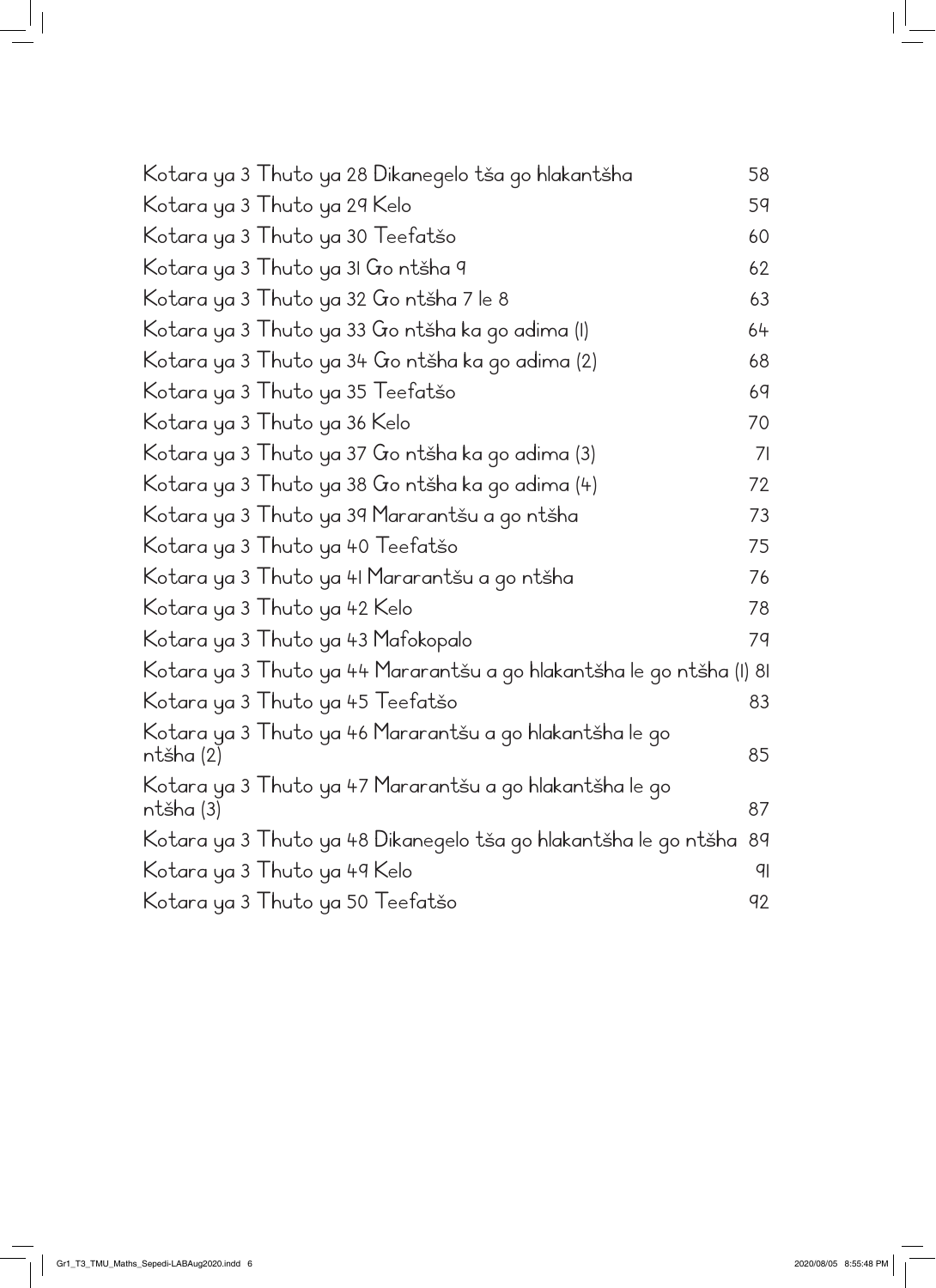| | |
|---|---|
| Kotara ya 3 Thuto ya 28 Dikanegelo tša go hlakantšha | 58 |
| Kotara ya 3 Thuto ya 29 Kelo | 59 |
| Kotara ya 3 Thuto ya 30 Teefatšo | 60 |
| Kotara ya 3 Thuto ya 31 Go ntšha 9 | 62 |
| Kotara ya 3 Thuto ya 32 Go ntšha 7 le 8 | 63 |
| Kotara ya 3 Thuto ya 33 Go ntšha ka go adima (1) | 64 |
| Kotara ya 3 Thuto ya 34 Go ntšha ka go adima (2) | 68 |
| Kotara ya 3 Thuto ya 35 Teefatšo | 69 |
| Kotara ya 3 Thuto ya 36 Kelo | 70 |
| Kotara ya 3 Thuto ya 37 Go ntšha ka go adima (3) | 71 |
| Kotara ya 3 Thuto ya 38 Go ntšha ka go adima (4) | 72 |
| Kotara ya 3 Thuto ya 39 Mararantšu a go ntšha | 73 |
| Kotara ya 3 Thuto ya 40 Teefatšo | 75 |
| Kotara ya 3 Thuto ya 41 Mararantšu a go ntšha | 76 |
| Kotara ya 3 Thuto ya 42 Kelo | 78 |
| Kotara ya 3 Thuto ya 43 Mafokopalo | 79 |
| Kotara ya 3 Thuto ya 44 Mararantšu a go hlakantšha le go ntšha (1) | 81 |
| Kotara ya 3 Thuto ya 45 Teefatšo | 83 |
| Kotara ya 3 Thuto ya 46 Mararantšu a go hlakantšha le go ntšha (2) | 85 |
| Kotara ya 3 Thuto ya 47 Mararantšu a go hlakantšha le go ntšha (3) | 87 |
| Kotara ya 3 Thuto ya 48 Dikanegelo tša go hlakantšha le go ntšha | 89 |
| Kotara ya 3 Thuto ya 49 Kelo | 91 |
| Kotara ya 3 Thuto ya 50 Teefatšo | 92 |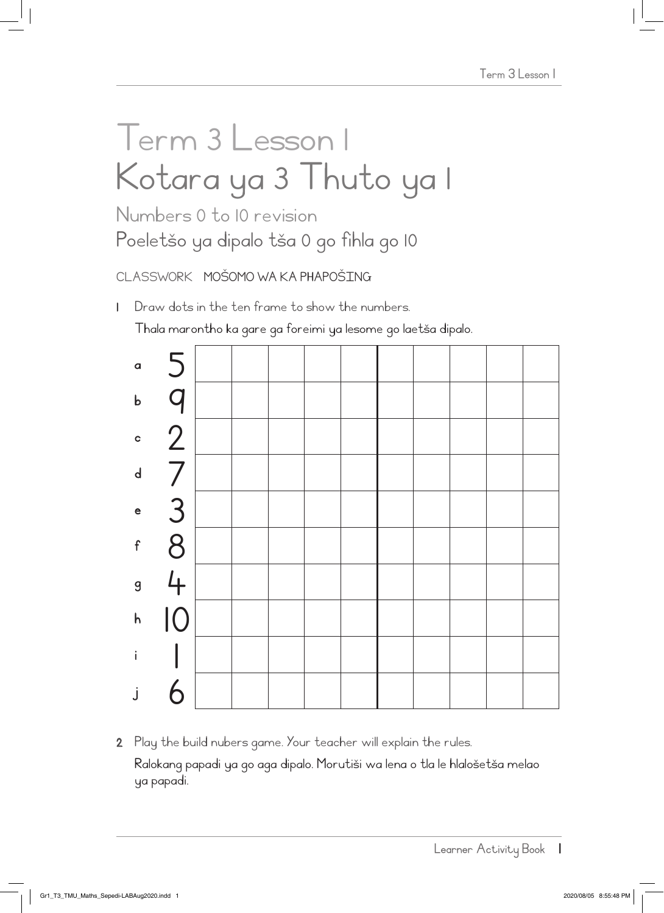# Term 3 Lesson 1
# Kotara ya 3 Thuto ya 1

## Numbers 0 to 10 revision
## Poeletšo ya dipalo tša 0 go fihla go 10

CLASSWORK MOŠOMO WA KA PHAPOŠING

1 Draw dots in the ten frame to show the numbers.

Thala marontho ka gare ga foreimi ya lesome go laetša dipalo.

| | | | | | | | | | | | |
|---|---|---|---|---|---|---|---|---|---|---|---|
| a | 5 | | | | | | | | | | |
| b | 9 | | | | | | | | | | |
| c | 2 | | | | | | | | | | |
| d | 7 | | | | | | | | | | |
| e | 3 | | | | | | | | | | |
| f | 8 | | | | | | | | | | |
| g | 4 | | | | | | | | | | |
| h | 10 | | | | | | | | | | |
| i | 1 | | | | | | | | | | |
| j | 6 | | | | | | | | | | |

2 Play the build nubers game. Your teacher will explain the rules.

Ralokang papadi ya go aga dipalo. Morutiši wa lena o tla le hlalošetša melao ya papadi.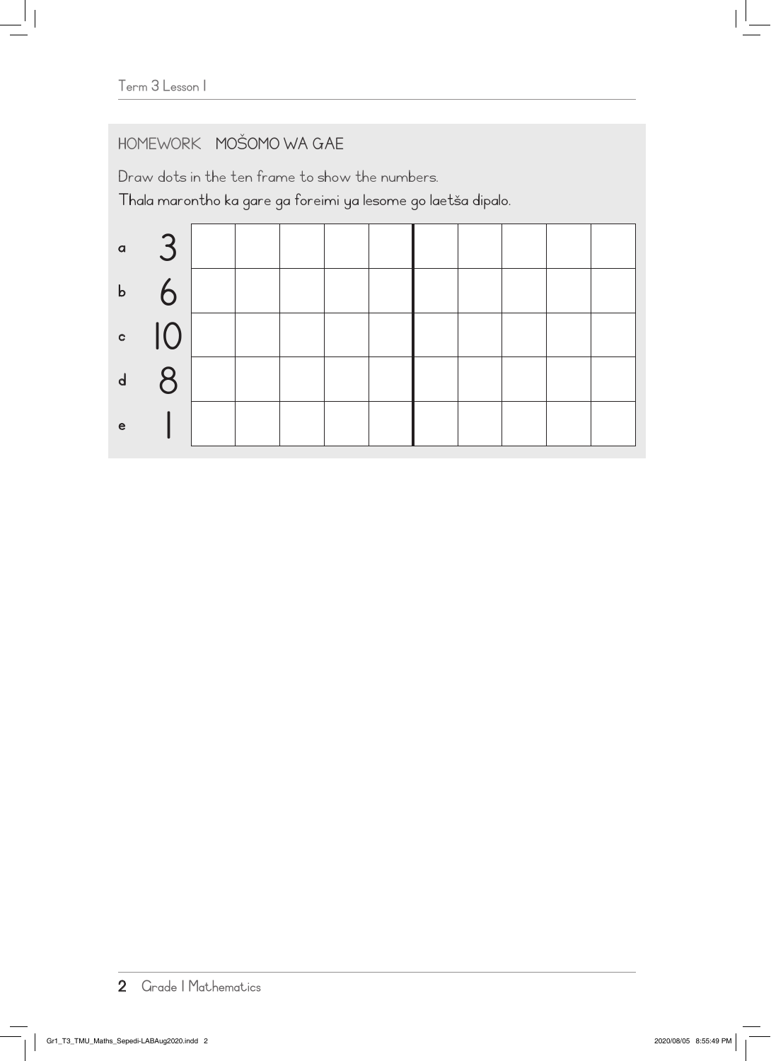## HOMEWORK MOŠOMO WA GAE

Draw dots in the ten frame to show the numbers.

Thala marontho ka gare ga foreimi ya lesome go laetša dipalo.

| | | | | | | | | | | | |
|---|---|---|---|---|---|---|---|---|---|---|---|
| a | 3 | | | | | | | | | | |
| b | 6 | | | | | | | | | | |
| c | 10 | | | | | | | | | | |
| d | 8 | | | | | | | | | | |
| e | 1 | | | | | | | | | | |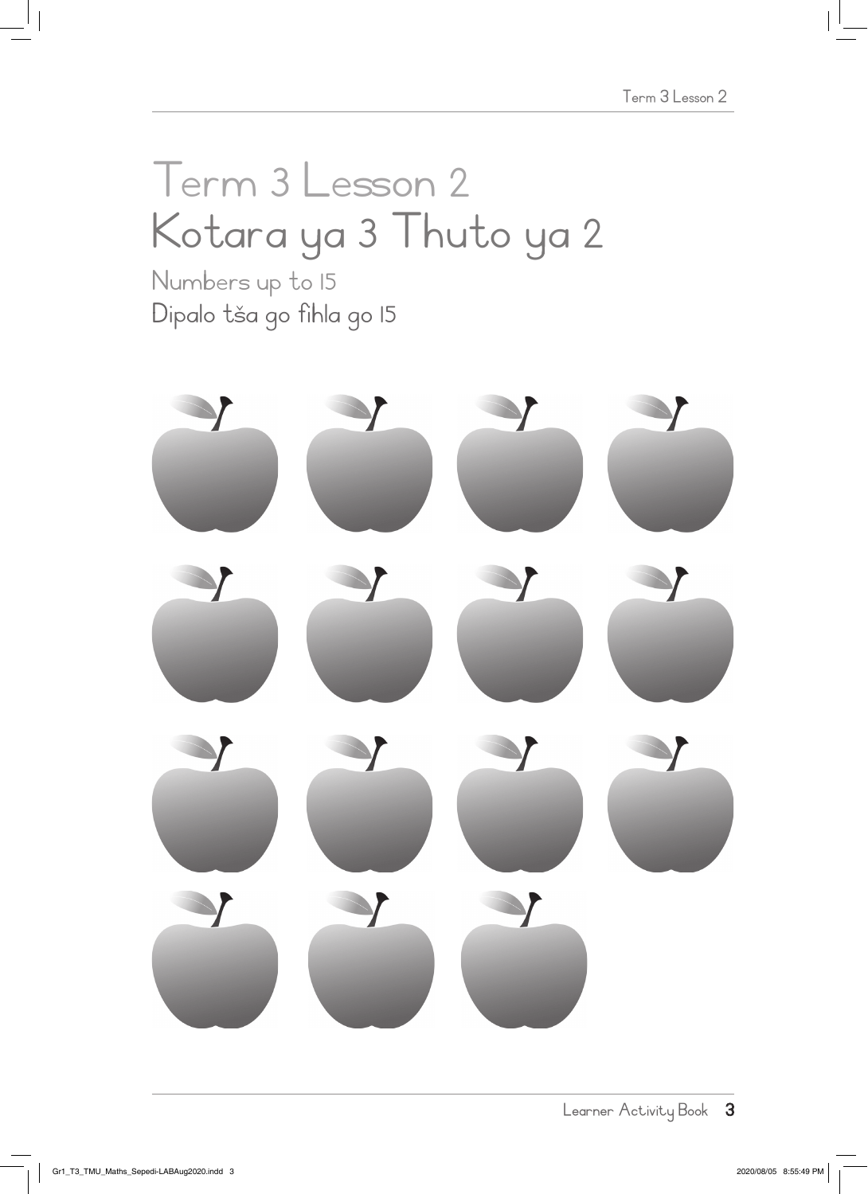# Term 3 Lesson 2
# Kotara ya 3 Thuto ya 2

## Numbers up to 15
## Dipalo tša go fihla go 15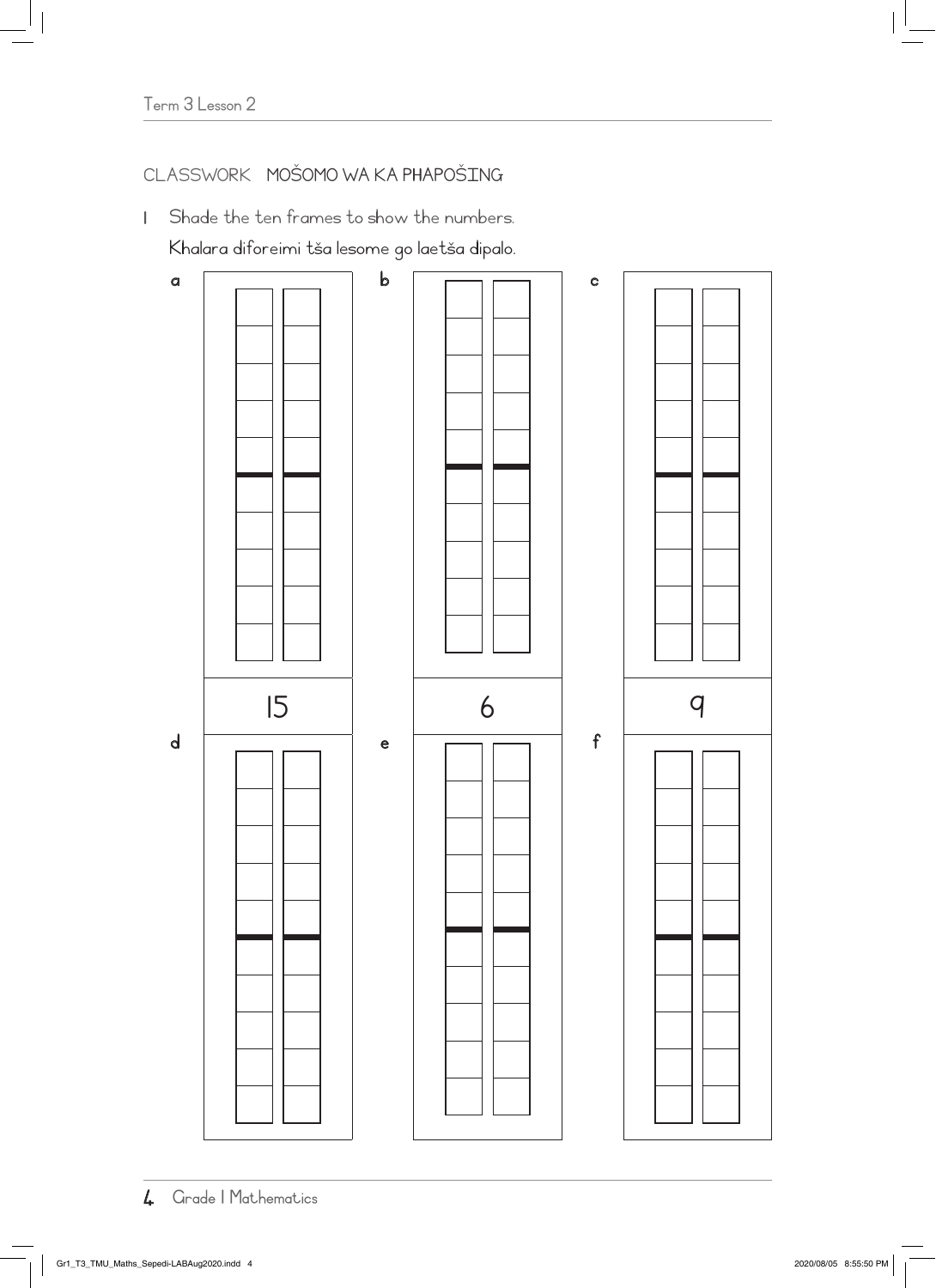CLASSWORK MOŠOMO WA KA PHAPOŠING

1 Shade the ten frames to show the numbers.

Khalara diforeimi tša lesome go laetša dipalo.

a

15

b

6

c

9

d

e

f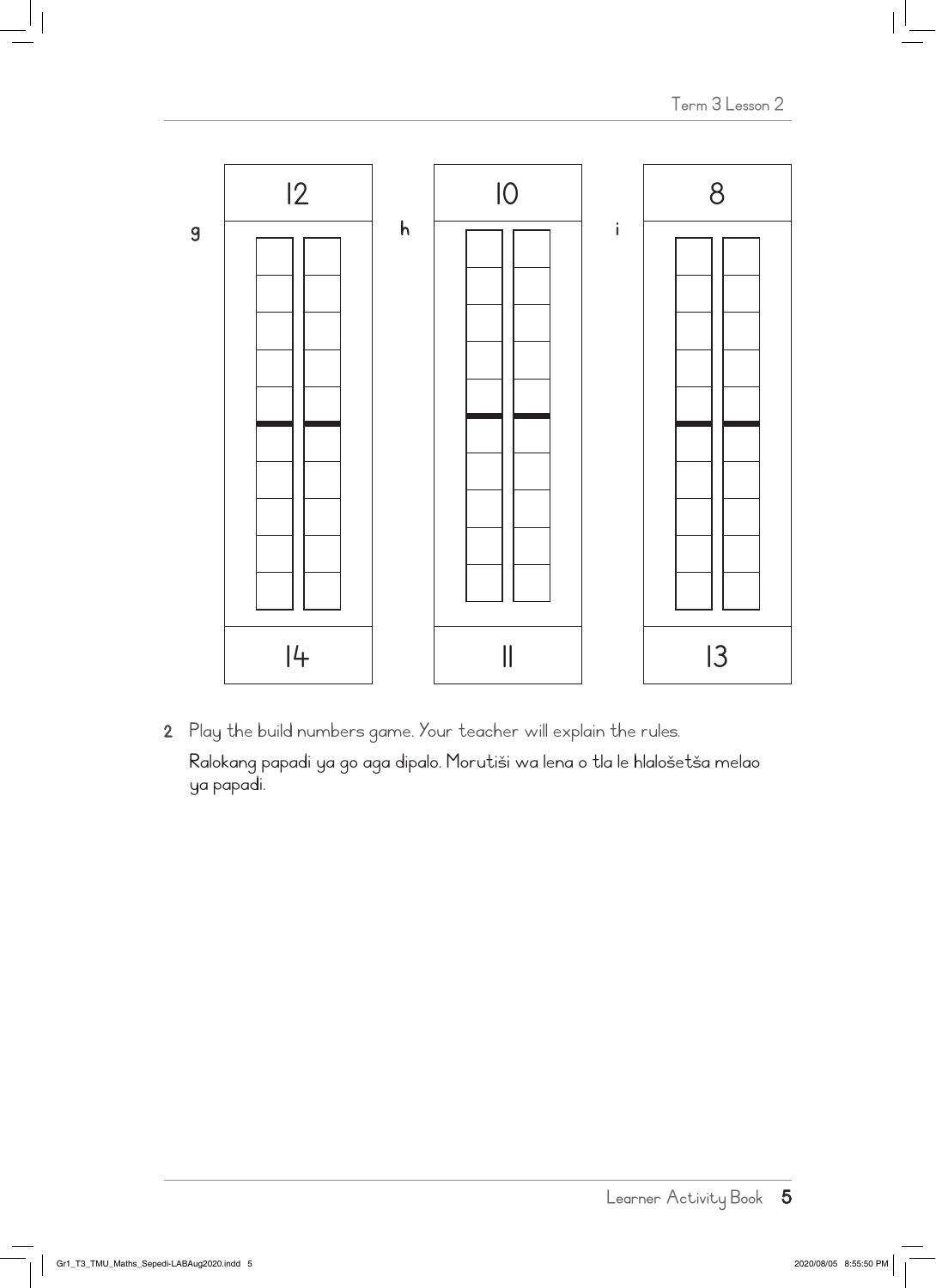**g**

| 12 |
|---|
| |
| 14 |

**h**

| 10 |
|---|
| |
| 11 |

**i**

| 8 |
|---|
| |
| 13 |

**2** Play the build numbers game. Your teacher will explain the rules.

Ralokang papadi ya go aga dipalo. Morutiši wa lena o tla le hlalošetša melao ya papadi.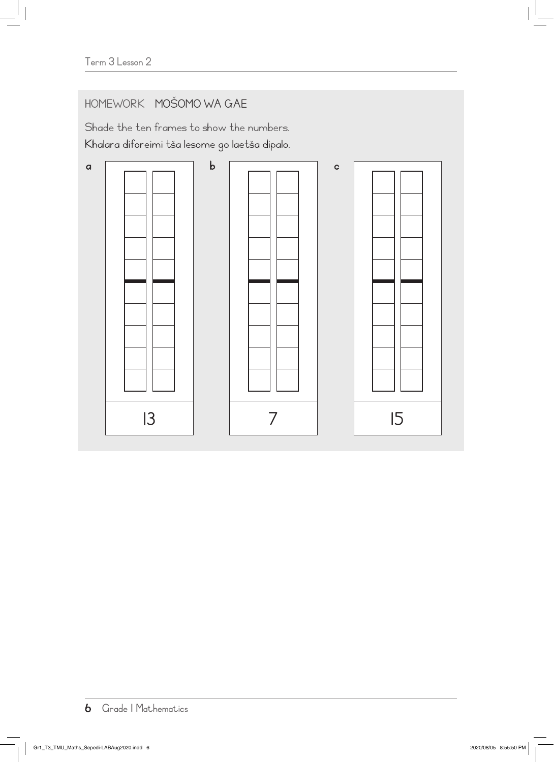Term 3 Lesson 2

## HOMEWORK MOŠOMO WA GAE

Shade the ten frames to show the numbers.

Khalara diforeimi tša lesome go laetša dipalo.

a

13

b

7

c

15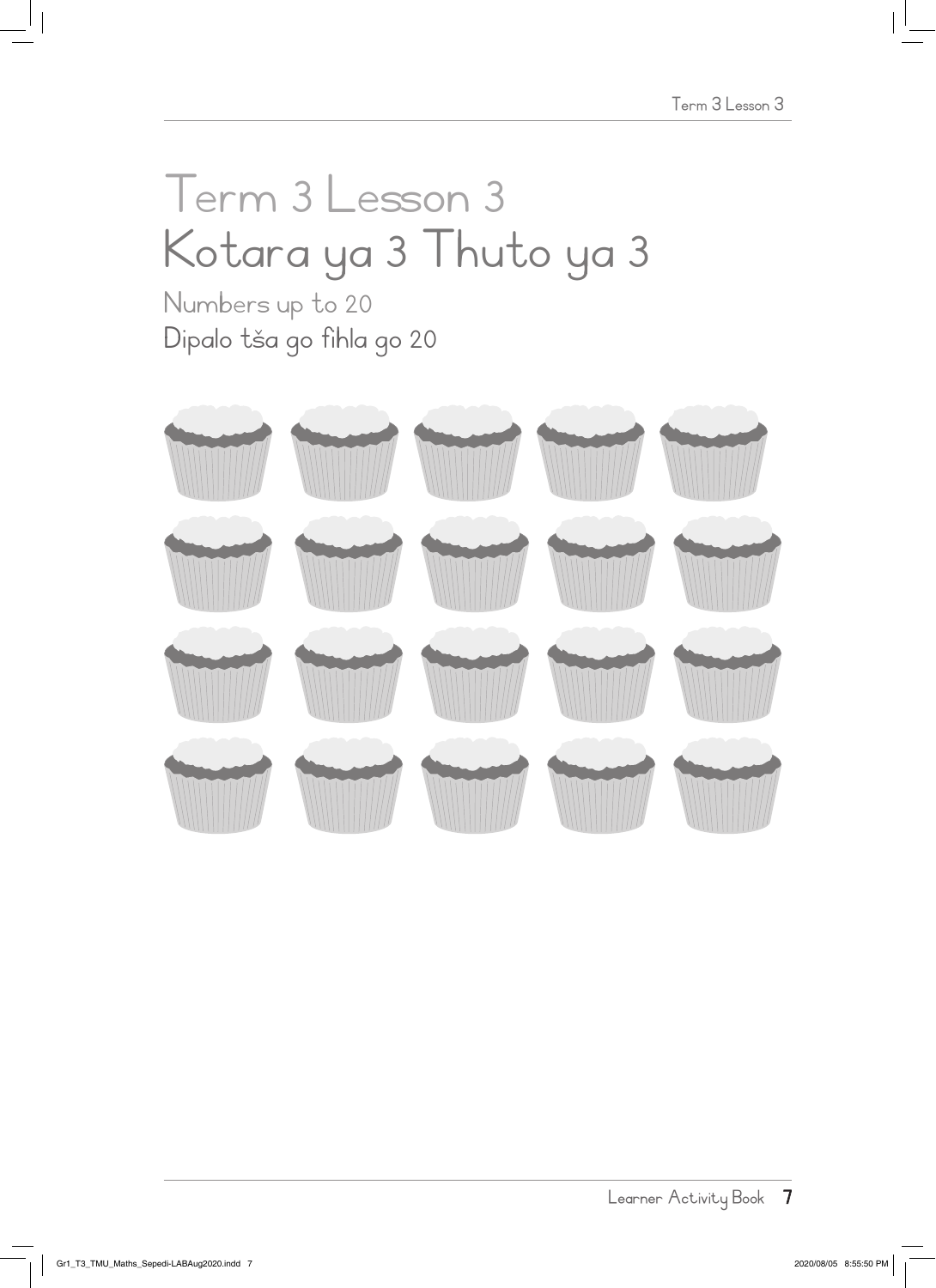# Term 3 Lesson 3

# Kotara ya 3 Thuto ya 3

## Numbers up to 20

## Dipalo tša go fihla go 20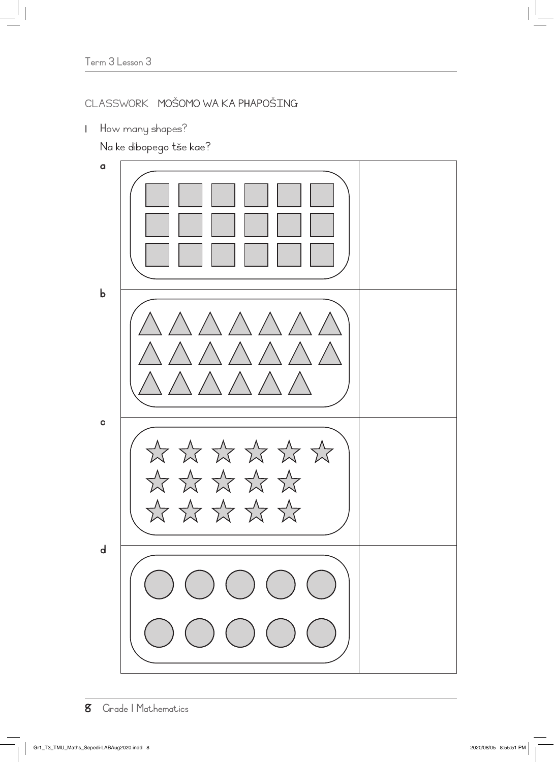CLASSWORK MOŠOMO WA KA PHAPOŠING

1 How many shapes?

Na ke dibopego tše kae?

a

b

c

d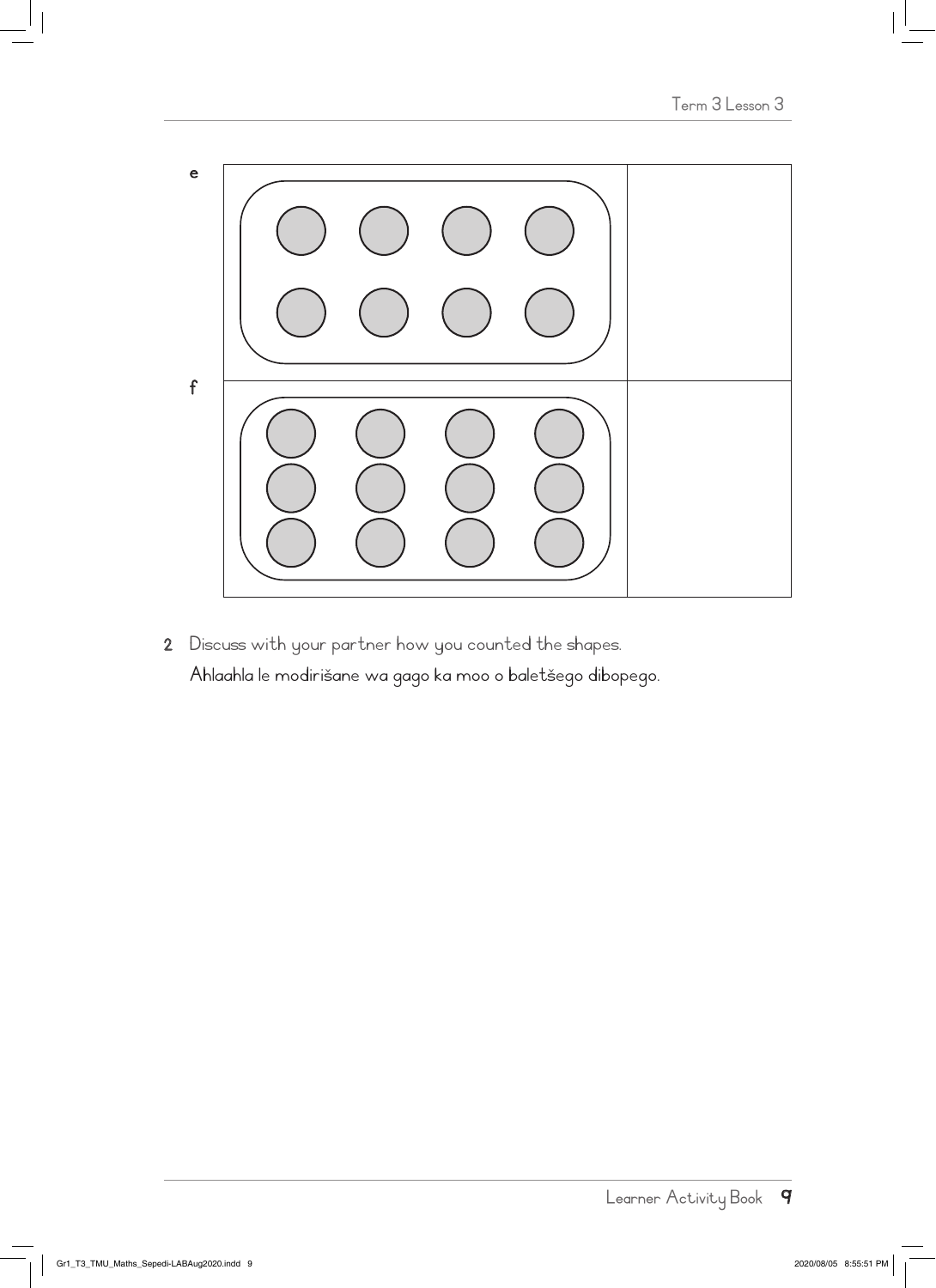| | | |
|---|---|---|
| e | | |
| f | | |

2 Discuss with your partner how you counted the shapes.

Ahlaahla le modirišane wa gago ka moo o baletšego dibopego.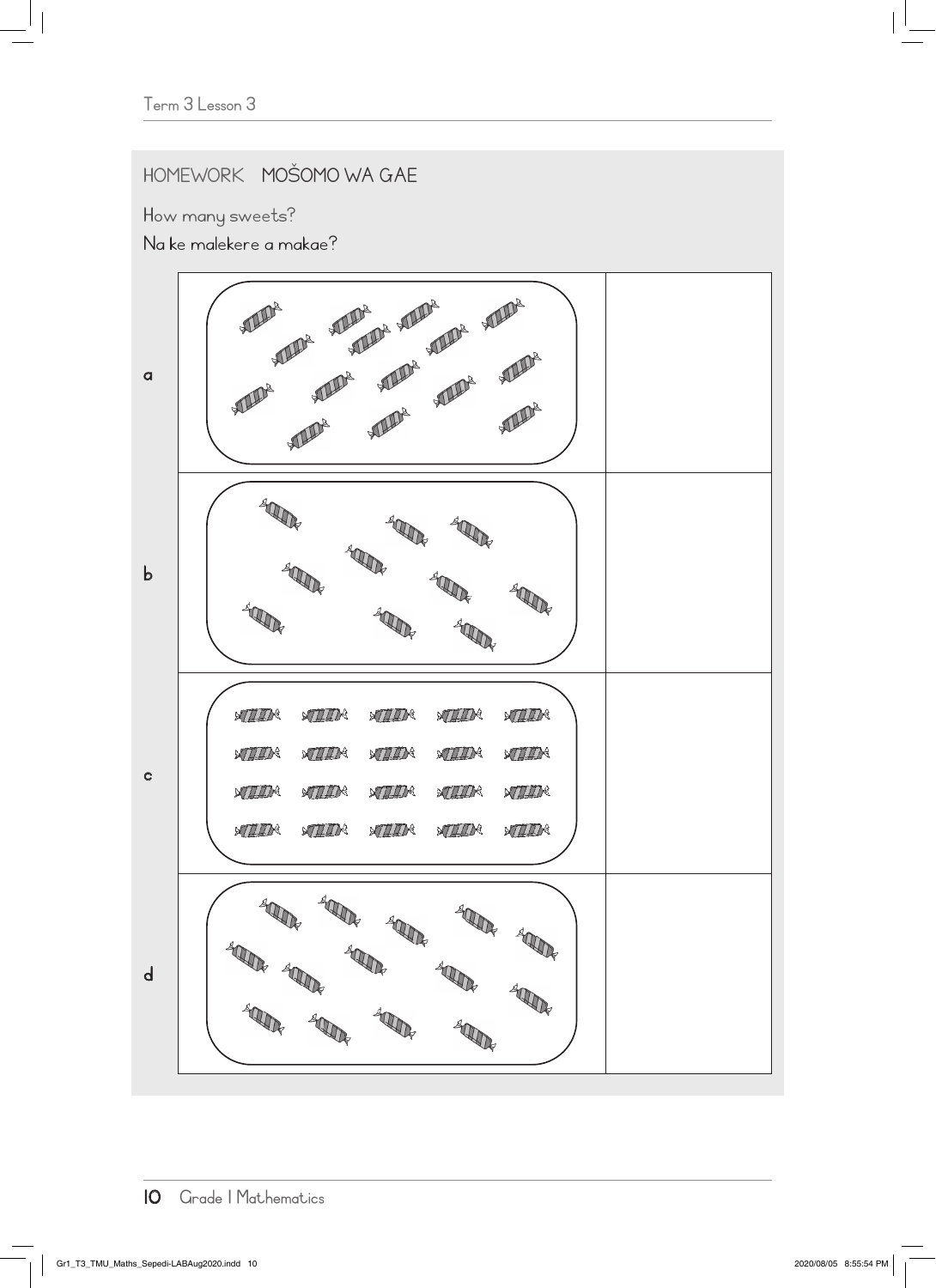## HOMEWORK MOŠOMO WA GAE

How many sweets?

Na ke malekere a makae?

| | | |
|---|---|---|
| a | | |
| b | | |
| c | | |
| d | | |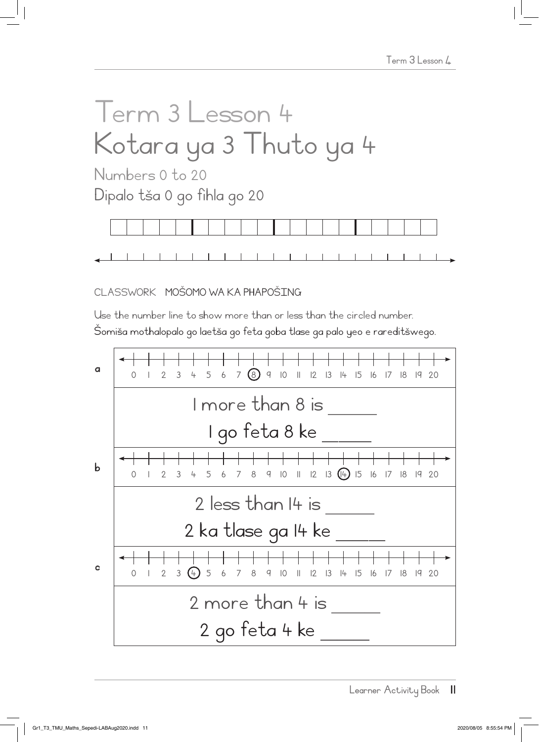# Term 3 Lesson 4
# Kotara ya 3 Thuto ya 4

## Numbers 0 to 20
## Dipalo tša 0 go fihla go 20

CLASSWORK MOŠOMO WA KA PHAPOŠING

Use the number line to show more than or less than the circled number.
Šomiša mothalopalo go laetša go feta goba tlase ga palo yeo e rareditšwego.

**a**

0 1 2 3 4 5 6 7 (8) 9 10 11 12 13 14 15 16 17 18 19 20

1 more than 8 is _____
1 go feta 8 ke _____

**b**

0 1 2 3 4 5 6 7 8 9 10 11 12 13 (14) 15 16 17 18 19 20

2 less than 14 is _____
2 ka tlase ga 14 ke _____

**c**

0 1 2 3 (4) 5 6 7 8 9 10 11 12 13 14 15 16 17 18 19 20

2 more than 4 is _____
2 go feta 4 ke _____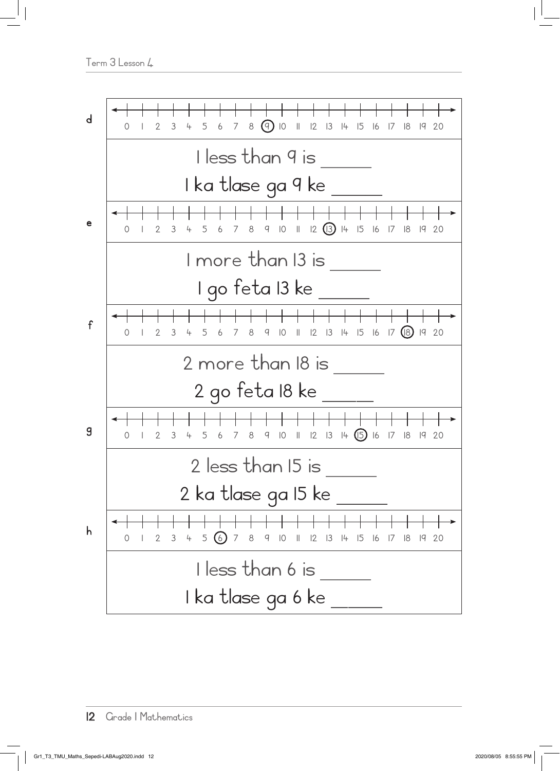**d**

0 1 2 3 4 5 6 7 8 (9) 10 11 12 13 14 15 16 17 18 19 20

1 less than 9 is _____

1 ka tlase ga 9 ke _____

**e**

0 1 2 3 4 5 6 7 8 9 10 11 12 (13) 14 15 16 17 18 19 20

1 more than 13 is _____

1 go feta 13 ke _____

**f**

0 1 2 3 4 5 6 7 8 9 10 11 12 13 14 15 16 17 (18) 19 20

2 more than 18 is _____

2 go feta 18 ke _____

**g**

0 1 2 3 4 5 6 7 8 9 10 11 12 13 14 (15) 16 17 18 19 20

2 less than 15 is _____

2 ka tlase ga 15 ke _____

**h**

0 1 2 3 4 5 (6) 7 8 9 10 11 12 13 14 15 16 17 18 19 20

1 less than 6 is _____

1 ka tlase ga 6 ke _____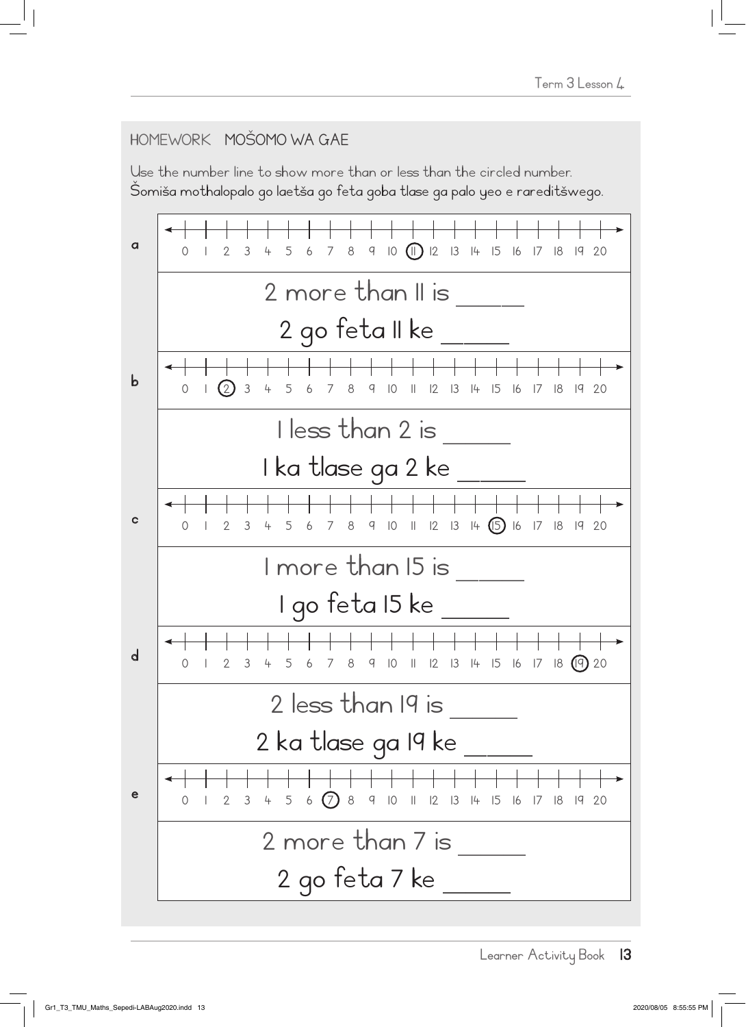## HOMEWORK MOŠOMO WA GAE

Use the number line to show more than or less than the circled number.
Šomiša mothalopalo go laetša go feta goba tlase ga palo yeo e rareditšwego.

**a**

0 1 2 3 4 5 6 7 8 9 10 (11) 12 13 14 15 16 17 18 19 20

2 more than 11 is _____

2 go feta 11 ke _____

**b**

0 1 (2) 3 4 5 6 7 8 9 10 11 12 13 14 15 16 17 18 19 20

1 less than 2 is _____

1 ka tlase ga 2 ke _____

**c**

0 1 2 3 4 5 6 7 8 9 10 11 12 13 14 (15) 16 17 18 19 20

1 more than 15 is _____

1 go feta 15 ke _____

**d**

0 1 2 3 4 5 6 7 8 9 10 11 12 13 14 15 16 17 18 (19) 20

2 less than 19 is _____

2 ka tlase ga 19 ke _____

**e**

0 1 2 3 4 5 6 (7) 8 9 10 11 12 13 14 15 16 17 18 19 20

2 more than 7 is _____

2 go feta 7 ke _____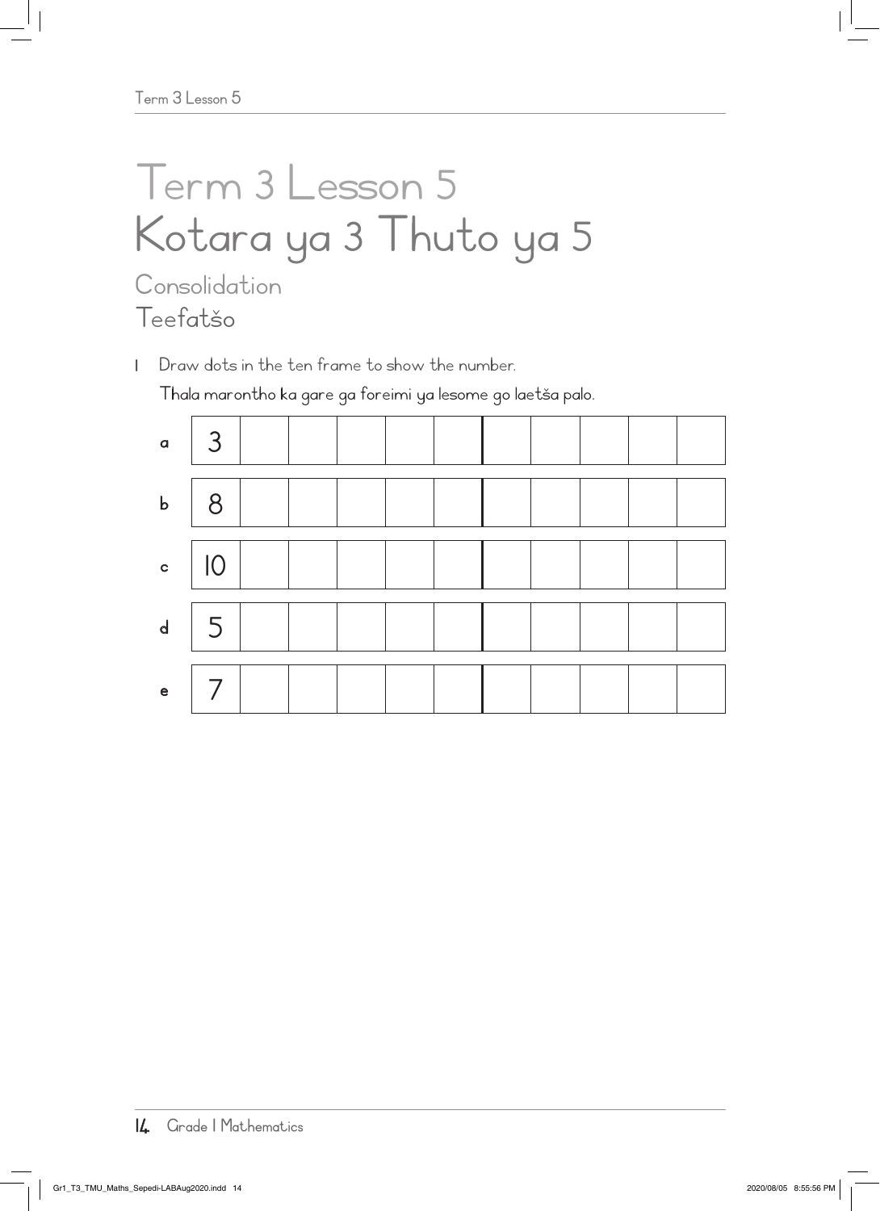# Term 3 Lesson 5
# Kotara ya 3 Thuto ya 5

## Consolidation
## Teefatšo

1 Draw dots in the ten frame to show the number.

Thala marontho ka gare ga foreimi ya lesome go laetša palo.

| | | | | | | | | | | |
|---|---|---|---|---|---|---|---|---|---|---|
| a | 3 | | | | | | | | | |
| b | 8 | | | | | | | | | |
| c | 10 | | | | | | | | | |
| d | 5 | | | | | | | | | |
| e | 7 | | | | | | | | | |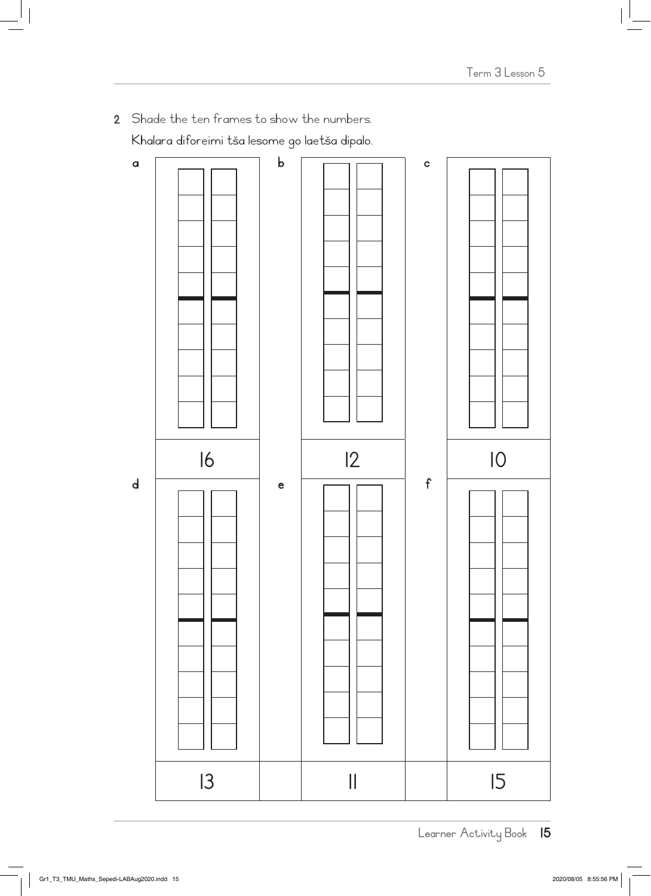2 Shade the ten frames to show the numbers.

Khalara diforeimi tša lesome go laetša dipalo.

a

16

b

12

c

10

d

13

e

11

f

15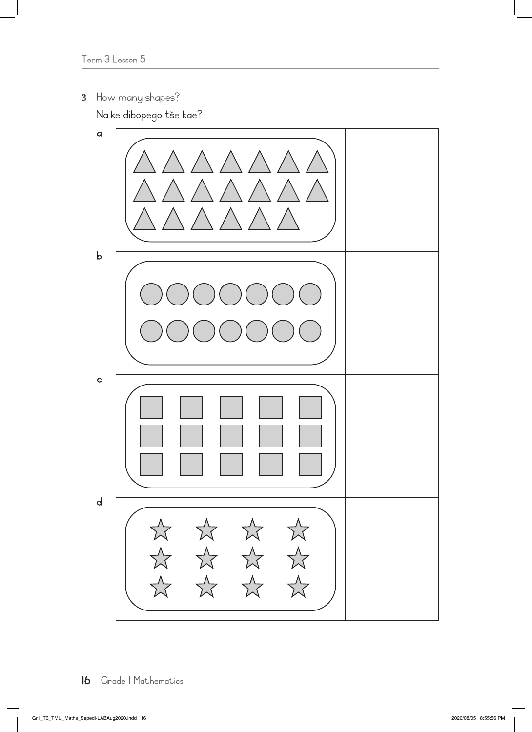3 How many shapes?

Na ke dibopego tše kae?

a

b

c

d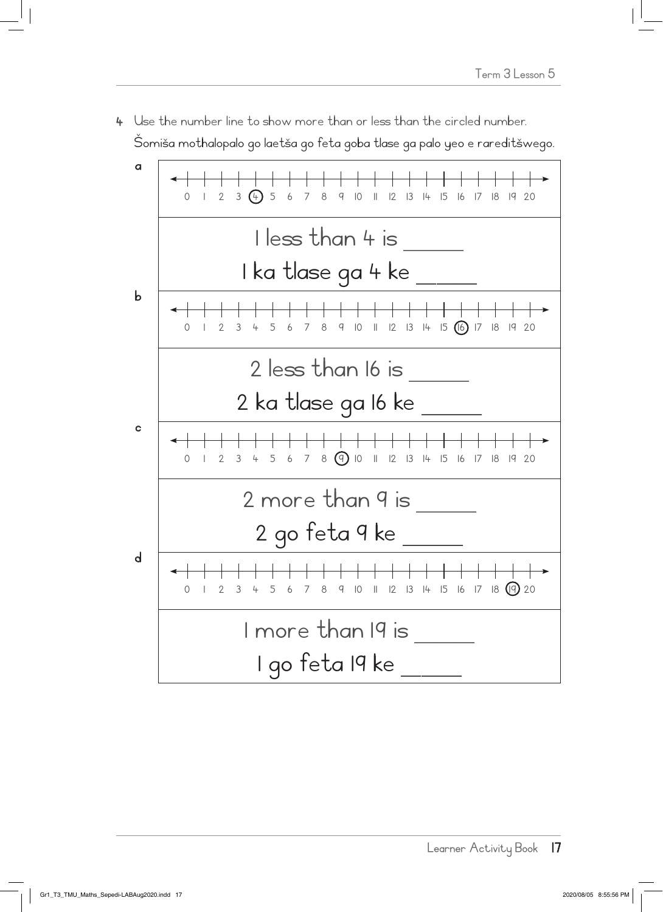4 Use the number line to show more than or less than the circled number.
Šomiša mothalopalo go laetša go feta goba tlase ga palo yeo e rareditšwego.

a

0 1 2 3 (4) 5 6 7 8 9 10 11 12 13 14 15 16 17 18 19 20

1 less than 4 is _____
1 ka tlase ga 4 ke _____

b

0 1 2 3 4 5 6 7 8 9 10 11 12 13 14 15 (16) 17 18 19 20

2 less than 16 is _____
2 ka tlase ga 16 ke _____

c

0 1 2 3 4 5 6 7 8 (9) 10 11 12 13 14 15 16 17 18 19 20

2 more than 9 is _____
2 go feta 9 ke _____

d

0 1 2 3 4 5 6 7 8 9 10 11 12 13 14 15 16 17 18 (19) 20

1 more than 19 is _____
1 go feta 19 ke _____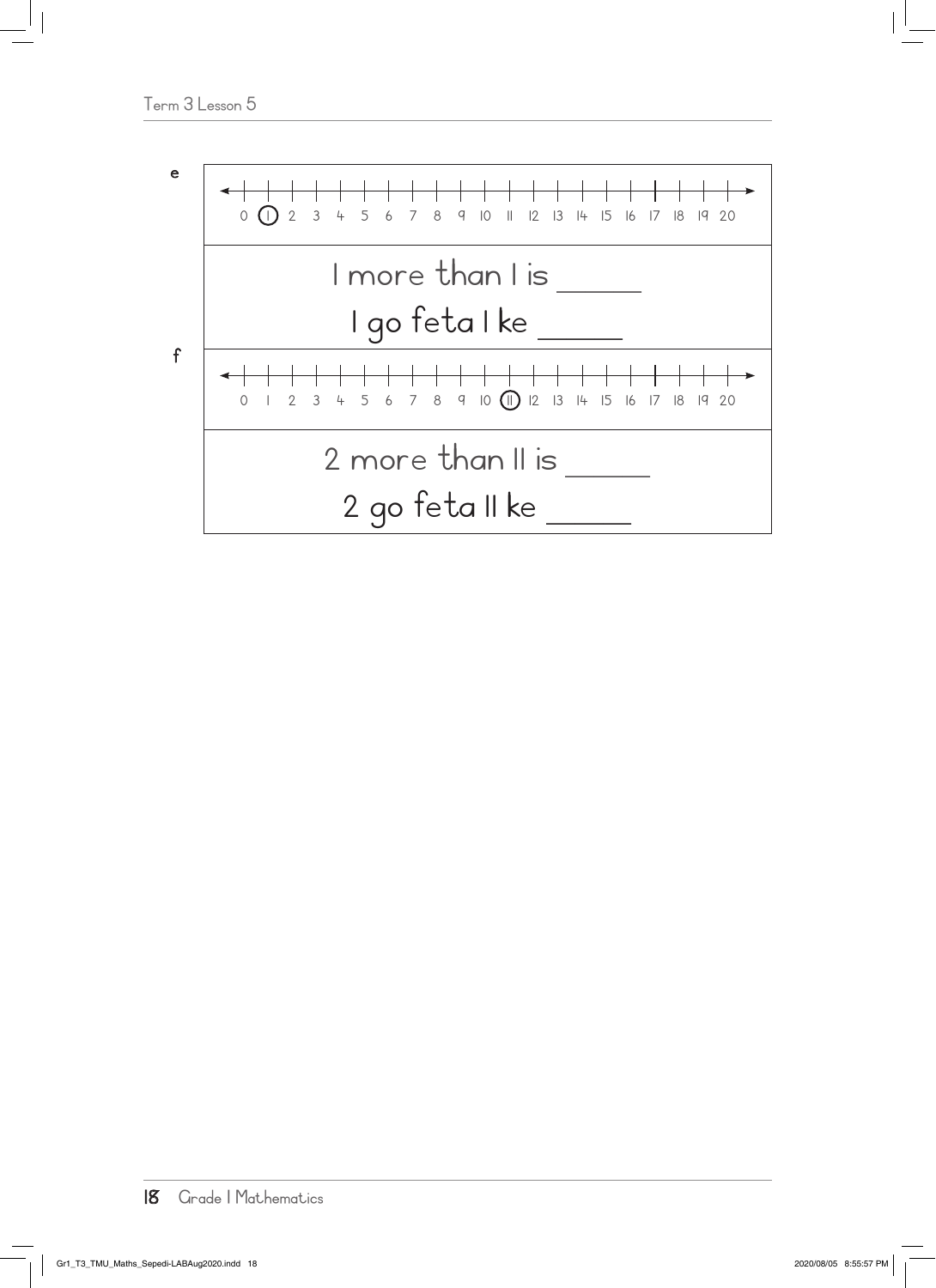e

0 (1) 2 3 4 5 6 7 8 9 10 11 12 13 14 15 16 17 18 19 20

1 more than 1 is _____

1 go feta 1 ke _____

f

0 1 2 3 4 5 6 7 8 9 10 (11) 12 13 14 15 16 17 18 19 20

2 more than 11 is _____

2 go feta 11 ke _____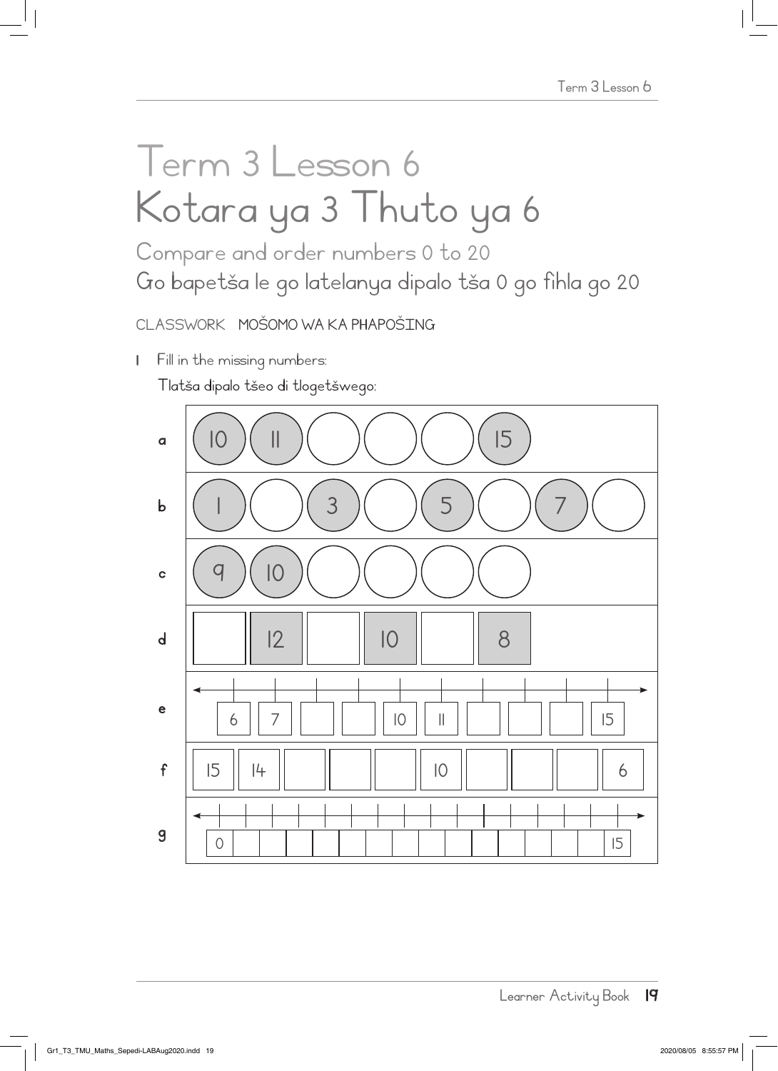# Term 3 Lesson 6
# Kotara ya 3 Thuto ya 6

## Compare and order numbers 0 to 20
## Go bapetša le go latelanya dipalo tša 0 go fihla go 20

CLASSWORK MOŠOMO WA KA PHAPOŠING

1 Fill in the missing numbers:
Tlatša dipalo tšeo di tlogetšwego:

| | | | | | | | | | | | | | | | |
|---|---|---|---|---|---|---|---|---|---|---|---|---|---|---|---|
| a | 10 | 11 | | | | 15 | | | | | | | | | |
| b | 1 | | 3 | | 5 | | 7 | | | | | | | | |
| c | 9 | 10 | | | | | | | | | | | | | |
| d | | 12 | | 10 | | 8 | | | | | | | | | |
| e | 6 | 7 | | | 10 | 11 | | | | 15 | | | | | |
| f | 15 | 14 | | | | 10 | | | | 6 | | | | | |
| g | 0 | | | | | | | | | | | | | | 15 |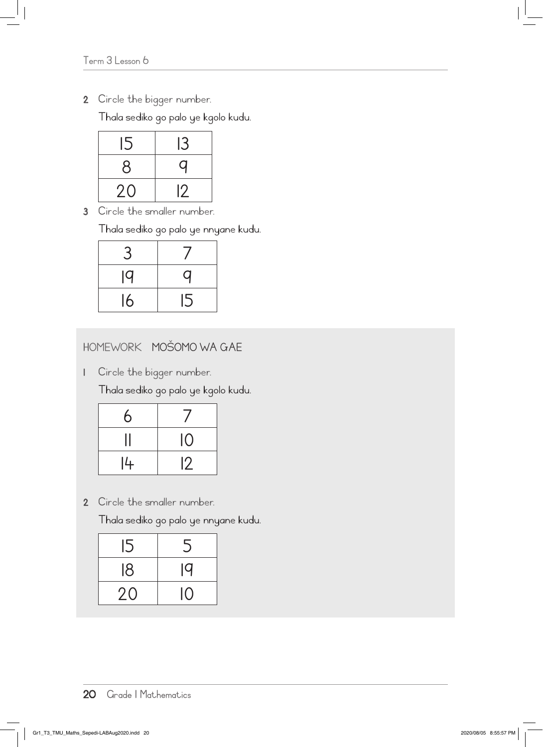2 Circle the bigger number.

Thala sediko go palo ye kgolo kudu.

| 15 | 13 |
|---|---|
| 8 | 9 |
| 20 | 12 |

3 Circle the smaller number.

Thala sediko go palo ye nnyane kudu.

| 3 | 7 |
|---|---|
| 19 | 9 |
| 16 | 15 |

## HOMEWORK MOŠOMO WA GAE

1 Circle the bigger number.

Thala sediko go palo ye kgolo kudu.

| 6 | 7 |
|---|---|
| 11 | 10 |
| 14 | 12 |

2 Circle the smaller number.

Thala sediko go palo ye nnyane kudu.

| 15 | 5 |
|---|---|
| 18 | 19 |
| 20 | 10 |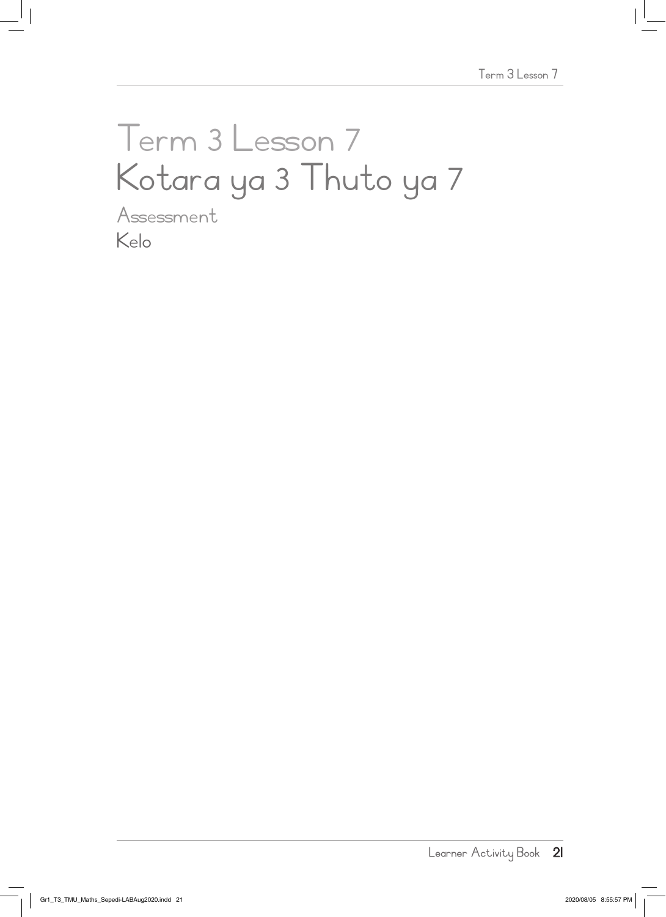# Term 3 Lesson 7
# Kotara ya 3 Thuto ya 7

## Assessment
## Kelo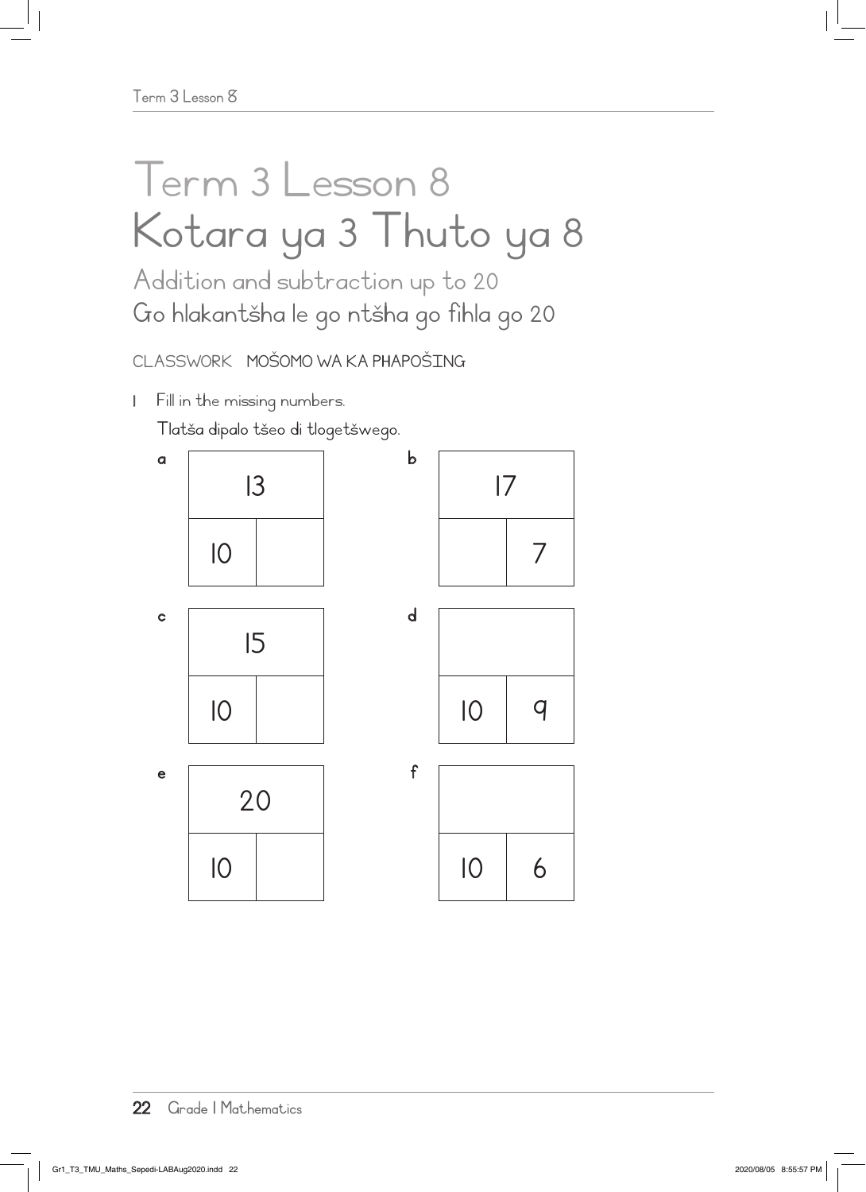# Term 3 Lesson 8
# Kotara ya 3 Thuto ya 8

## Addition and subtraction up to 20
## Go hlakantšha le go ntšha go fihla go 20

CLASSWORK MOŠOMO WA KA PHAPOŠING

1 Fill in the missing numbers.

Tlatša dipalo tšeo di tlogetšwego.

a

| 13 | |
|---|---|
| 10 | |

b

| 17 | |
|---|---|
| | 7 |

c

| 15 | |
|---|---|
| 10 | |

d

| | |
|---|---|
| 10 | 9 |

e

| 20 | |
|---|---|
| 10 | |

f

| | |
|---|---|
| 10 | 6 |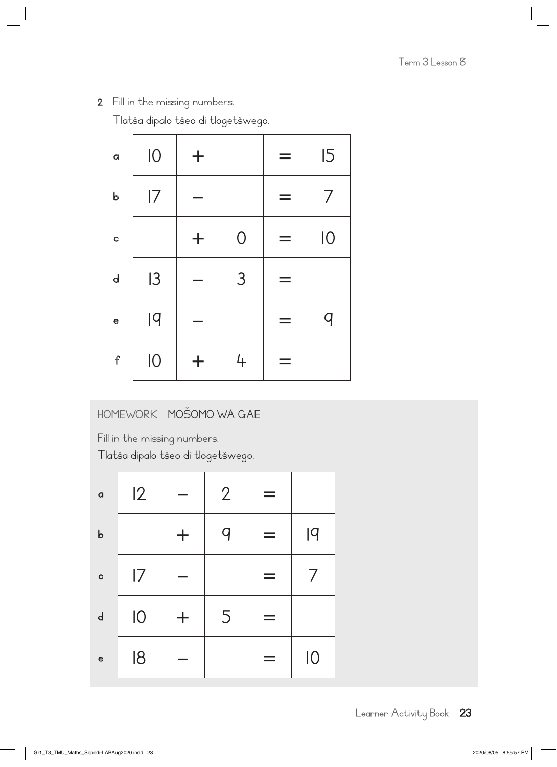2 Fill in the missing numbers.

Tlatša dipalo tšeo di tlogetšwego.

| | | | | | |
|---|---|---|---|---|---|
| a | 10 | + | | = | 15 |
| b | 17 | – | | = | 7 |
| c | | + | 0 | = | 10 |
| d | 13 | – | 3 | = | |
| e | 19 | – | | = | 9 |
| f | 10 | + | 4 | = | |

HOMEWORK MOŠOMO WA GAE

Fill in the missing numbers.

Tlatša dipalo tšeo di tlogetšwego.

| | | | | | |
|---|---|---|---|---|---|
| a | 12 | – | 2 | = | |
| b | | + | 9 | = | 19 |
| c | 17 | – | | = | 7 |
| d | 10 | + | 5 | = | |
| e | 18 | – | | = | 10 |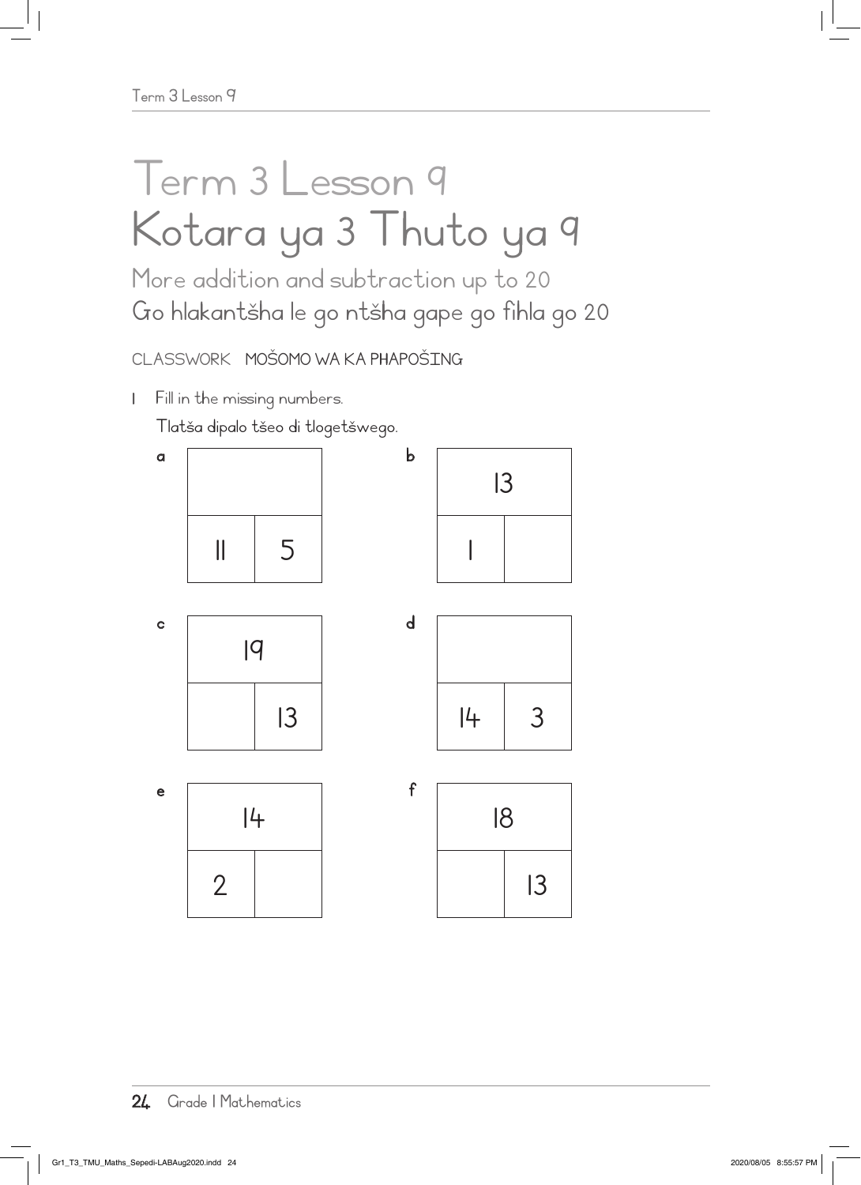# Term 3 Lesson 9
# Kotara ya 3 Thuto ya 9

## More addition and subtraction up to 20
## Go hlakantšha le go ntšha gape go fihla go 20

CLASSWORK MOŠOMO WA KA PHAPOŠING

1 Fill in the missing numbers.
Tlatša dipalo tšeo di tlogetšwego.

**a**

| | |
|---|---|
| 11 | 5 |

**b**

| 13 | |
|---|---|
| 1 | |

**c**

| 19 | |
|---|---|
| | 13 |

**d**

| | |
|---|---|
| 14 | 3 |

**e**

| 14 | |
|---|---|
| 2 | |

**f**

| 18 | |
|---|---|
| | 13 |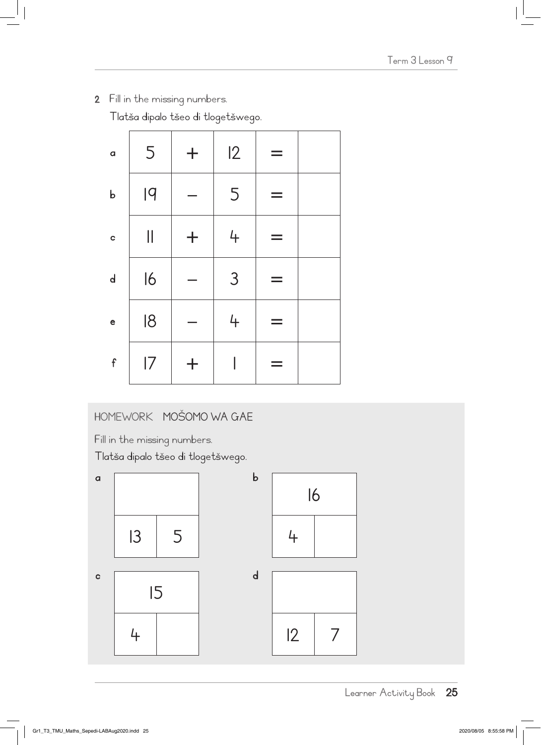2 Fill in the missing numbers.

Tlatša dipalo tšeo di tlogetšwego.

| | | | | | |
|---|---|---|---|---|---|
| a | 5 | + | 12 | = | |
| b | 19 | – | 5 | = | |
| c | 11 | + | 4 | = | |
| d | 16 | – | 3 | = | |
| e | 18 | – | 4 | = | |
| f | 17 | + | 1 | = | |

## HOMEWORK MOŠOMO WA GAE

Fill in the missing numbers.

Tlatša dipalo tšeo di tlogetšwego.

a

| | |
|---|---|
| | |
| 13 | 5 |

b

| | |
|---|---|
| 16 | |
| 4 | |

c

| | |
|---|---|
| 15 | |
| 4 | |

d

| | |
|---|---|
| | |
| 12 | 7 |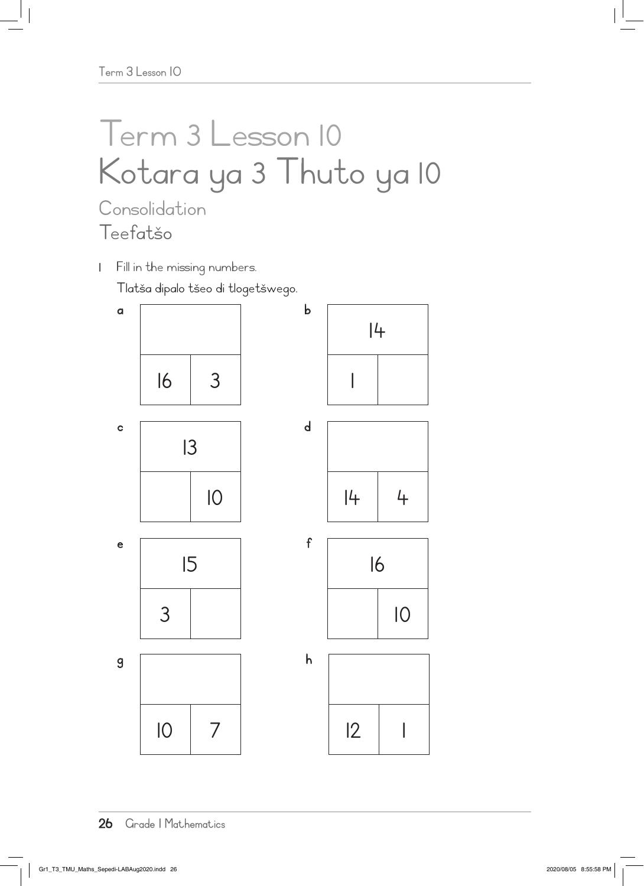# Term 3 Lesson 10
# Kotara ya 3 Thuto ya 10

## Consolidation
## Teefatšo

1 Fill in the missing numbers.

Tlatša dipalo tšeo di tlogetšwego.

a

| | |
|---|---|
| | |
| 16 | 3 |

b

| | |
|---|---|
| 14 | |
| 1 | |

c

| | |
|---|---|
| 13 | |
| | 10 |

d

| | |
|---|---|
| | |
| 14 | 4 |

e

| | |
|---|---|
| 15 | |
| 3 | |

f

| | |
|---|---|
| 16 | |
| | 10 |

g

| | |
|---|---|
| | |
| 10 | 7 |

h

| | |
|---|---|
| | |
| 12 | 1 |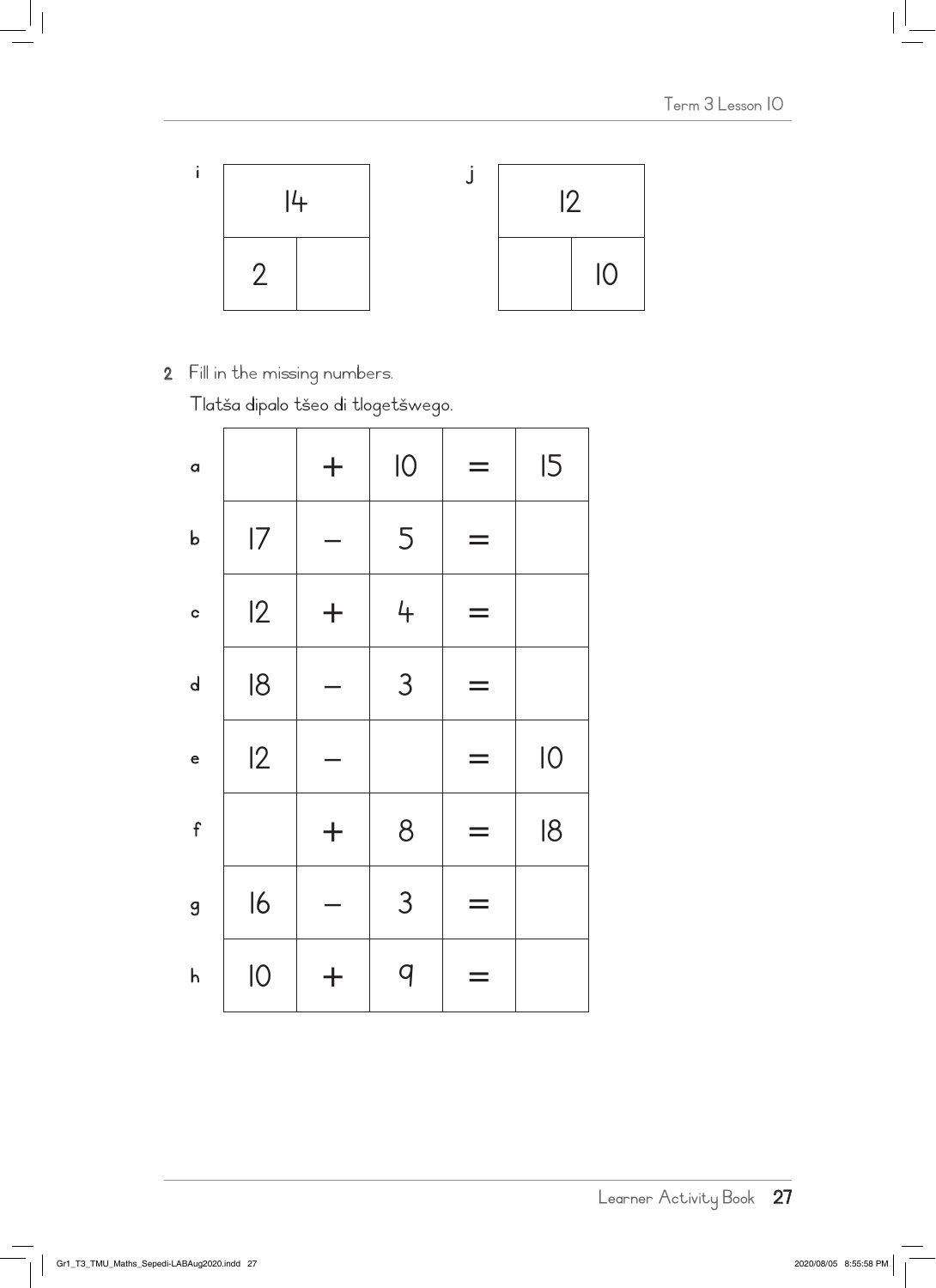i

| 14 | |
|---|---|
| 2 | |

j

| 12 | |
|---|---|
| | 10 |

**2** Fill in the missing numbers.

Tlatša dipalo tšeo di tlogetšwego.

| | | | | | |
|---|---|---|---|---|---|
| a | | + | 10 | = | 15 |
| b | 17 | – | 5 | = | |
| c | 12 | + | 4 | = | |
| d | 18 | – | 3 | = | |
| e | 12 | – | | = | 10 |
| f | | + | 8 | = | 18 |
| g | 16 | – | 3 | = | |
| h | 10 | + | 9 | = | |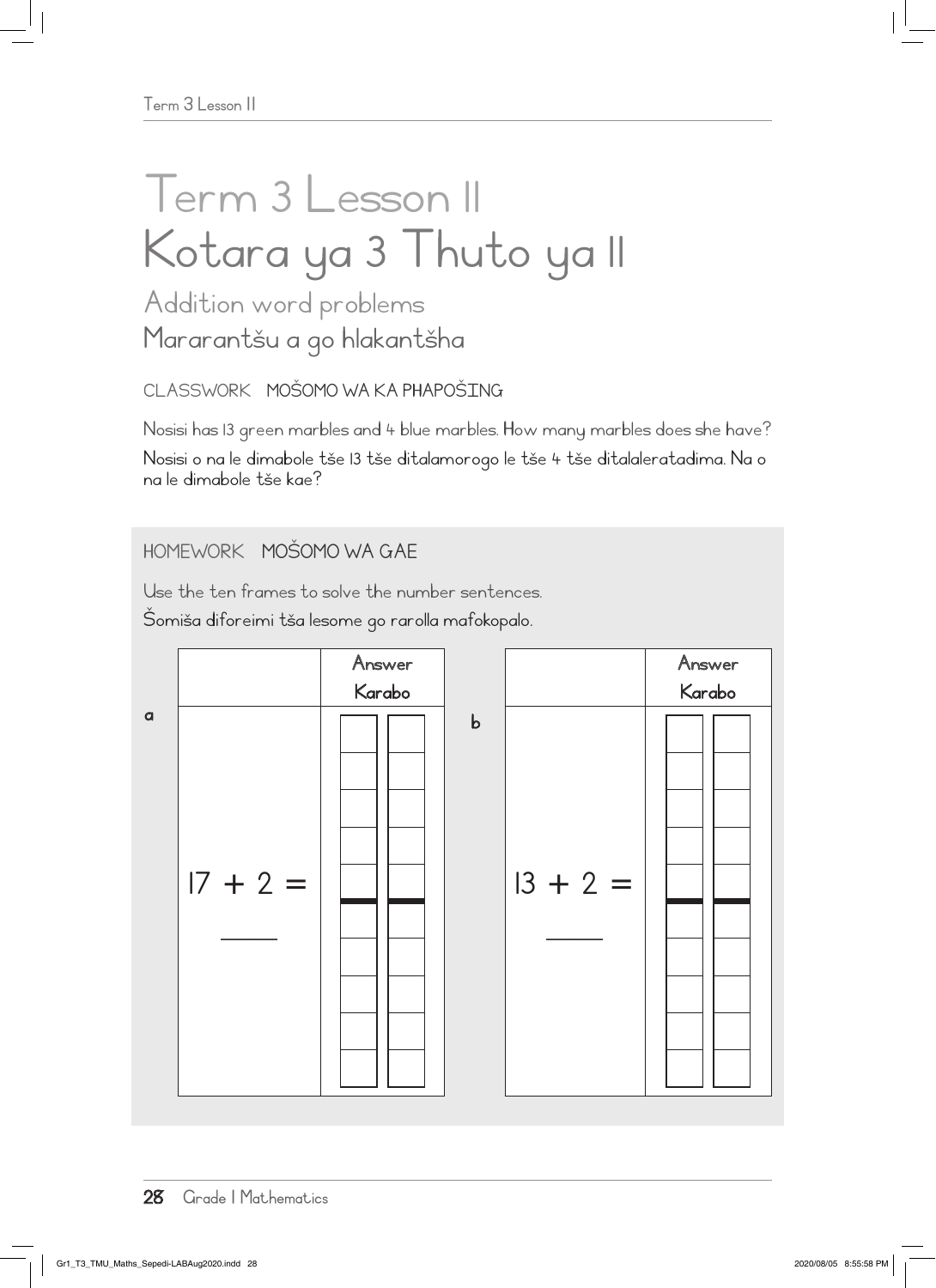# Term 3 Lesson 11
# Kotara ya 3 Thuto ya 11

## Addition word problems
## Mararantšu a go hlakantšha

CLASSWORK MOŠOMO WA KA PHAPOŠING

Nosisi has 13 green marbles and 4 blue marbles. How many marbles does she have?

Nosisi o na le dimabole tše 13 tše ditalamorogo le tše 4 tše ditalaleratadima. Na o na le dimabole tše kae?

HOMEWORK MOŠOMO WA GAE

Use the ten frames to solve the number sentences.

Šomiša diforeimi tša lesome go rarolla mafokopalo.

a

|  | Answer Karabo |
|---|---|
| 17 + 2 = ____ |  |

b

|  | Answer Karabo |
|---|---|
| 13 + 2 = ____ |  |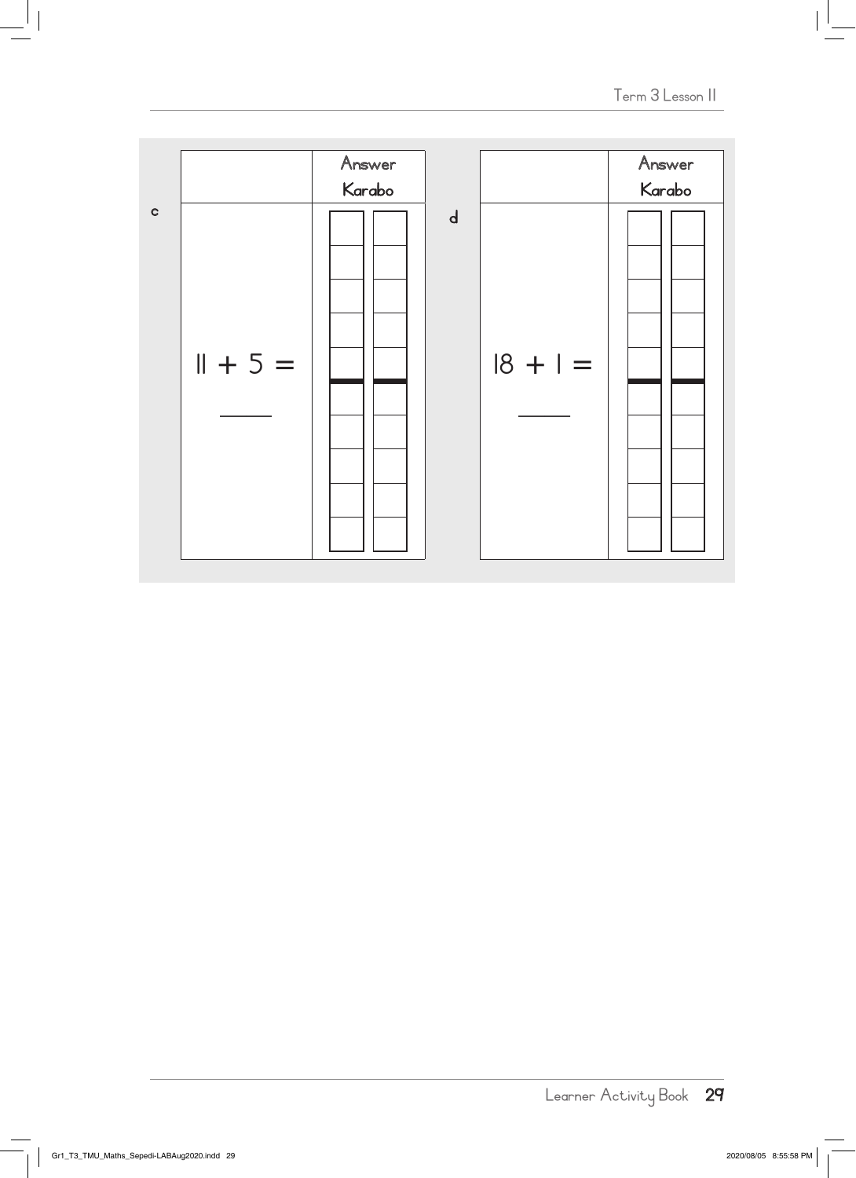c

| | Answer<br>Karabo |
| --- | --- |
| $11 + 5 =$ ____ | |

d

| | Answer<br>Karabo |
| --- | --- |
| $18 + 1 =$ ____ | |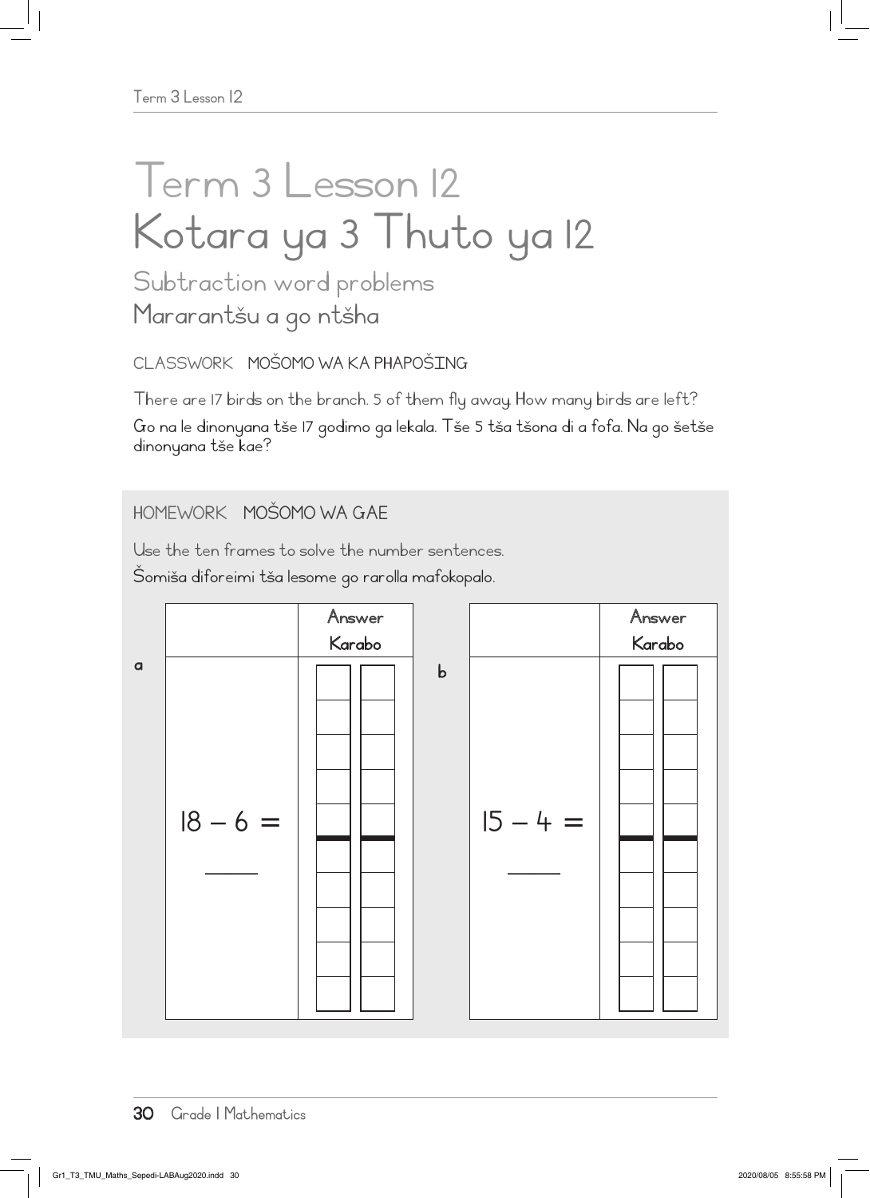# Term 3 Lesson 12
# Kotara ya 3 Thuto ya 12

## Subtraction word problems
## Mararantšu a go ntšha

CLASSWORK MOŠOMO WA KA PHAPOŠING

There are 17 birds on the branch. 5 of them fly away. How many birds are left?

Go na le dinonyana tše 17 godimo ga lekala. Tše 5 tša tšona di a fofa. Na go šetše dinonyana tše kae?

HOMEWORK MOŠOMO WA GAE

Use the ten frames to solve the number sentences.

Šomiša diforeimi tša lesome go rarolla mafokopalo.

a

| | Answer Karabo |
|---|---|
| $18 - 6 =$ ____ | |

b

| | Answer Karabo |
|---|---|
| $15 - 4 =$ ____ | |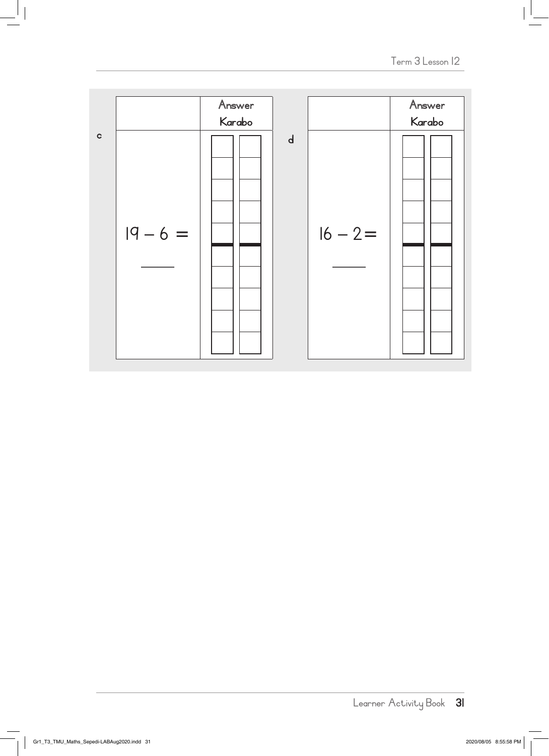| | | Answer<br>Karabo |
|---|---|---|
| c | $19 - 6 =$ ____ | |

| | | Answer<br>Karabo |
|---|---|---|
| d | $16 - 2 =$ ____ | |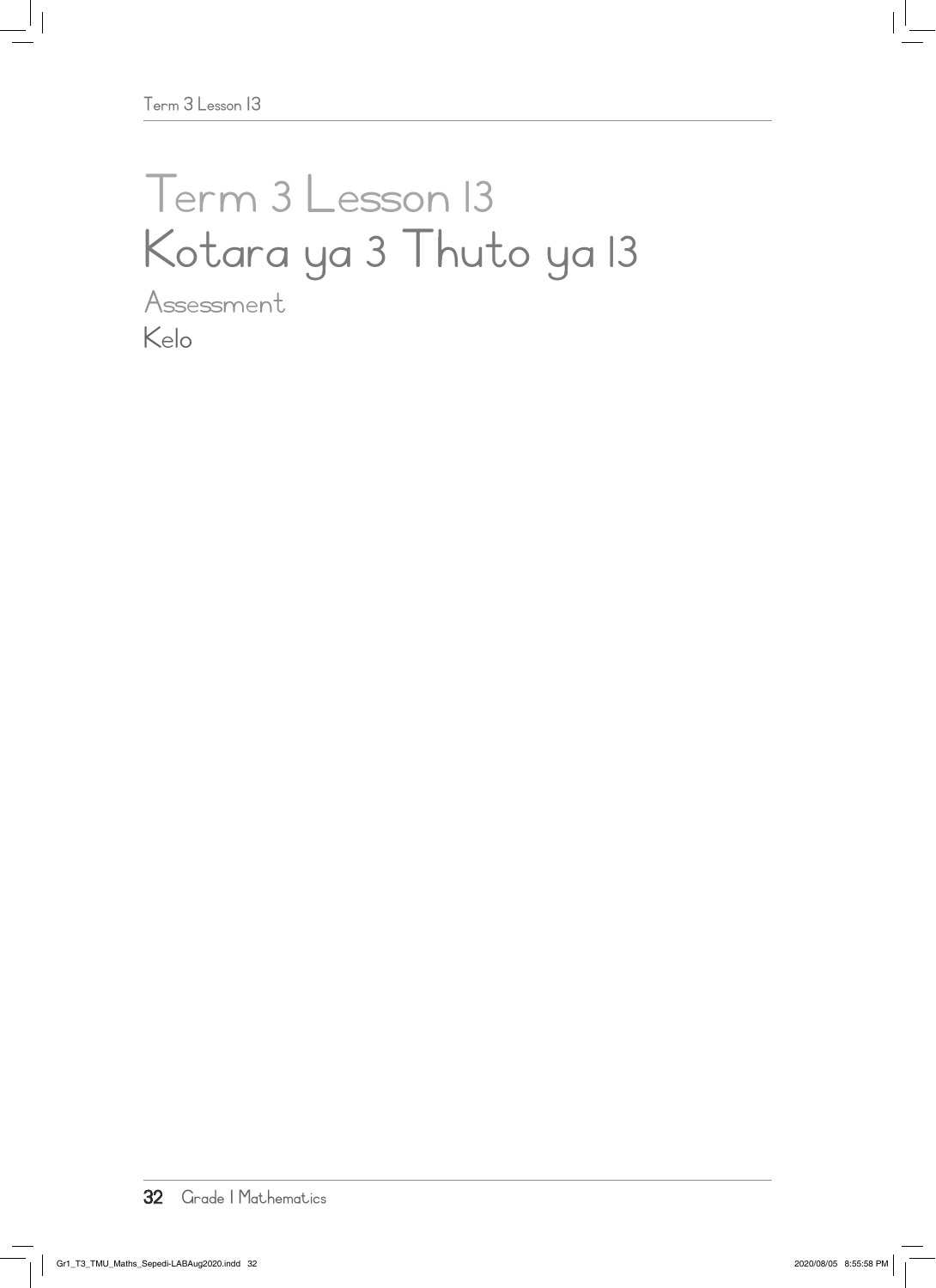# Term 3 Lesson 13
# Kotara ya 3 Thuto ya 13

## Assessment
## Kelo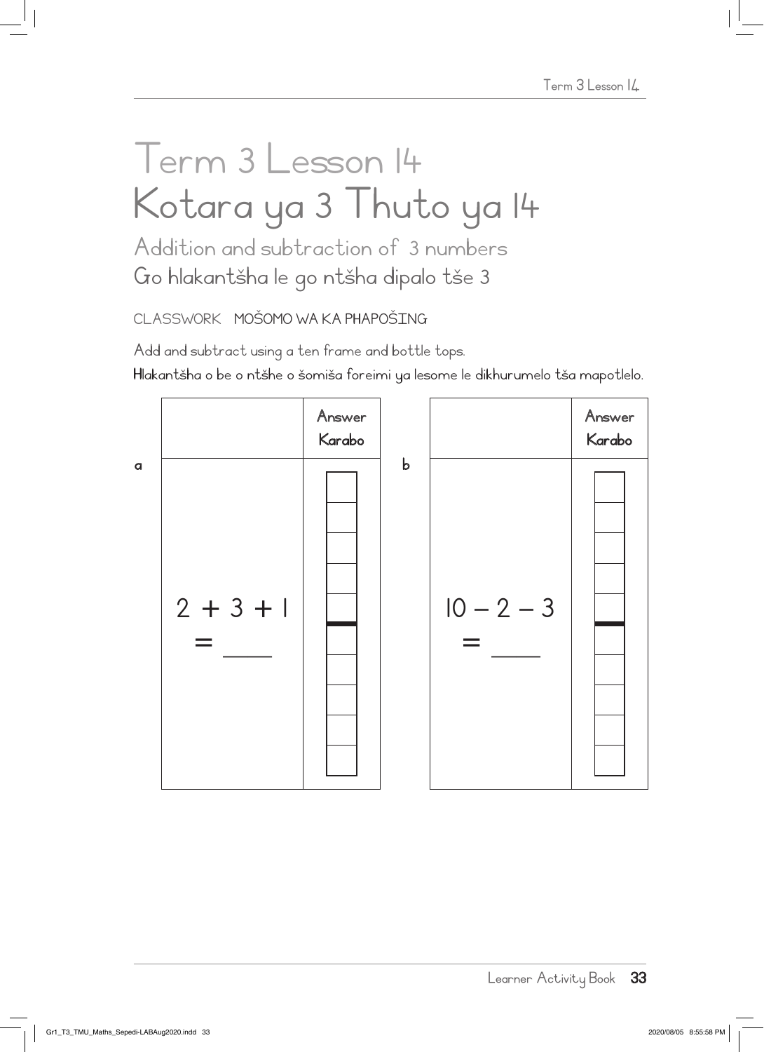# Term 3 Lesson 14
# Kotara ya 3 Thuto ya 14

## Addition and subtraction of 3 numbers
## Go hlakantšha le go ntšha dipalo tše 3

CLASSWORK MOŠOMO WA KA PHAPOŠING

Add and subtract using a ten frame and bottle tops.

Hlakantšha o be o ntšhe o šomiša foreimi ya lesome le dikhurumelo tša mapotlelo.

| | | Answer Karabo |
|---|---|---|
| a | $2 + 3 + 1$ = ____ | |

| | | Answer Karabo |
|---|---|---|
| b | $10 - 2 - 3$ = ____ | |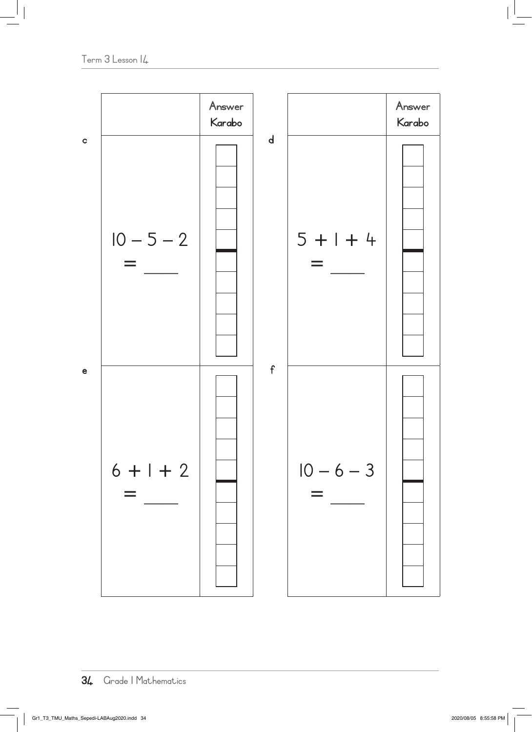| | | Answer Karabo |
|---|---|---|
| c | $10 - 5 - 2 =$ ____ | |
| e | $6 + 1 + 2 =$ ____ | |

| | | Answer Karabo |
|---|---|---|
| d | $5 + 1 + 4 =$ ____ | |
| f | $10 - 6 - 3 =$ ____ | |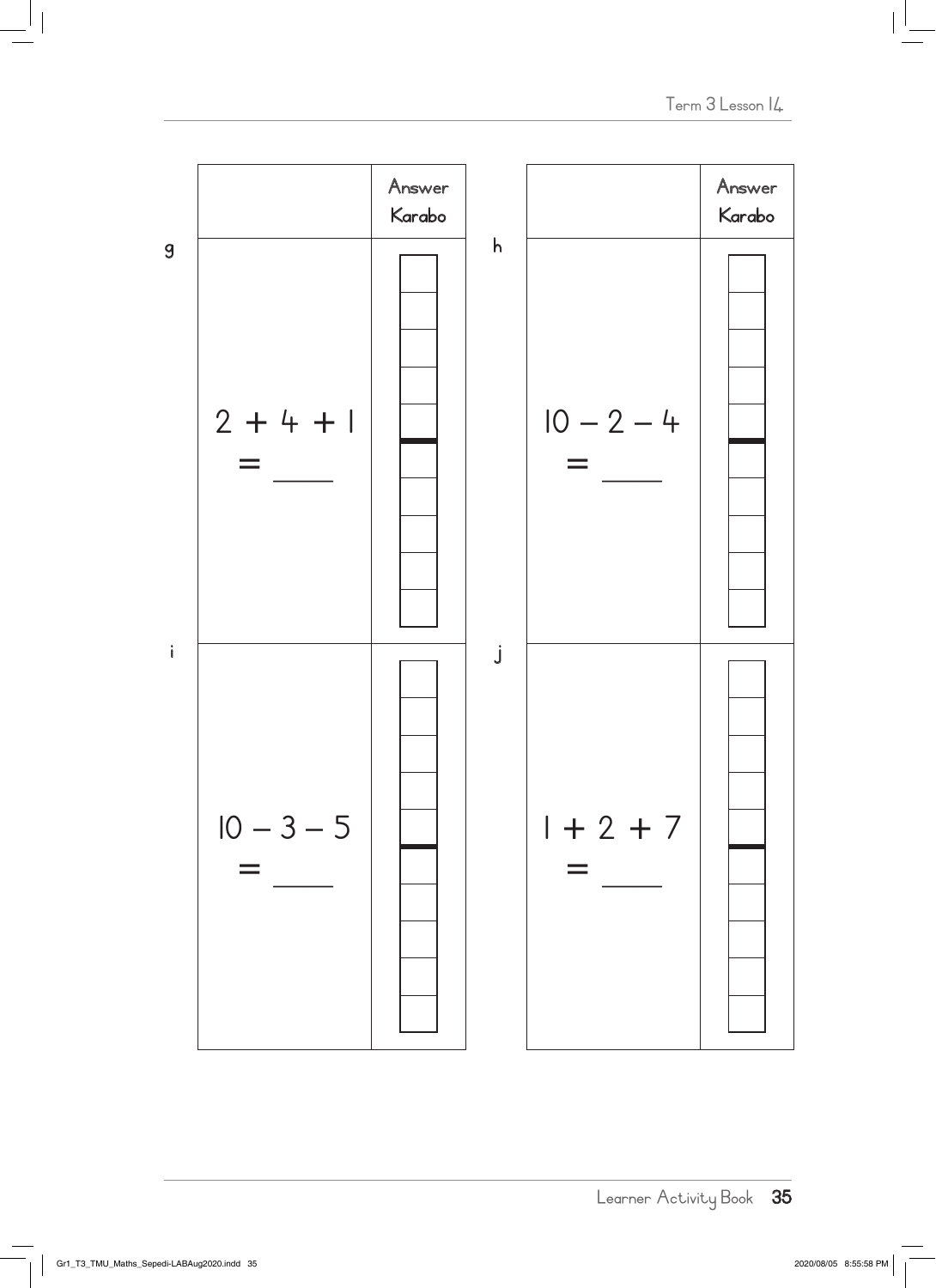| | | Answer Karabo |
|---|---|---|
| g | $2 + 4 + 1 = \_\_\_\_$ | |
| i | $10 - 3 - 5 = \_\_\_\_$ | |

| | | Answer Karabo |
|---|---|---|
| h | $10 - 2 - 4 = \_\_\_\_$ | |
| j | $1 + 2 + 7 = \_\_\_\_$ | |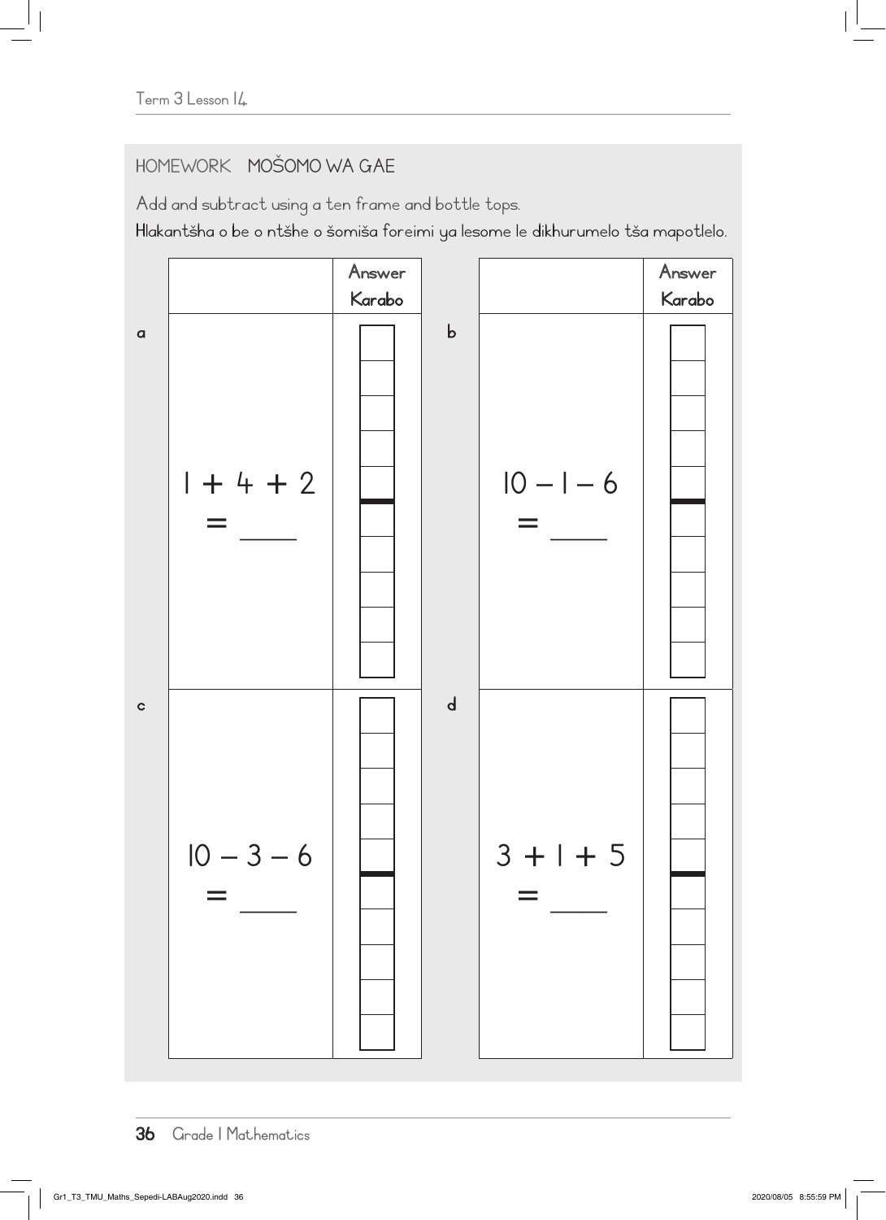## HOMEWORK MOŠOMO WA GAE

Add and subtract using a ten frame and bottle tops.

Hlakantšha o be o ntšhe o šomiša foreimi ya lesome le dikhurumelo tša mapotlelo.

| | | Answer / Karabo | | | Answer / Karabo |
|---|---|---|---|---|---|
| a | $1 + 4 + 2 =$ ___ | | b | $10 - 1 - 6 =$ ___ | |
| c | $10 - 3 - 6 =$ ___ | | d | $3 + 1 + 5 =$ ___ | |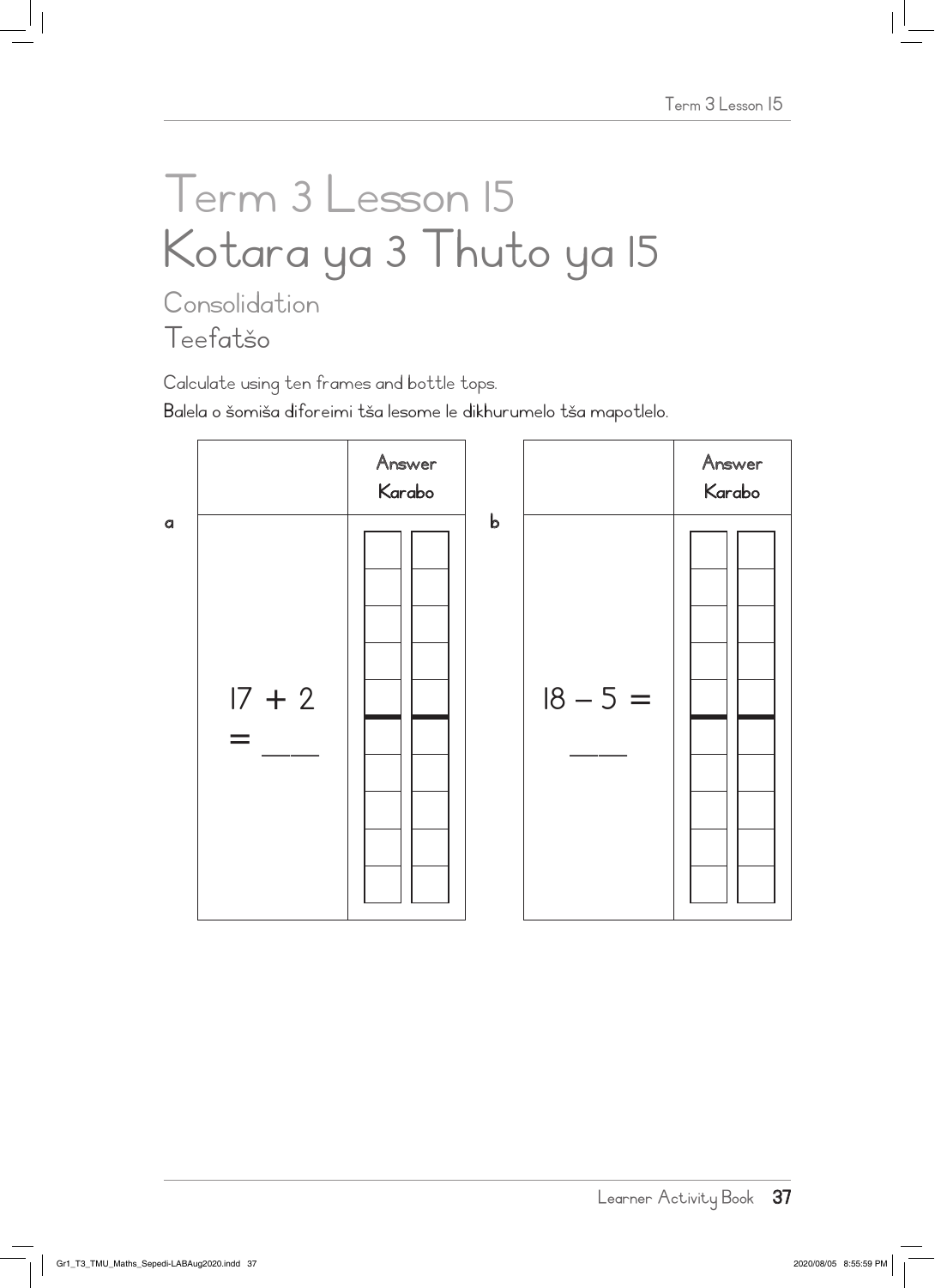# Term 3 Lesson 15
# Kotara ya 3 Thuto ya 15

## Consolidation
## Teefatšo

Calculate using ten frames and bottle tops.

Balela o šomiša diforeimi tša lesome le dikhurumelo tša mapotlelo.

a

| | Answer<br>Karabo |
|---|---|
| $17 + 2 =$ ___ | |

b

| | Answer<br>Karabo |
|---|---|
| $18 - 5 =$ ___ | |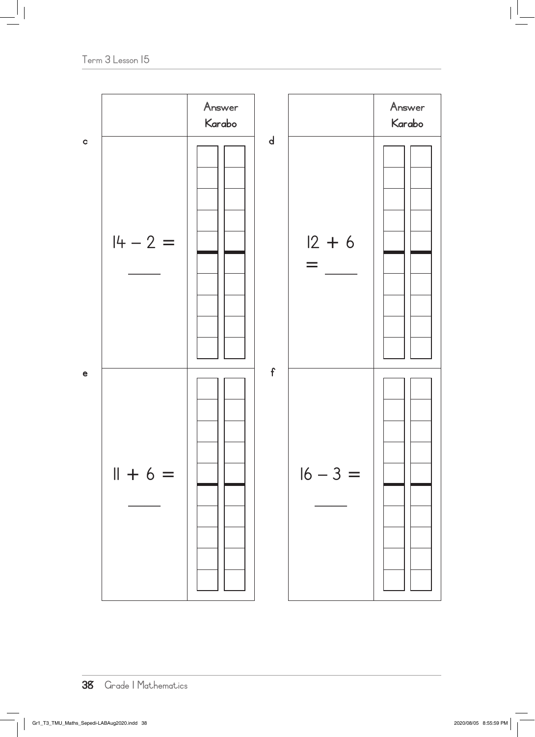| | | Answer Karabo |
|---|---|---|
| c | $14 - 2 =$ ____ | |
| e | $11 + 6 =$ ____ | |

| | | Answer Karabo |
|---|---|---|
| d | $12 + 6$ $=$ ____ | |
| f | $16 - 3 =$ ____ | |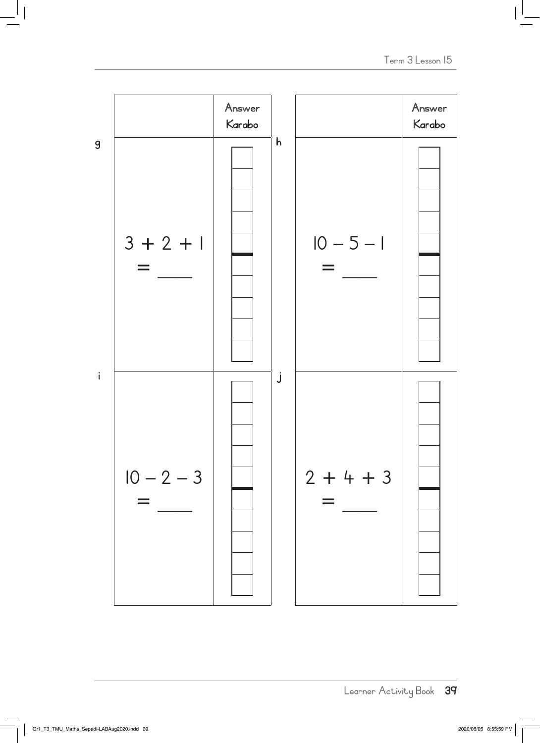| | Answer Karabo |
|---|---|
| **g** $3 + 2 + 1 = \_\_\_\_$ | |
| **i** $10 - 2 - 3 = \_\_\_\_$ | |

| | Answer Karabo |
|---|---|
| **h** $10 - 5 - 1 = \_\_\_\_$ | |
| **j** $2 + 4 + 3 = \_\_\_\_$ | |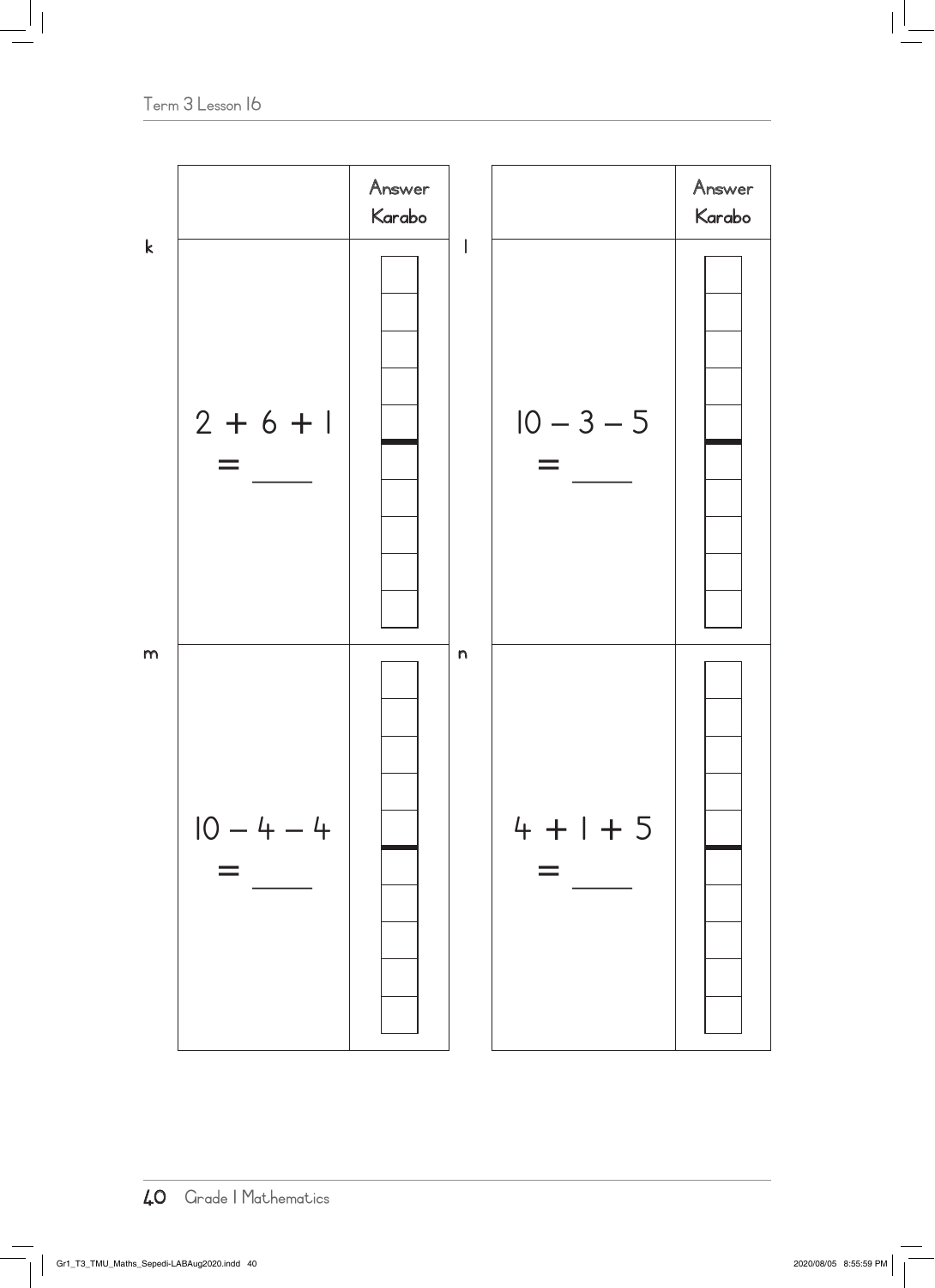| | | Answer<br>Karabo |
|---|---|---|
| k | $2 + 6 + 1$<br>$=$ ____ | |
| m | $10 - 4 - 4$<br>$=$ ____ | |

| | | Answer<br>Karabo |
|---|---|---|
| l | $10 - 3 - 5$<br>$=$ ____ | |
| n | $4 + 1 + 5$<br>$=$ ____ | |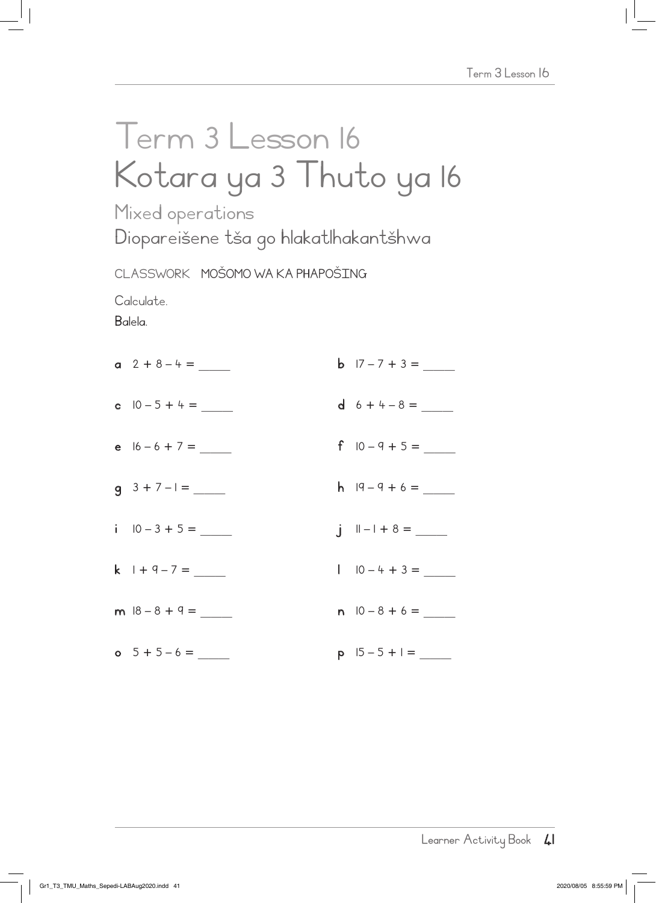# Term 3 Lesson 16
# Kotara ya 3 Thuto ya 16

## Mixed operations
## Diopareišene tša go hlakatlhakantšhwa

CLASSWORK MOŠOMO WA KA PHAPOŠING

Calculate.

Balela.

**a** $2 + 8 - 4 =$ _____

**b** $17 - 7 + 3 =$ _____

**c** $10 - 5 + 4 =$ _____

**d** $6 + 4 - 8 =$ _____

**e** $16 - 6 + 7 =$ _____

**f** $10 - 9 + 5 =$ _____

**g** $3 + 7 - 1 =$ _____

**h** $19 - 9 + 6 =$ _____

**i** $10 - 3 + 5 =$ _____

**j** $11 - 1 + 8 =$ _____

**k** $1 + 9 - 7 =$ _____

**l** $10 - 4 + 3 =$ _____

**m** $18 - 8 + 9 =$ _____

**n** $10 - 8 + 6 =$ _____

**o** $5 + 5 - 6 =$ _____

**p** $15 - 5 + 1 =$ _____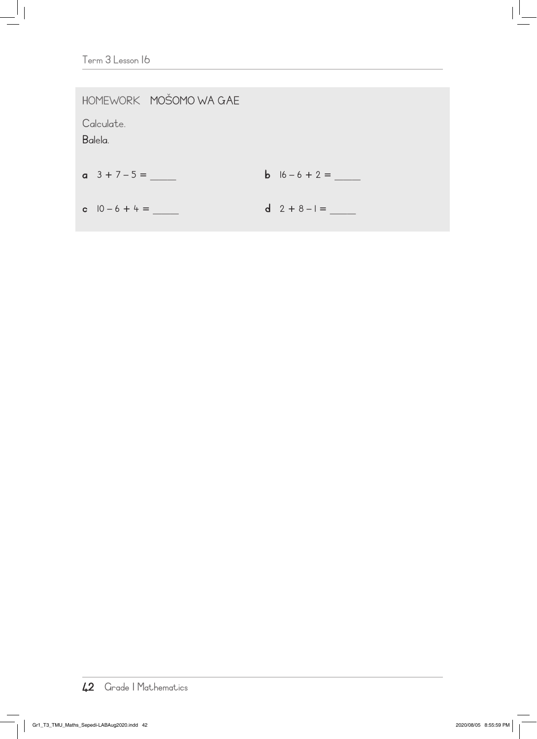## HOMEWORK MOŠOMO WA GAE

Calculate.

Balela.

**a** $3 + 7 - 5 =$ _____

**b** $16 - 6 + 2 =$ _____

**c** $10 - 6 + 4 =$ _____

**d** $2 + 8 - 1 =$ _____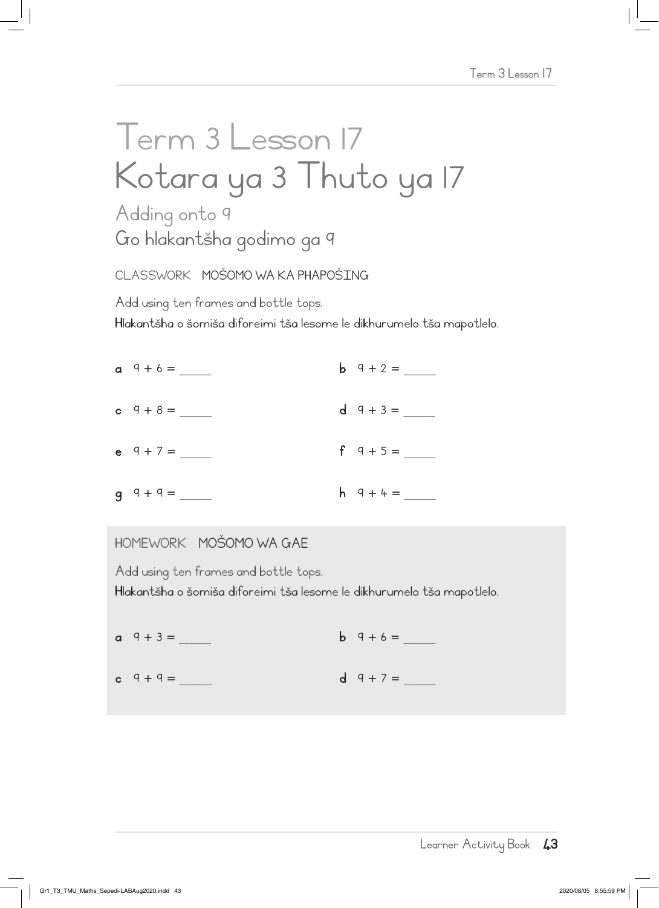# Term 3 Lesson 17
# Kotara ya 3 Thuto ya 17

## Adding onto 9
## Go hlakantšha godimo ga 9

CLASSWORK MOŠOMO WA KA PHAPOŠING

Add using ten frames and bottle tops.

Hlakantšha o šomiša diforeimi tša lesome le dikhurumelo tša mapotlelo.

**a** $9 + 6 =$ _____

**b** $9 + 2 =$ _____

**c** $9 + 8 =$ _____

**d** $9 + 3 =$ _____

**e** $9 + 7 =$ _____

**f** $9 + 5 =$ _____

**g** $9 + 9 =$ _____

**h** $9 + 4 =$ _____

HOMEWORK MOŠOMO WA GAE

Add using ten frames and bottle tops.

Hlakantšha o šomiša diforeimi tša lesome le dikhurumelo tša mapotlelo.

**a** $9 + 3 =$ _____

**b** $9 + 6 =$ _____

**c** $9 + 9 =$ _____

**d** $9 + 7 =$ _____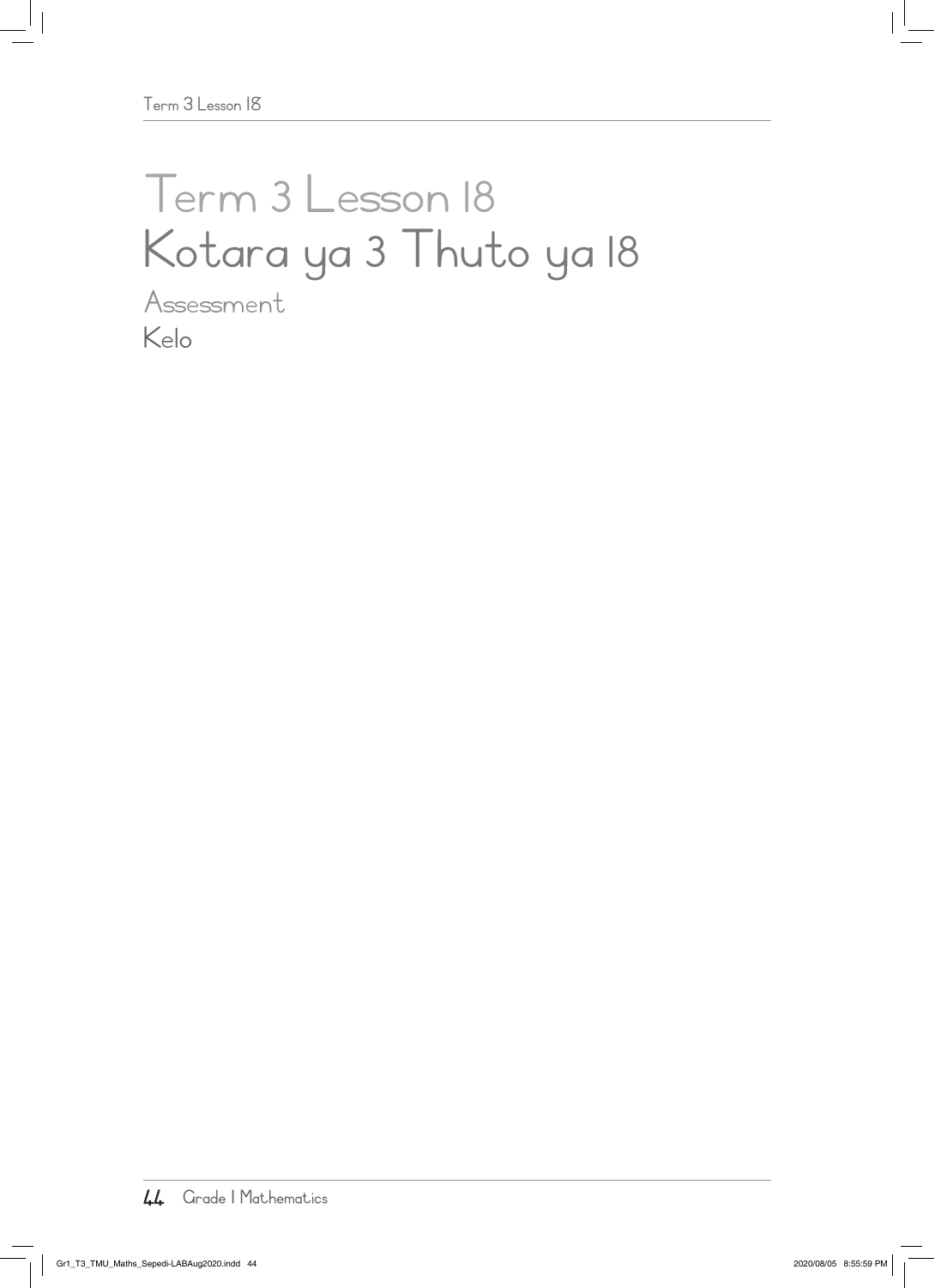# Term 3 Lesson 18
# Kotara ya 3 Thuto ya 18

## Assessment
## Kelo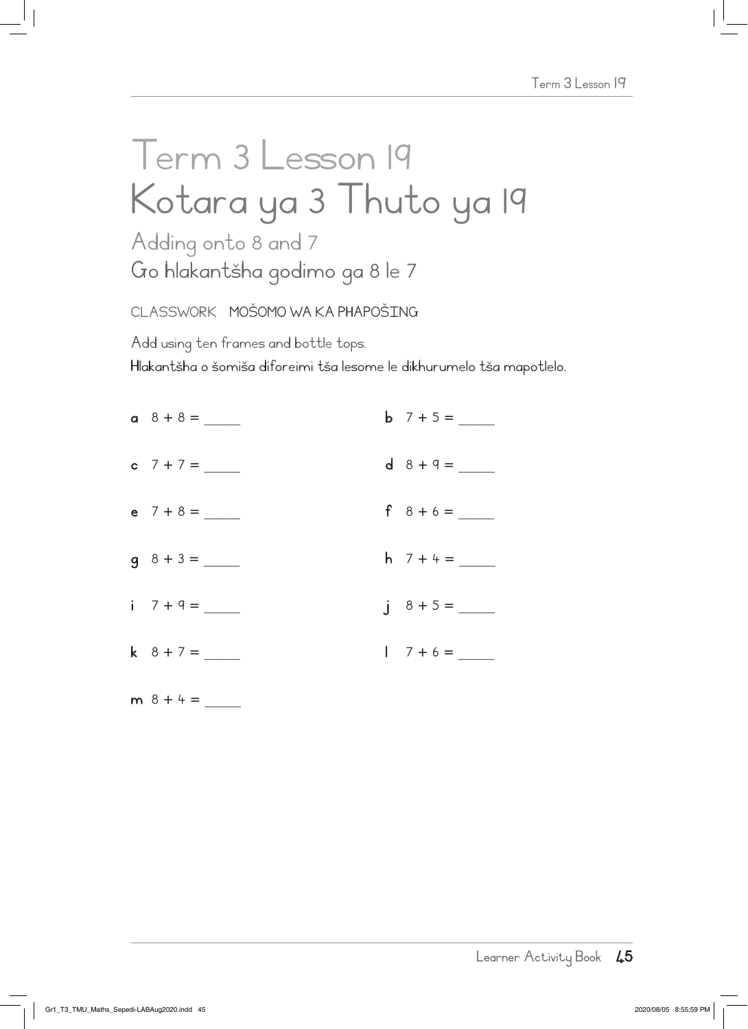# Term 3 Lesson 19
# Kotara ya 3 Thuto ya 19

## Adding onto 8 and 7
## Go hlakantšha godimo ga 8 le 7

CLASSWORK MOŠOMO WA KA PHAPOŠING

Add using ten frames and bottle tops.

Hlakantšha o šomiša diforeimi tša lesome le dikhurumelo tša mapotlelo.

**a** $8 + 8 =$ _____

**b** $7 + 5 =$ _____

**c** $7 + 7 =$ _____

**d** $8 + 9 =$ _____

**e** $7 + 8 =$ _____

**f** $8 + 6 =$ _____

**g** $8 + 3 =$ _____

**h** $7 + 4 =$ _____

**i** $7 + 9 =$ _____

**j** $8 + 5 =$ _____

**k** $8 + 7 =$ _____

**l** $7 + 6 =$ _____

**m** $8 + 4 =$ _____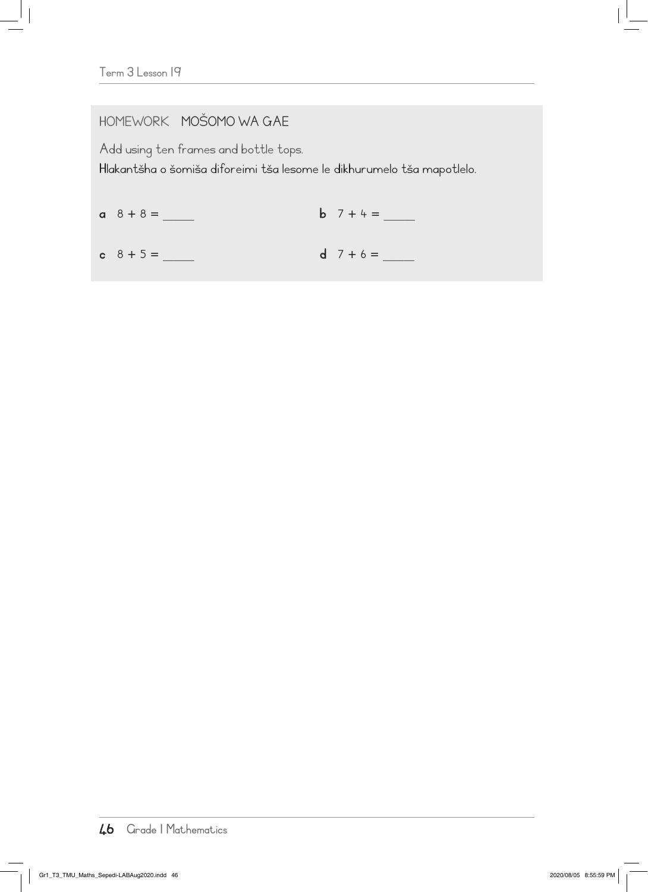## HOMEWORK MOŠOMO WA GAE

Add using ten frames and bottle tops.

Hlakantšha o šomiša diforeimi tša lesome le dikhurumelo tša mapotlelo.

**a** $8 + 8 =$ _____

**b** $7 + 4 =$ _____

**c** $8 + 5 =$ _____

**d** $7 + 6 =$ _____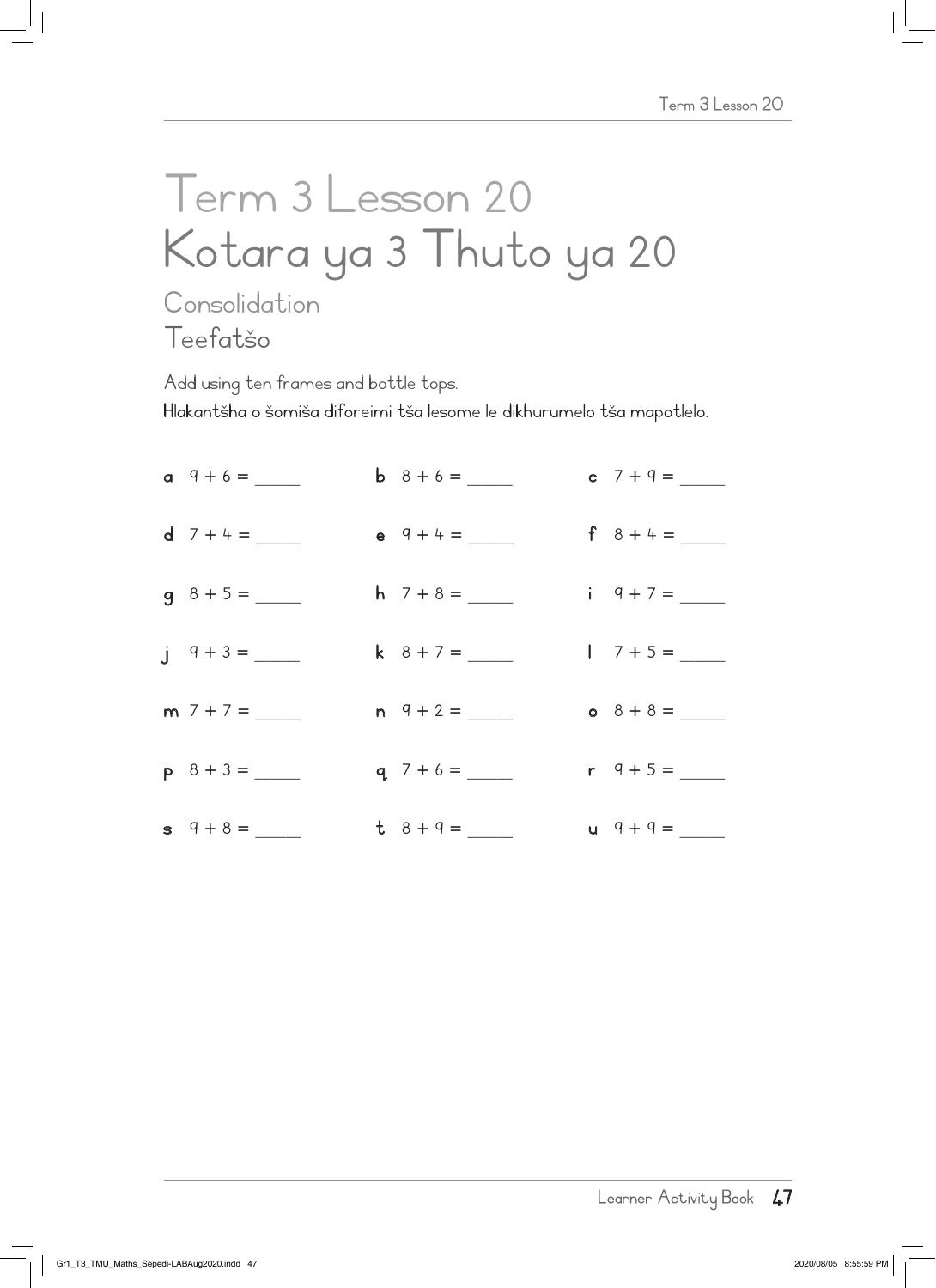# Term 3 Lesson 20
# Kotara ya 3 Thuto ya 20

## Consolidation
## Teefatšo

Add using ten frames and bottle tops.

**Hlakantšha o šomiša diforeimi tša lesome le dikhurumelo tša mapotlelo.**

| | | |
|---|---|---|
| **a** $9 + 6 =$ _____ | **b** $8 + 6 =$ _____ | **c** $7 + 9 =$ _____ |
| **d** $7 + 4 =$ _____ | **e** $9 + 4 =$ _____ | **f** $8 + 4 =$ _____ |
| **g** $8 + 5 =$ _____ | **h** $7 + 8 =$ _____ | **i** $9 + 7 =$ _____ |
| **j** $9 + 3 =$ _____ | **k** $8 + 7 =$ _____ | **l** $7 + 5 =$ _____ |
| **m** $7 + 7 =$ _____ | **n** $9 + 2 =$ _____ | **o** $8 + 8 =$ _____ |
| **p** $8 + 3 =$ _____ | **q** $7 + 6 =$ _____ | **r** $9 + 5 =$ _____ |
| **s** $9 + 8 =$ _____ | **t** $8 + 9 =$ _____ | **u** $9 + 9 =$ _____ |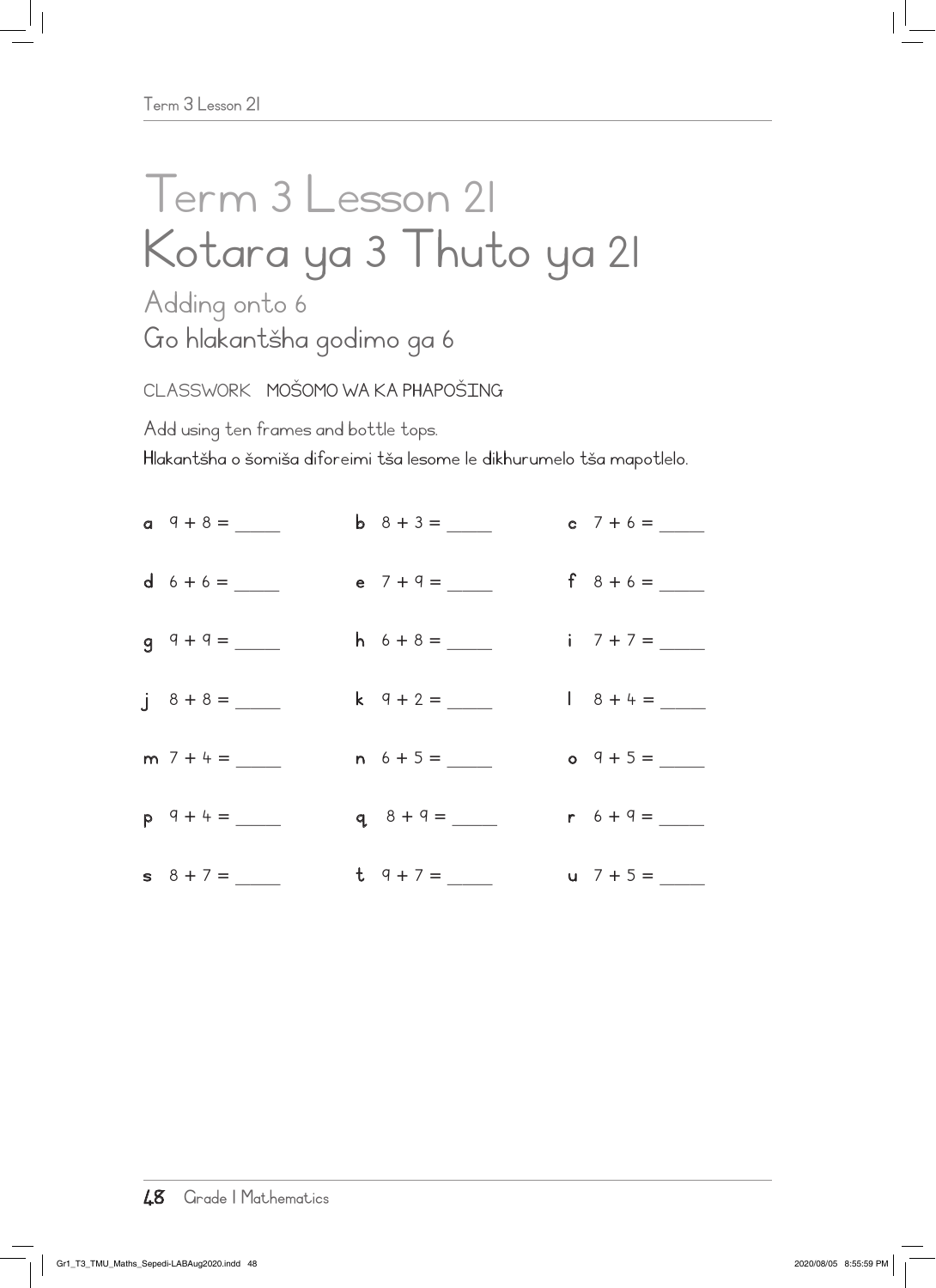# Term 3 Lesson 21
# Kotara ya 3 Thuto ya 21

## Adding onto 6
## Go hlakantšha godimo ga 6

CLASSWORK **MOŠOMO WA KA PHAPOŠING**

Add using ten frames and bottle tops.

**Hlakantšha o šomiša diforeimi tša lesome le dikhurumelo tša mapotlelo.**

**a** $9 + 8 =$ _____ **b** $8 + 3 =$ _____ **c** $7 + 6 =$ _____

**d** $6 + 6 =$ _____ **e** $7 + 9 =$ _____ **f** $8 + 6 =$ _____

**g** $9 + 9 =$ _____ **h** $6 + 8 =$ _____ **i** $7 + 7 =$ _____

**j** $8 + 8 =$ _____ **k** $9 + 2 =$ _____ **l** $8 + 4 =$ _____

**m** $7 + 4 =$ _____ **n** $6 + 5 =$ _____ **o** $9 + 5 =$ _____

**p** $9 + 4 =$ _____ **q** $8 + 9 =$ _____ **r** $6 + 9 =$ _____

**s** $8 + 7 =$ _____ **t** $9 + 7 =$ _____ **u** $7 + 5 =$ _____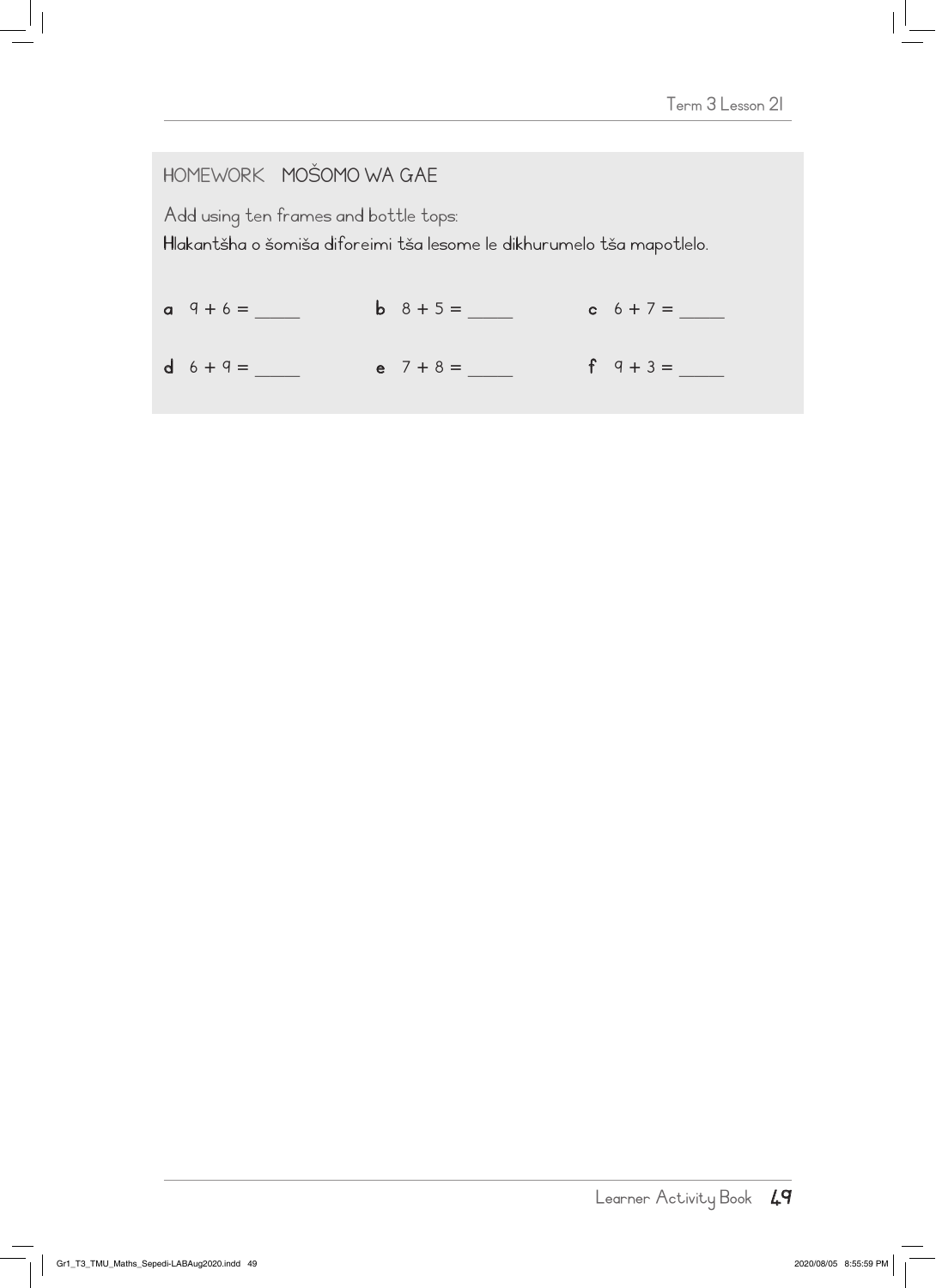## HOMEWORK MOŠOMO WA GAE

Add using ten frames and bottle tops:

**Hlakantšha o šomiša diforeimi tša lesome le dikhurumelo tša mapotlelo.**

**a** $9 + 6 =$ _____ **b** $8 + 5 =$ _____ **c** $6 + 7 =$ _____

**d** $6 + 9 =$ _____ **e** $7 + 8 =$ _____ **f** $9 + 3 =$ _____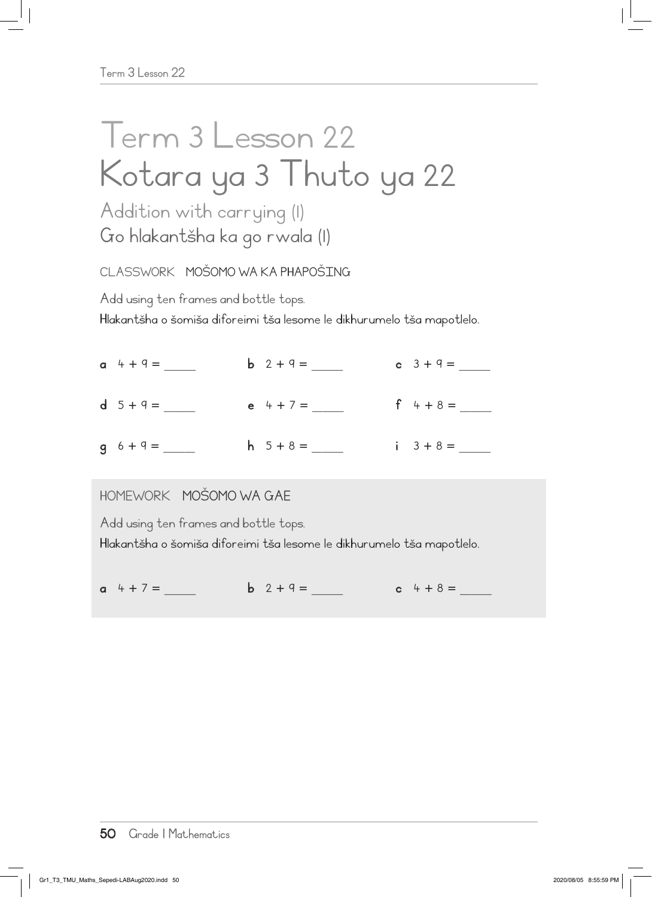# Term 3 Lesson 22
# Kotara ya 3 Thuto ya 22

## Addition with carrying (1)
## Go hlakantšha ka go rwala (1)

CLASSWORK MOŠOMO WA KA PHAPOŠING

Add using ten frames and bottle tops.
Hlakantšha o šomiša diforeimi tša lesome le dikhurumelo tša mapotlelo.

**a** 4 + 9 = _____ **b** 2 + 9 = _____ **c** 3 + 9 = _____

**d** 5 + 9 = _____ **e** 4 + 7 = _____ **f** 4 + 8 = _____

**g** 6 + 9 = _____ **h** 5 + 8 = _____ **i** 3 + 8 = _____

HOMEWORK MOŠOMO WA GAE

Add using ten frames and bottle tops.
Hlakantšha o šomiša diforeimi tša lesome le dikhurumelo tša mapotlelo.

**a** 4 + 7 = _____ **b** 2 + 9 = _____ **c** 4 + 8 = _____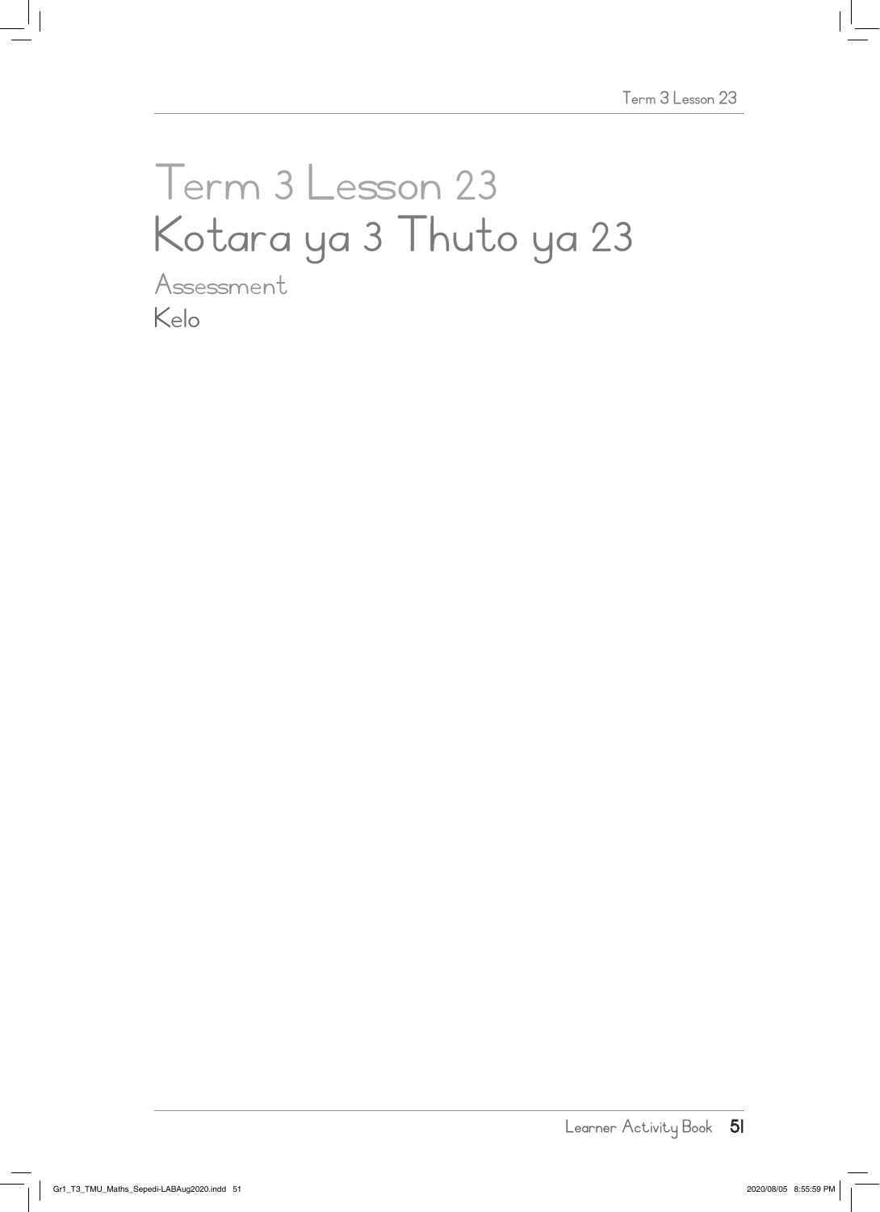# Term 3 Lesson 23
# Kotara ya 3 Thuto ya 23

## Assessment
## Kelo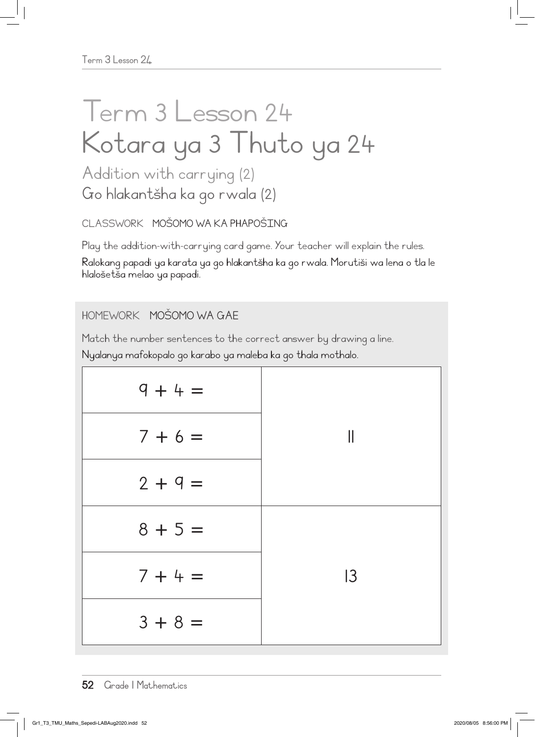# Term 3 Lesson 24
# Kotara ya 3 Thuto ya 24

## Addition with carrying (2)
## Go hlakantšha ka go rwala (2)

CLASSWORK MOŠOMO WA KA PHAPOŠING

Play the addition-with-carrying card game. Your teacher will explain the rules.

Ralokang papadi ya karata ya go hlakantšha ka go rwala. Morutiši wa lena o tla le hlalošetša melao ya papadi.

HOMEWORK MOŠOMO WA GAE

Match the number sentences to the correct answer by drawing a line.

Nyalanya mafokopalo go karabo ya maleba ka go thala mothalo.

| | |
|---|---|
| 9 + 4 = | |
| 7 + 6 = | 11 |
| 2 + 9 = | |
| 8 + 5 = | |
| 7 + 4 = | 13 |
| 3 + 8 = | |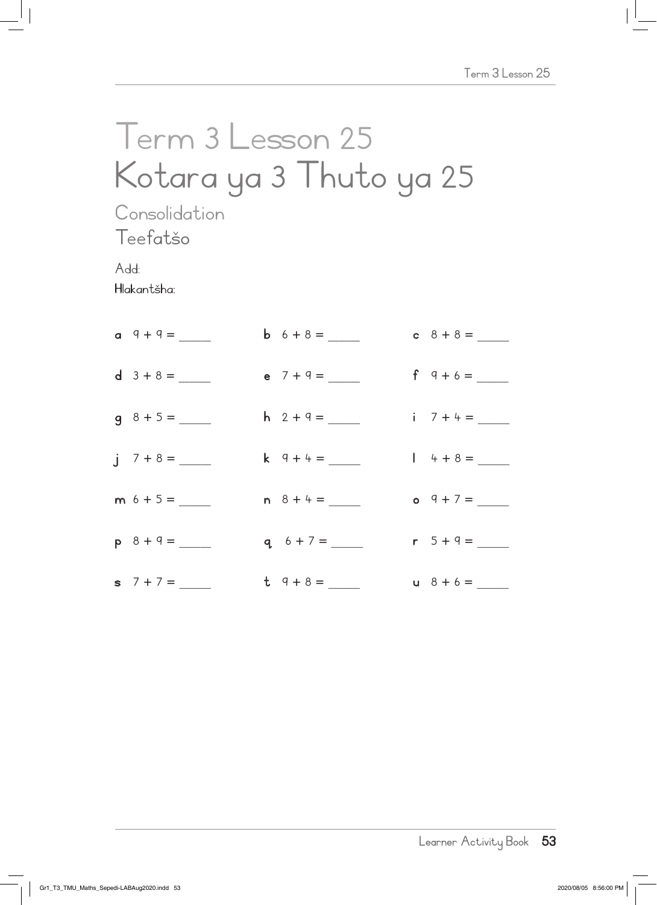# Term 3 Lesson 25
# Kotara ya 3 Thuto ya 25

## Consolidation
## Teefatšo

Add:

Hlakantšha:

**a** $9 + 9 =$ _____ **b** $6 + 8 =$ _____ **c** $8 + 8 =$ _____

**d** $3 + 8 =$ _____ **e** $7 + 9 =$ _____ **f** $9 + 6 =$ _____

**g** $8 + 5 =$ _____ **h** $2 + 9 =$ _____ **i** $7 + 4 =$ _____

**j** $7 + 8 =$ _____ **k** $9 + 4 =$ _____ **l** $4 + 8 =$ _____

**m** $6 + 5 =$ _____ **n** $8 + 4 =$ _____ **o** $9 + 7 =$ _____

**p** $8 + 9 =$ _____ **q** $6 + 7 =$ _____ **r** $5 + 9 =$ _____

**s** $7 + 7 =$ _____ **t** $9 + 8 =$ _____ **u** $8 + 6 =$ _____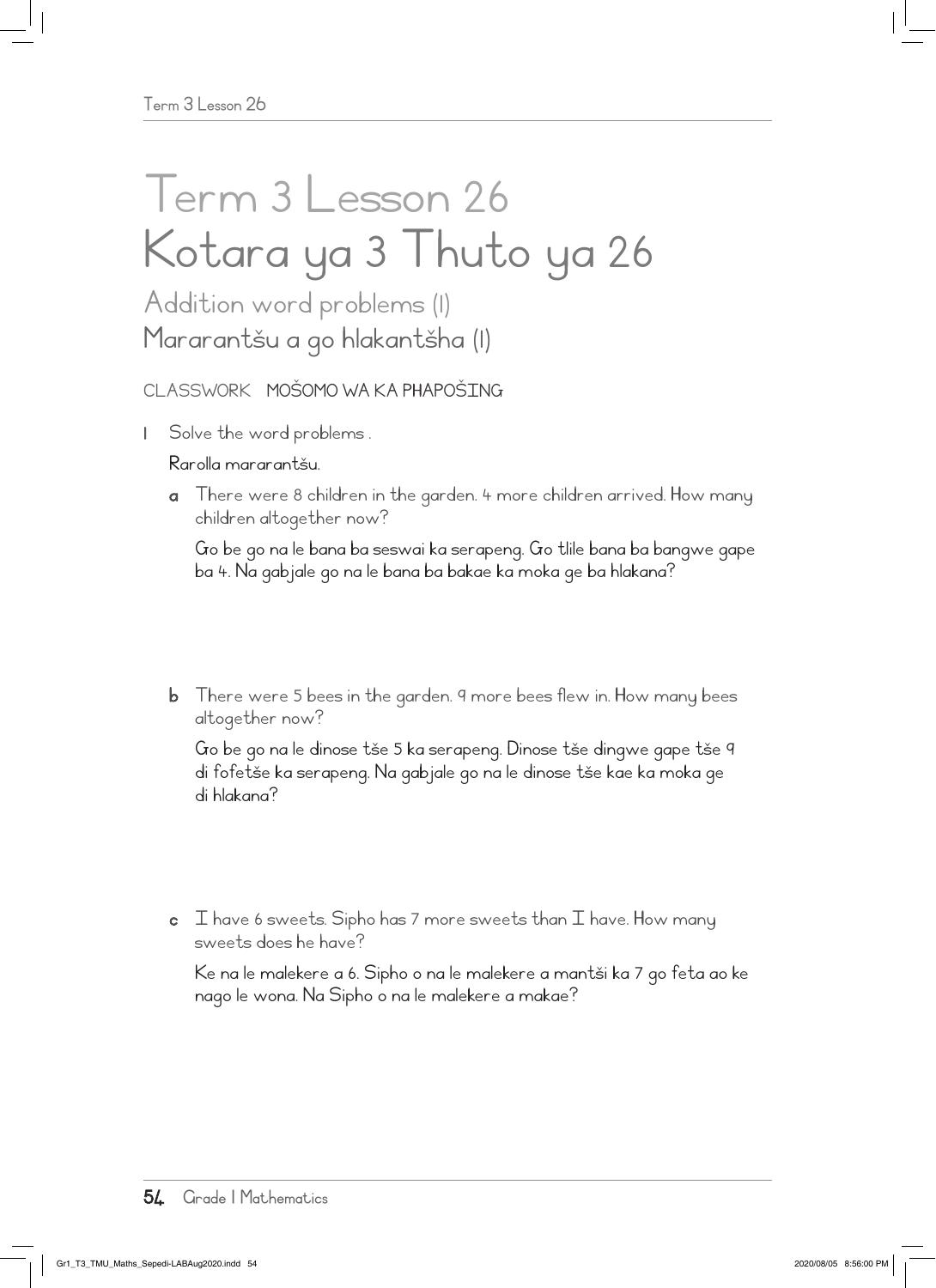# Term 3 Lesson 26
# Kotara ya 3 Thuto ya 26

## Addition word problems (1)
## Mararantšu a go hlakantšha (1)

CLASSWORK **MOŠOMO WA KA PHAPOŠING**

1 Solve the word problems .

**Rarolla mararantšu.**

a There were 8 children in the garden. 4 more children arrived. How many children altogether now?

**Go be go na le bana ba seswai ka serapeng. Go tlile bana ba bangwe gape ba 4. Na gabjale go na le bana ba bakae ka moka ge ba hlakana?**

b There were 5 bees in the garden. 9 more bees flew in. How many bees altogether now?

**Go be go na le dinose tše 5 ka serapeng. Dinose tše dingwe gape tše 9 di fofetše ka serapeng. Na gabjale go na le dinose tše kae ka moka ge di hlakana?**

c I have 6 sweets. Sipho has 7 more sweets than I have. How many sweets does he have?

**Ke na le malekere a 6. Sipho o na le malekere a mantši ka 7 go feta ao ke nago le wona. Na Sipho o na le malekere a makae?**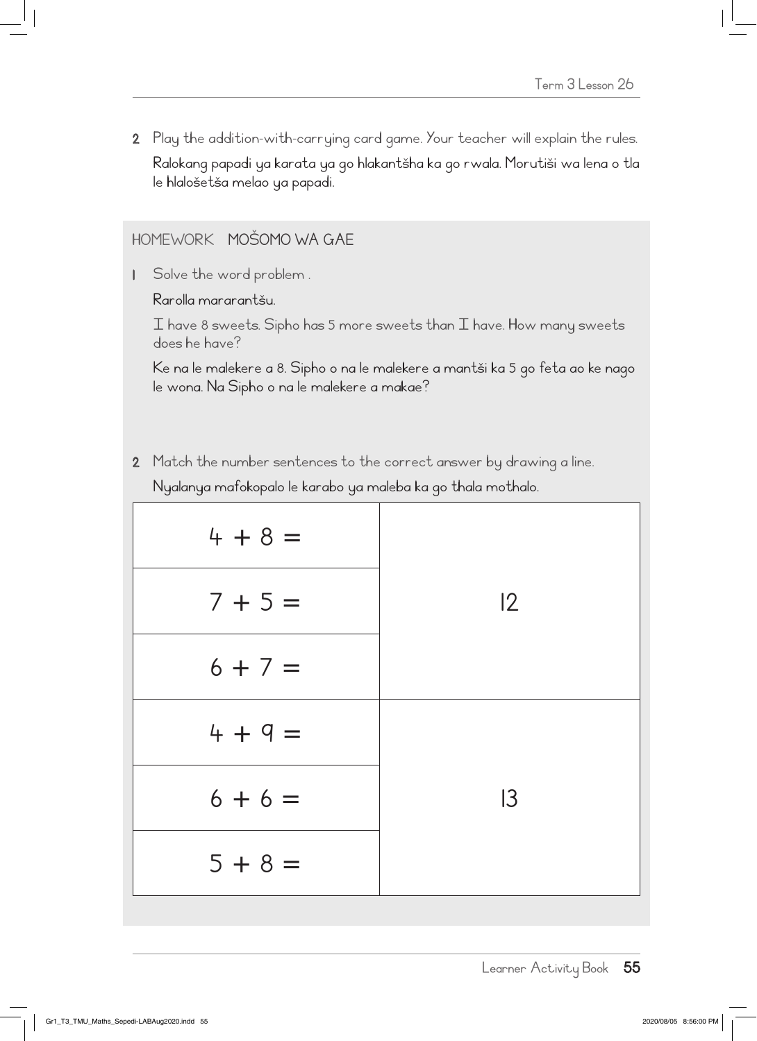2 Play the addition-with-carrying card game. Your teacher will explain the rules.

Ralokang papadi ya karata ya go hlakantšha ka go rwala. Morutiši wa lena o tla le hlalošetša melao ya papadi.

## HOMEWORK MOŠOMO WA GAE

1 Solve the word problem .

Rarolla mararantšu.

I have 8 sweets. Sipho has 5 more sweets than I have. How many sweets does he have?

Ke na le malekere a 8. Sipho o na le malekere a mantši ka 5 go feta ao ke nago le wona. Na Sipho o na le malekere a makae?

2 Match the number sentences to the correct answer by drawing a line.

Nyalanya mafokopalo le karabo ya maleba ka go thala mothalo.

| | |
|---|---|
| $4 + 8 =$ | 12 |
| $7 + 5 =$ | |
| $6 + 7 =$ | |
| $4 + 9 =$ | 13 |
| $6 + 6 =$ | |
| $5 + 8 =$ | |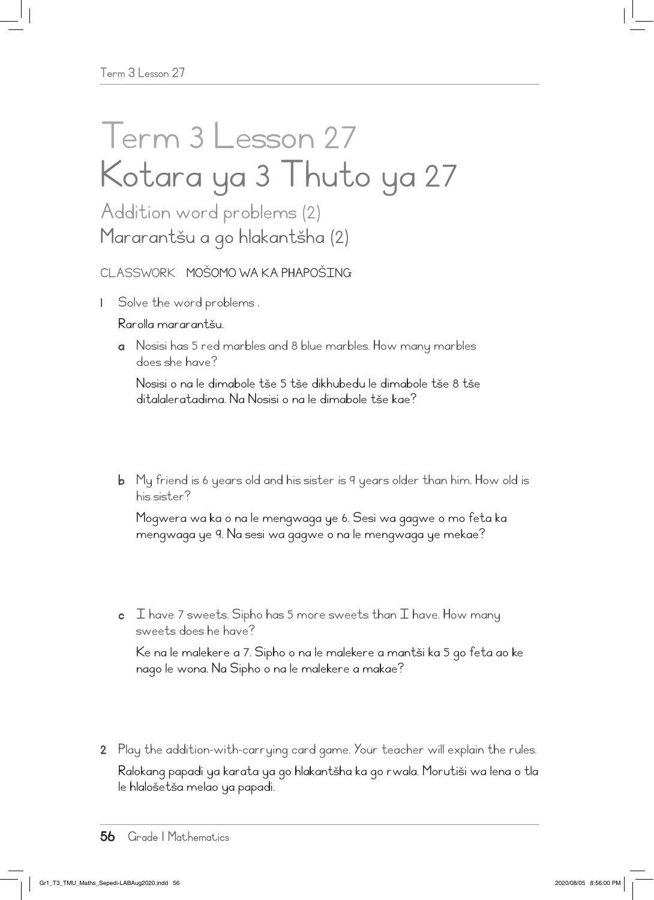# Term 3 Lesson 27
# Kotara ya 3 Thuto ya 27

## Addition word problems (2)
## Mararantšu a go hlakantšha (2)

CLASSWORK MOŠOMO WA KA PHAPOŠING

1 Solve the word problems .

Rarolla mararantšu.

a Nosisi has 5 red marbles and 8 blue marbles. How many marbles does she have?

Nosisi o na le dimabole tše 5 tše dikhubedu le dimabole tše 8 tše ditalaleratadima. Na Nosisi o na le dimabole tše kae?

b My friend is 6 years old and his sister is 9 years older than him. How old is his sister?

Mogwera wa ka o na le mengwaga ye 6. Sesi wa gagwe o mo feta ka mengwaga ye 9. Na sesi wa gagwe o na le mengwaga ye mekae?

c I have 7 sweets. Sipho has 5 more sweets than I have. How many sweets does he have?

Ke na le malekere a 7. Sipho o na le malekere a mantši ka 5 go feta ao ke nago le wona. Na Sipho o na le malekere a makae?

2 Play the addition-with-carrying card game. Your teacher will explain the rules.

Ralokang papadi ya karata ya go hlakantšha ka go rwala. Morutiši wa lena o tla le hlalošetša melao ya papadi.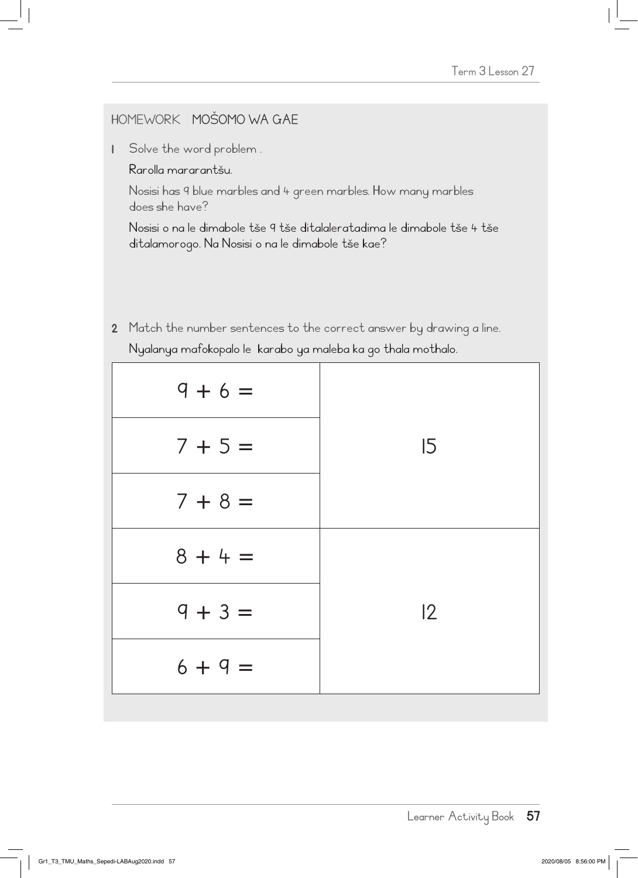## HOMEWORK MOŠOMO WA GAE

1 Solve the word problem .

Rarolla mararantšu.

Nosisi has 9 blue marbles and 4 green marbles. How many marbles does she have?

Nosisi o na le dimabole tše 9 tše ditalaleratadima le dimabole tše 4 tše ditalamorogo. Na Nosisi o na le dimabole tše kae?

2 Match the number sentences to the correct answer by drawing a line.

Nyalanya mafokopalo le karabo ya maleba ka go thala mothalo.

| | |
|---|---|
| $9 + 6 =$ | |
| $7 + 5 =$ | 15 |
| $7 + 8 =$ | |
| $8 + 4 =$ | |
| $9 + 3 =$ | 12 |
| $6 + 9 =$ | |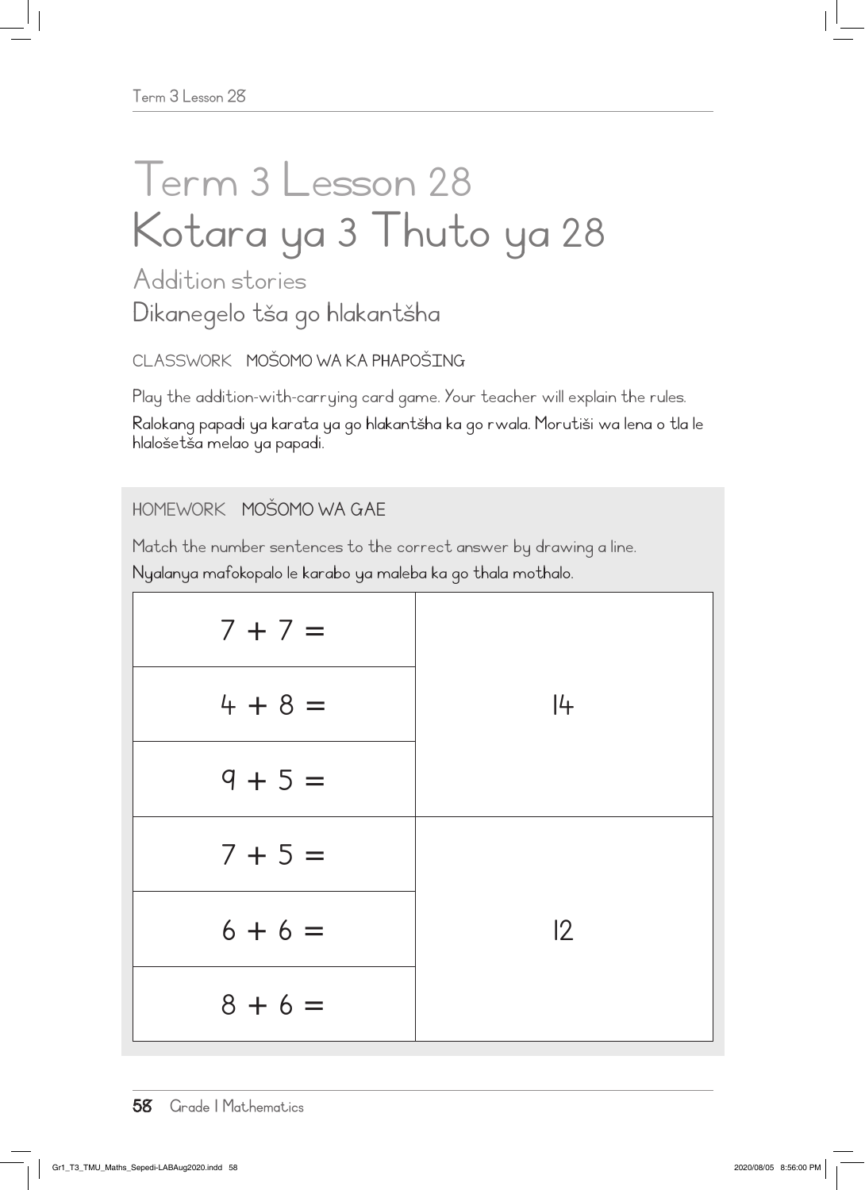# Term 3 Lesson 28
# Kotara ya 3 Thuto ya 28

## Addition stories
## Dikanegelo tša go hlakantšha

CLASSWORK   MOŠOMO WA KA PHAPOŠING

Play the addition-with-carrying card game. Your teacher will explain the rules.

Ralokang papadi ya karata ya go hlakantšha ka go rwala. Morutiši wa lena o tla le hlalošetša melao ya papadi.

HOMEWORK   MOŠOMO WA GAE

Match the number sentences to the correct answer by drawing a line.

Nyalanya mafokopalo le karabo ya maleba ka go thala mothalo.

| Number sentence | Answer |
|---|---|
| 7 + 7 = | 14 |
| 4 + 8 = | |
| 9 + 5 = | |
| 7 + 5 = | 12 |
| 6 + 6 = | |
| 8 + 6 = | |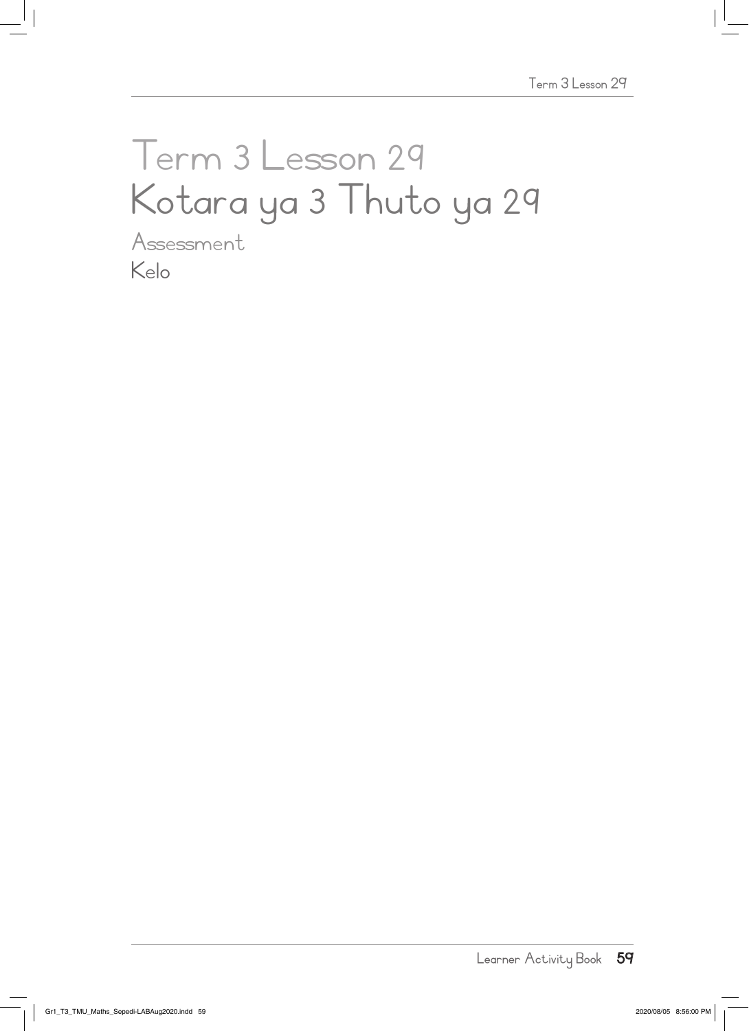# Term 3 Lesson 29
# Kotara ya 3 Thuto ya 29

## Assessment
## Kelo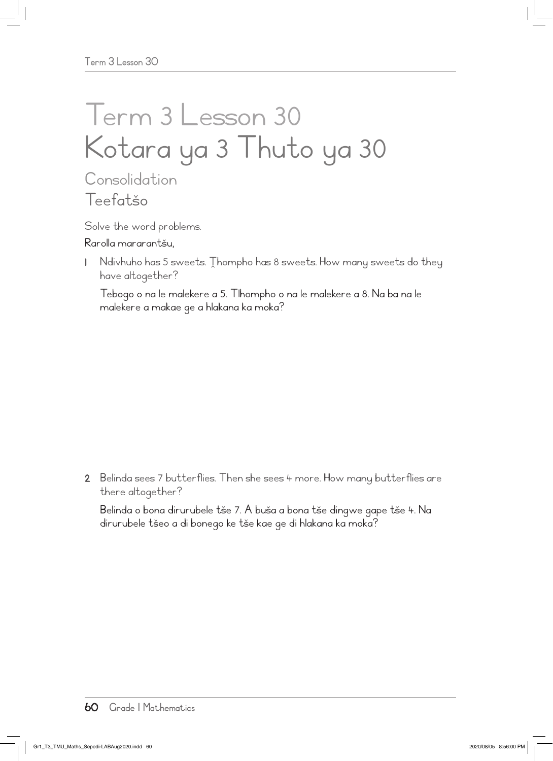# Term 3 Lesson 30
# Kotara ya 3 Thuto ya 30

## Consolidation
## Teefatšo

Solve the word problems.

Rarolla mararantšu,

1. Ndivhuho has 5 sweets. Ṱhompho has 8 sweets. How many sweets do they have altogether?

   Tebogo o na le malekere a 5. Tlhompho o na le malekere a 8. Na ba na le malekere a makae ge a hlakana ka moka?

2. Belinda sees 7 butterflies. Then she sees 4 more. How many butterflies are there altogether?

   Belinda o bona dirurubele tše 7. A buša a bona tše dingwe gape tše 4. Na dirurubele tšeo a di bonego ke tše kae ge di hlakana ka moka?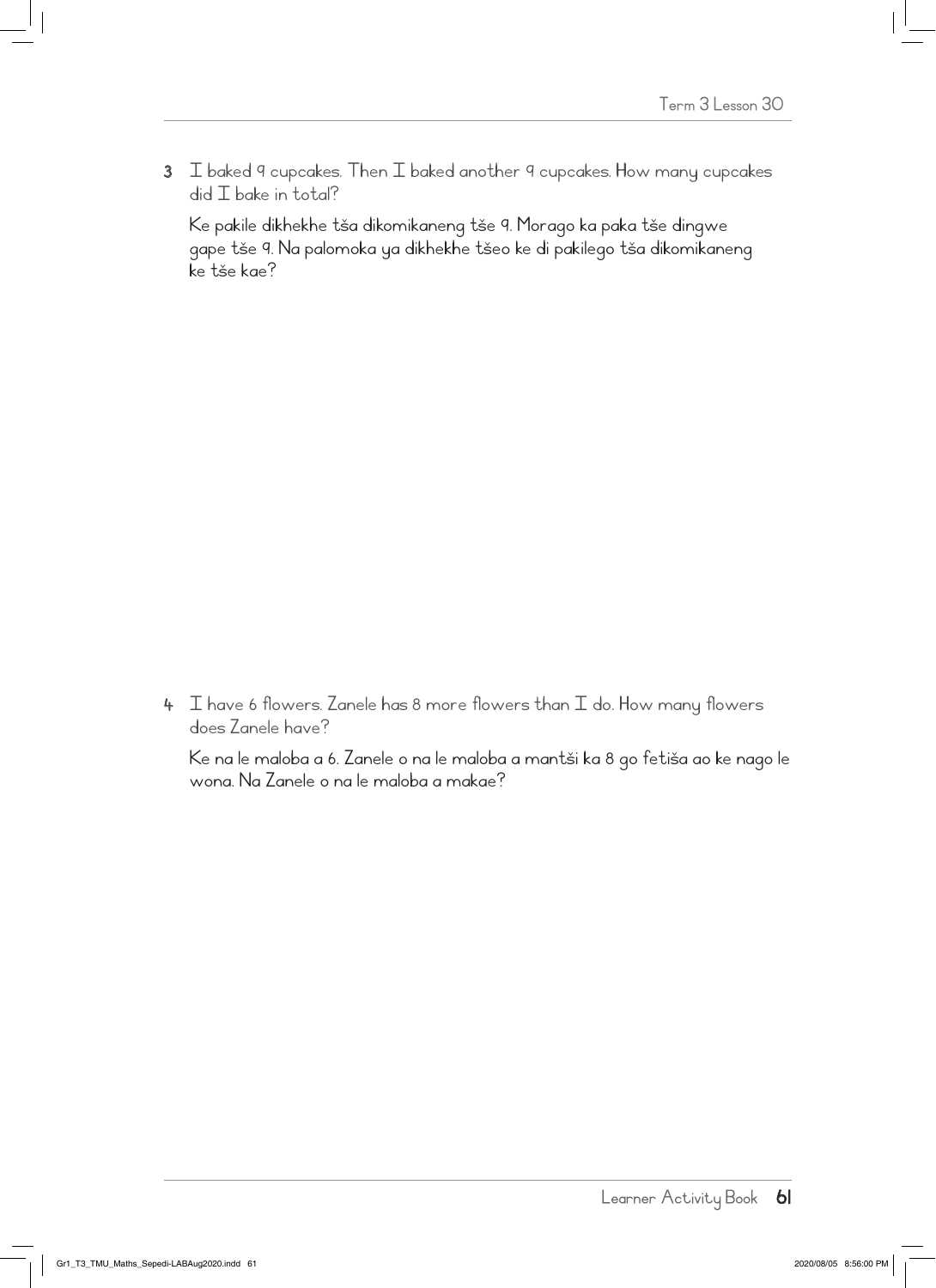3 I baked 9 cupcakes. Then I baked another 9 cupcakes. How many cupcakes did I bake in total?

Ke pakile dikhekhe tša dikomikaneng tše 9. Morago ka paka tše dingwe gape tše 9. Na palomoka ya dikhekhe tšeo ke di pakilego tša dikomikaneng ke tše kae?

4 I have 6 flowers. Zanele has 8 more flowers than I do. How many flowers does Zanele have?

Ke na le maloba a 6. Zanele o na le maloba a mantši ka 8 go fetiša ao ke nago le wona. Na Zanele o na le maloba a makae?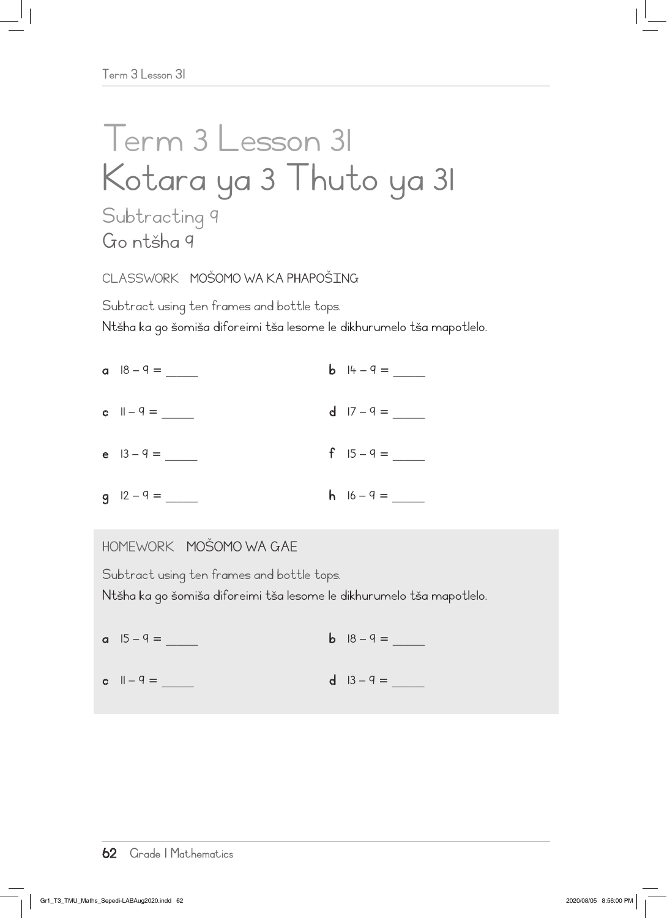# Term 3 Lesson 31
# Kotara ya 3 Thuto ya 31

## Subtracting 9
## Go ntšha 9

CLASSWORK MOŠOMO WA KA PHAPOŠING

Subtract using ten frames and bottle tops.
Ntšha ka go šomiša diforeimi tša lesome le dikhurumelo tša mapotlelo.

**a** $18 - 9 =$ _____

**b** $14 - 9 =$ _____

**c** $11 - 9 =$ _____

**d** $17 - 9 =$ _____

**e** $13 - 9 =$ _____

**f** $15 - 9 =$ _____

**g** $12 - 9 =$ _____

**h** $16 - 9 =$ _____

HOMEWORK MOŠOMO WA GAE

Subtract using ten frames and bottle tops.
Ntšha ka go šomiša diforeimi tša lesome le dikhurumelo tša mapotlelo.

**a** $15 - 9 =$ _____

**b** $18 - 9 =$ _____

**c** $11 - 9 =$ _____

**d** $13 - 9 =$ _____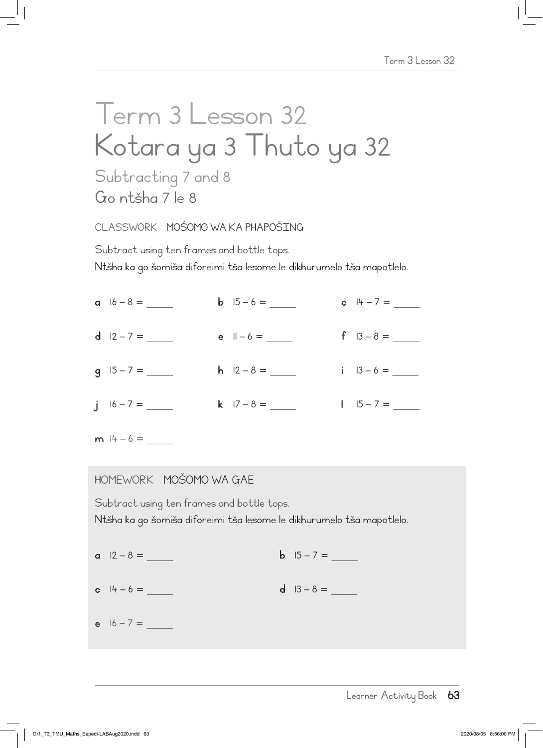# Term 3 Lesson 32
# Kotara ya 3 Thuto ya 32

## Subtracting 7 and 8
## Go ntšha 7 le 8

CLASSWORK MOŠOMO WA KA PHAPOŠING

Subtract using ten frames and bottle tops.
Ntšha ka go šomiša diforeimi tša lesome le dikhurumelo tša mapotlelo.

**a** 16 – 8 = _____  **b** 15 – 6 = _____  **c** 14 – 7 = _____

**d** 12 – 7 = _____  **e** 11 – 6 = _____  **f** 13 – 8 = _____

**g** 15 – 7 = _____  **h** 12 – 8 = _____  **i** 13 – 6 = _____

**j** 16 – 7 = _____  **k** 17 – 8 = _____  **l** 15 – 7 = _____

**m** 14 – 6 = _____

HOMEWORK MOŠOMO WA GAE

Subtract using ten frames and bottle tops.
Ntšha ka go šomiša diforeimi tša lesome le dikhurumelo tša mapotlelo.

**a** 12 – 8 = _____  **b** 15 – 7 = _____

**c** 14 – 6 = _____  **d** 13 – 8 = _____

**e** 16 – 7 = _____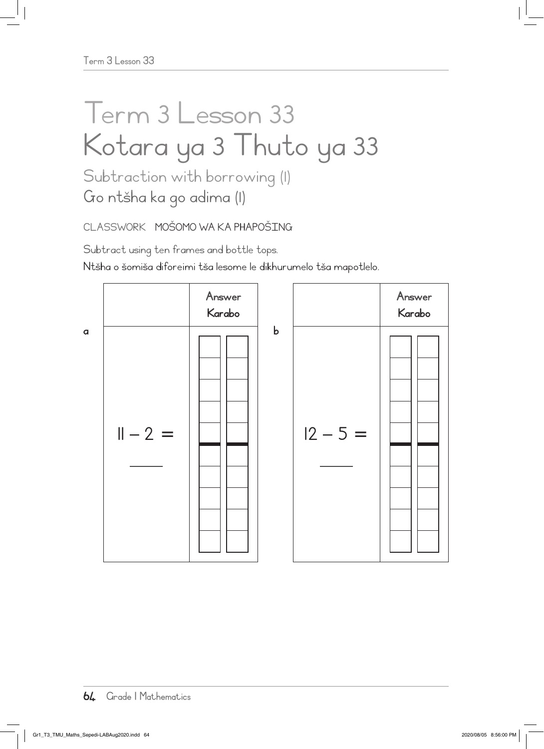# Term 3 Lesson 33
# Kotara ya 3 Thuto ya 33

## Subtraction with borrowing (1)
## Go ntšha ka go adima (1)

CLASSWORK MOŠOMO WA KA PHAPOŠING

Subtract using ten frames and bottle tops.

Ntšha o šomiša diforeimi tša lesome le dikhurumelo tša mapotlelo.

a

| | Answer Karabo |
|---|---|
| 11 – 2 = ____ | |

b

| | Answer Karabo |
|---|---|
| 12 – 5 = ____ | |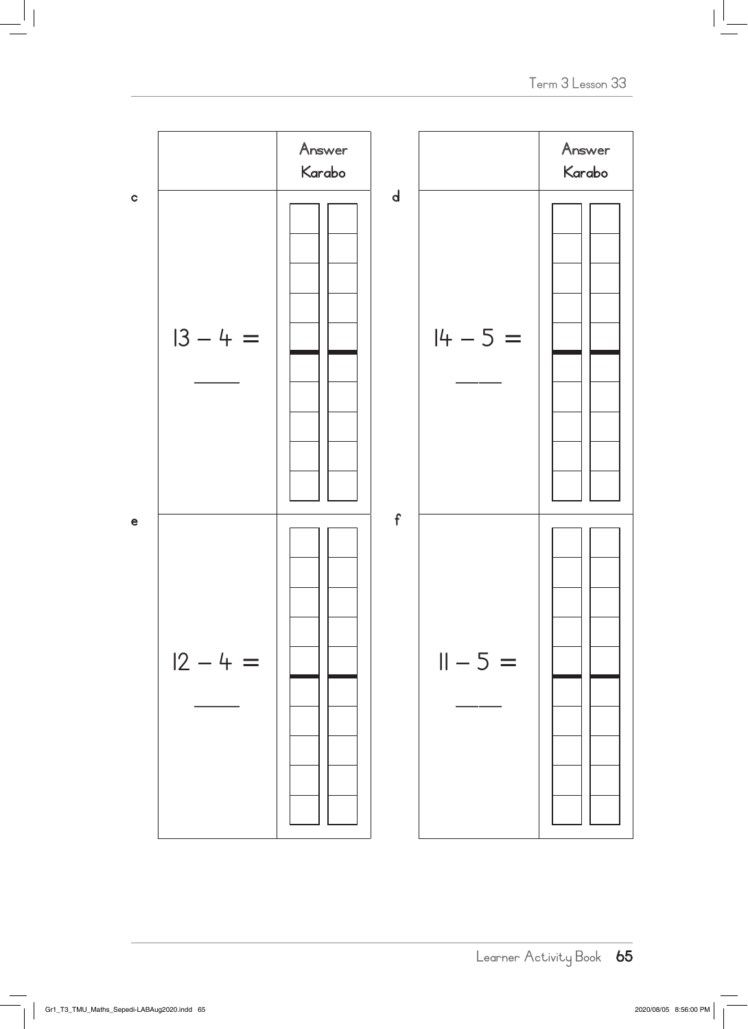| | | Answer Karabo |
|---|---|---|
| c | $13 - 4 =$ ____ | |
| e | $12 - 4 =$ ____ | |

| | | Answer Karabo |
|---|---|---|
| d | $14 - 5 =$ ____ | |
| f | $11 - 5 =$ ____ | |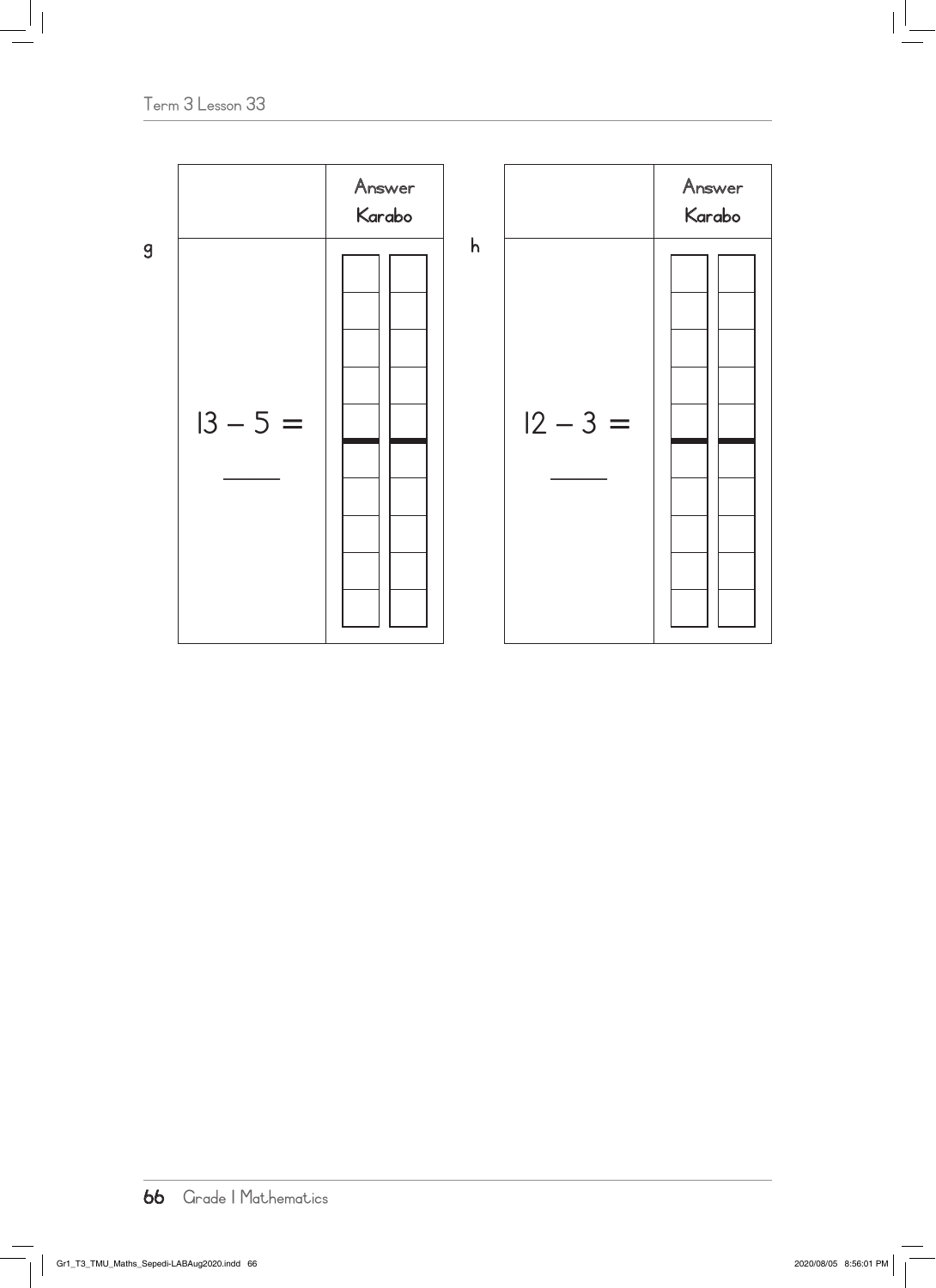| | Answer Karabo |
|---|---|
| **g** $13 - 5 =$ ____ | |

| | Answer Karabo |
|---|---|
| **h** $12 - 3 =$ ____ | |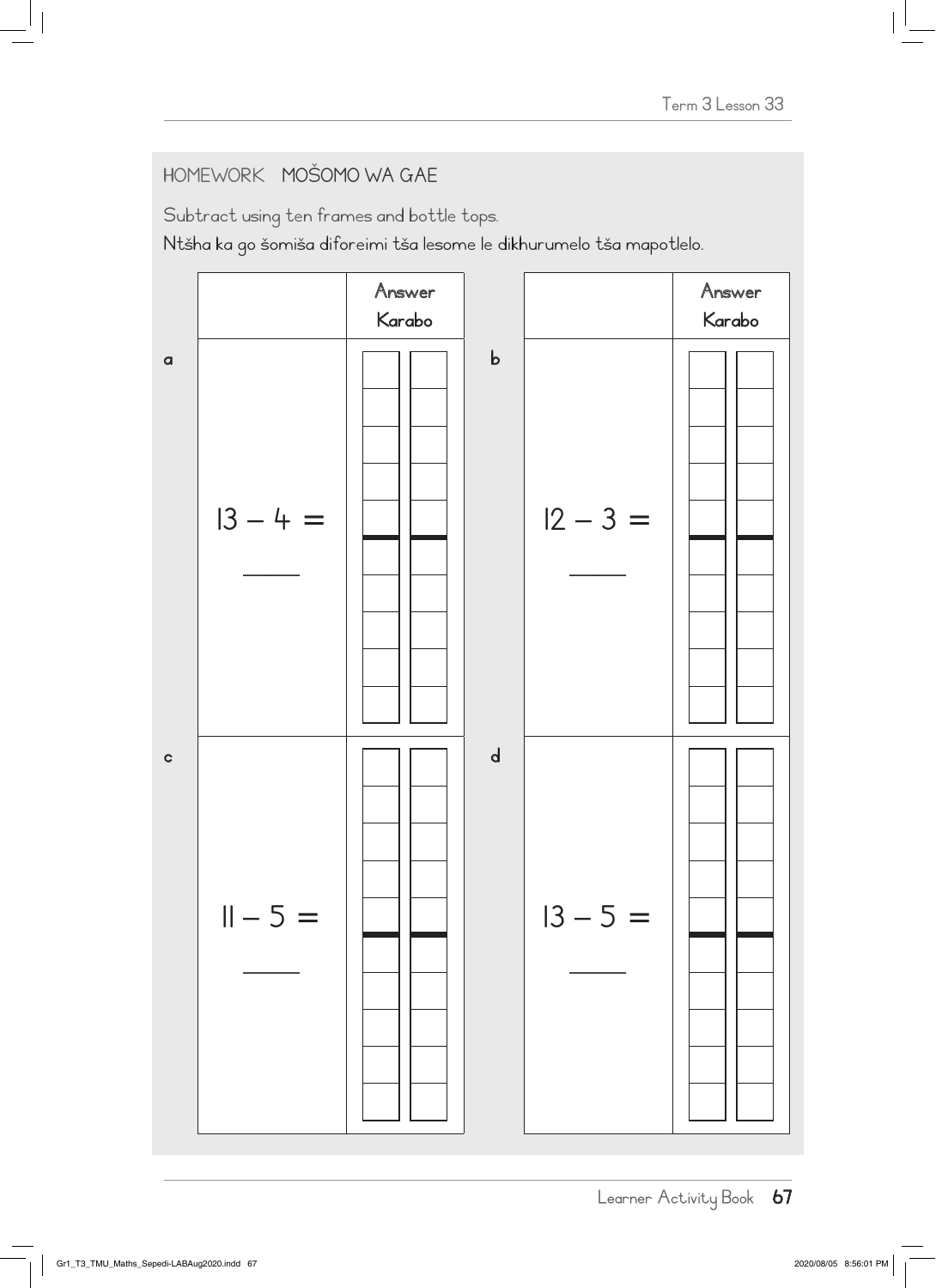## HOMEWORK MOŠOMO WA GAE

Subtract using ten frames and bottle tops.

Ntšha ka go šomiša diforeimi tša lesome le dikhurumelo tša mapotlelo.

| | | Answer Karabo |
|---|---|---|
| a | 13 – 4 = ____ | |
| c | 11 – 5 = ____ | |

| | | Answer Karabo |
|---|---|---|
| b | 12 – 3 = ____ | |
| d | 13 – 5 = ____ | |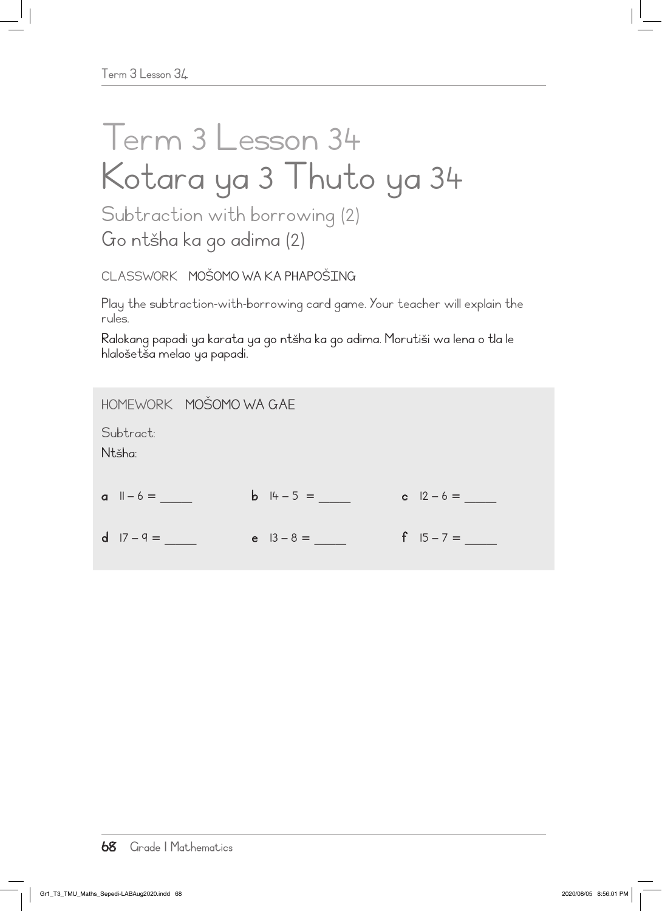# Term 3 Lesson 34
# Kotara ya 3 Thuto ya 34

## Subtraction with borrowing (2)
## Go ntšha ka go adima (2)

CLASSWORK MOŠOMO WA KA PHAPOŠING

Play the subtraction-with-borrowing card game. Your teacher will explain the rules.

Ralokang papadi ya karata ya go ntšha ka go adima. Morutiši wa lena o tla le hlalošetša melao ya papadi.

HOMEWORK MOŠOMO WA GAE

Subtract:

Ntšha:

**a** $11 - 6 =$ _____ **b** $14 - 5 =$ _____ **c** $12 - 6 =$ _____

**d** $17 - 9 =$ _____ **e** $13 - 8 =$ _____ **f** $15 - 7 =$ _____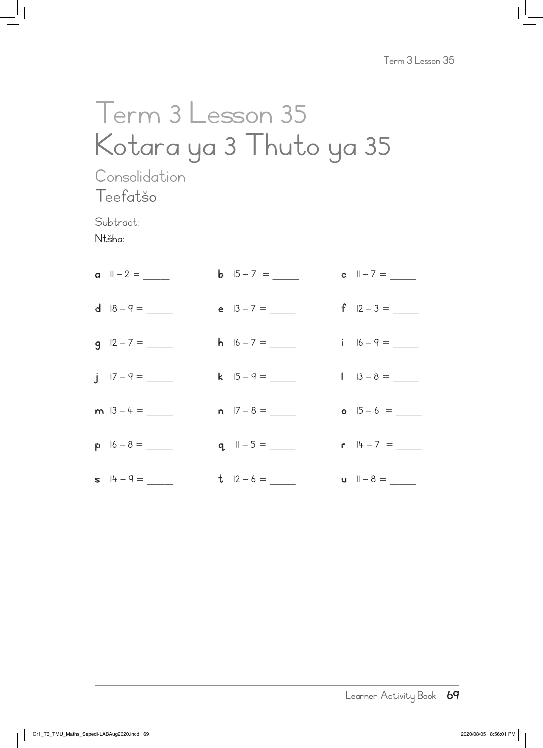# Term 3 Lesson 35
# Kotara ya 3 Thuto ya 35

## Consolidation
## Teefatšo

Subtract:
Ntšha:

**a** 11 – 2 = _____ **b** 15 – 7 = _____ **c** 11 – 7 = _____

**d** 18 – 9 = _____ **e** 13 – 7 = _____ **f** 12 – 3 = _____

**g** 12 – 7 = _____ **h** 16 – 7 = _____ **i** 16 – 9 = _____

**j** 17 – 9 = _____ **k** 15 – 9 = _____ **l** 13 – 8 = _____

**m** 13 – 4 = _____ **n** 17 – 8 = _____ **o** 15 – 6 = _____

**p** 16 – 8 = _____ **q** 11 – 5 = _____ **r** 14 – 7 = _____

**s** 14 – 9 = _____ **t** 12 – 6 = _____ **u** 11 – 8 = _____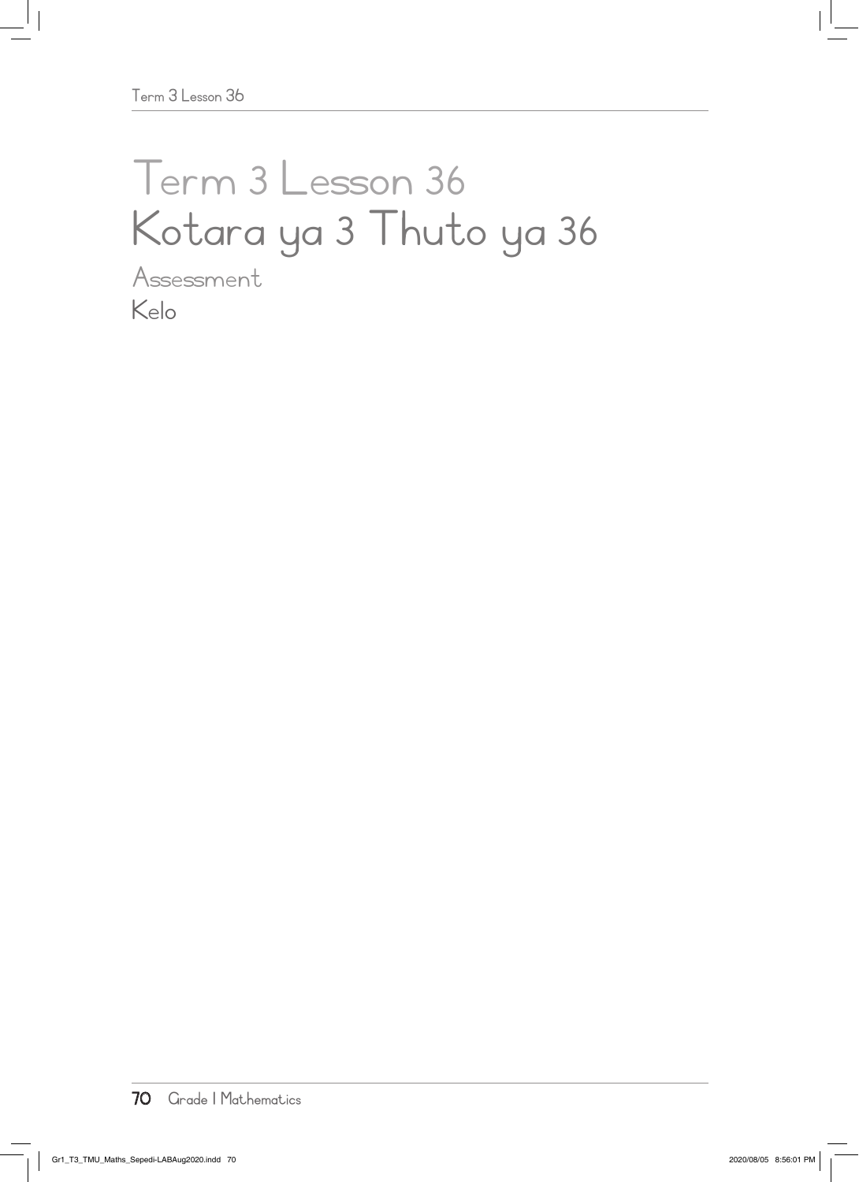# Term 3 Lesson 36
# Kotara ya 3 Thuto ya 36

## Assessment
## Kelo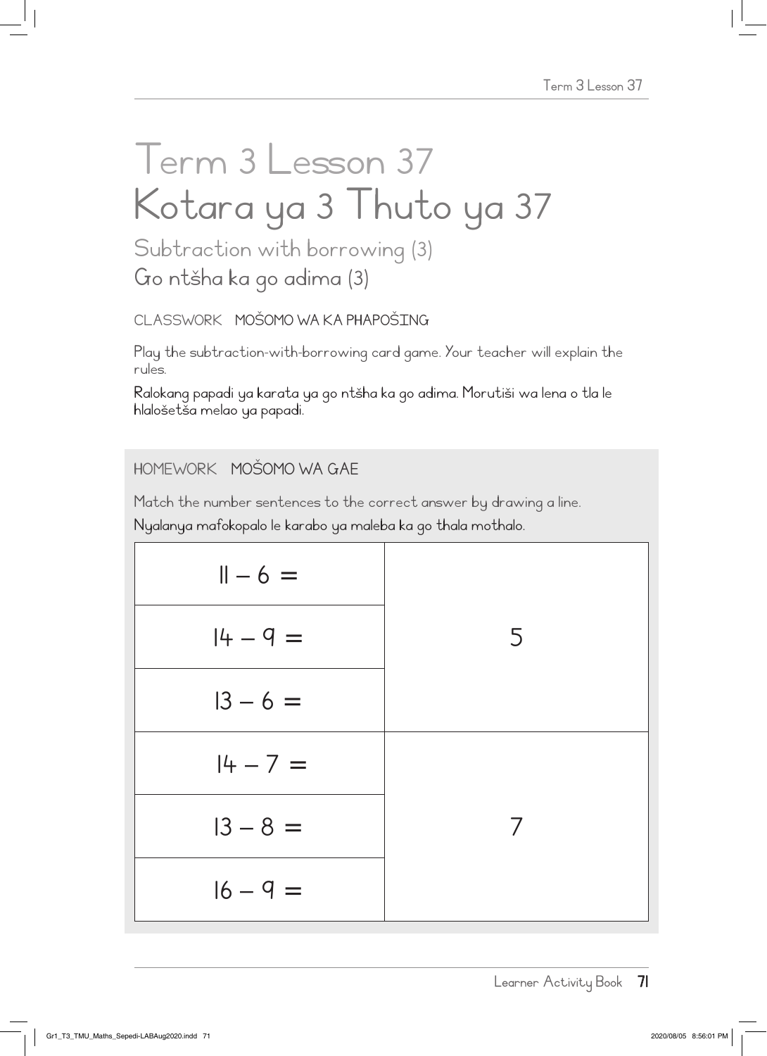# Term 3 Lesson 37
# Kotara ya 3 Thuto ya 37

## Subtraction with borrowing (3)
## Go ntšha ka go adima (3)

CLASSWORK MOŠOMO WA KA PHAPOŠING

Play the subtraction-with-borrowing card game. Your teacher will explain the rules.

Ralokang papadi ya karata ya go ntšha ka go adima. Morutiši wa lena o tla le hlalošetša melao ya papadi.

HOMEWORK MOŠOMO WA GAE

Match the number sentences to the correct answer by drawing a line.

Nyalanya mafokopalo le karabo ya maleba ka go thala mothalo.

| | |
|---|---|
| $11 - 6 =$ | |
| $14 - 9 =$ | 5 |
| $13 - 6 =$ | |
| $14 - 7 =$ | |
| $13 - 8 =$ | 7 |
| $16 - 9 =$ | |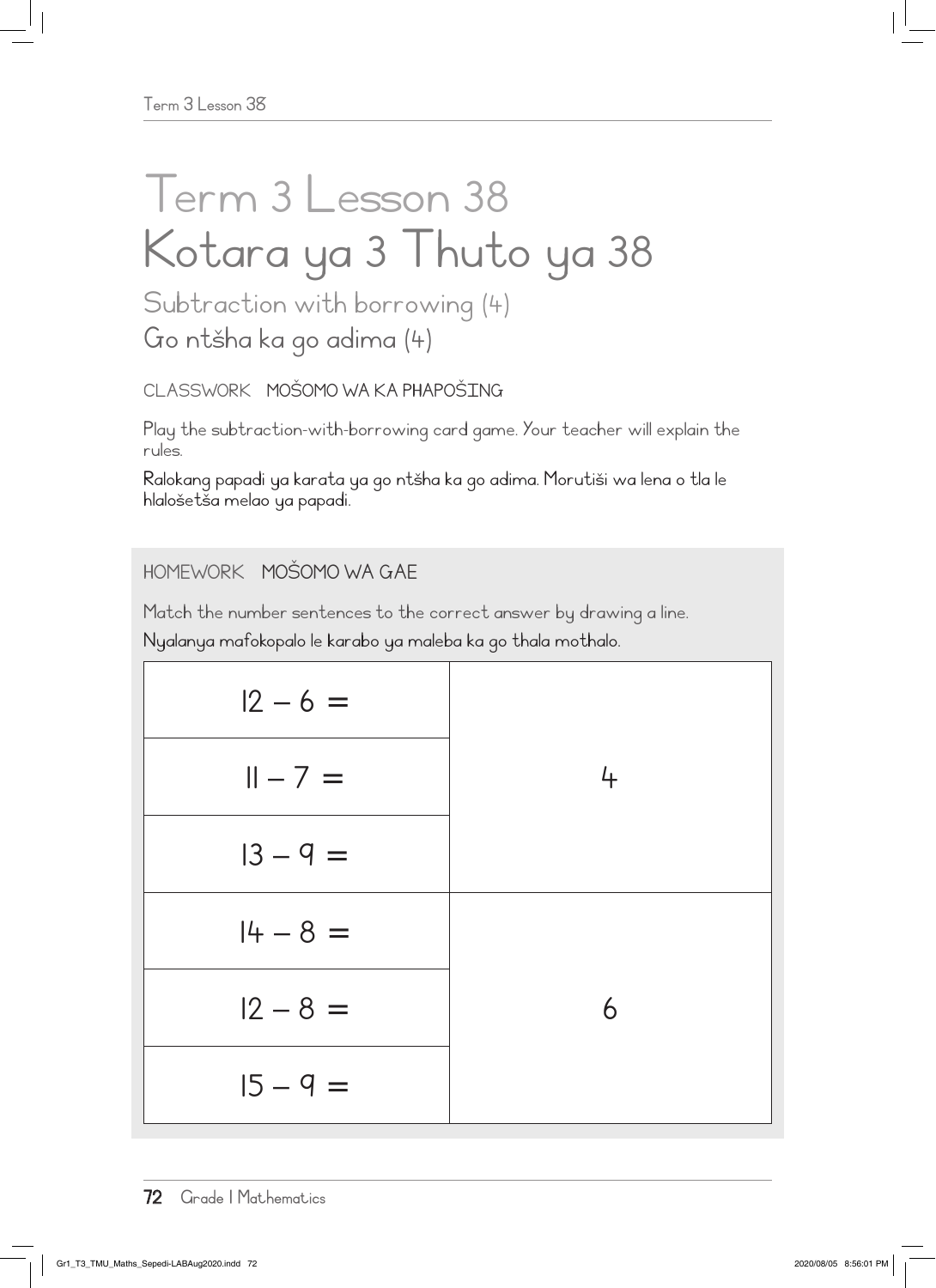# Term 3 Lesson 38
# Kotara ya 3 Thuto ya 38

## Subtraction with borrowing (4)
## Go ntšha ka go adima (4)

CLASSWORK MOŠOMO WA KA PHAPOŠING

Play the subtraction-with-borrowing card game. Your teacher will explain the rules.

Ralokang papadi ya karata ya go ntšha ka go adima. Morutiši wa lena o tla le hlalošetša melao ya papadi.

HOMEWORK MOŠOMO WA GAE

Match the number sentences to the correct answer by drawing a line.

Nyalanya mafokopalo le karabo ya maleba ka go thala mothalo.

| | |
|---|---|
| $12 - 6 =$ | |
| $11 - 7 =$ | 4 |
| $13 - 9 =$ | |
| $14 - 8 =$ | |
| $12 - 8 =$ | 6 |
| $15 - 9 =$ | |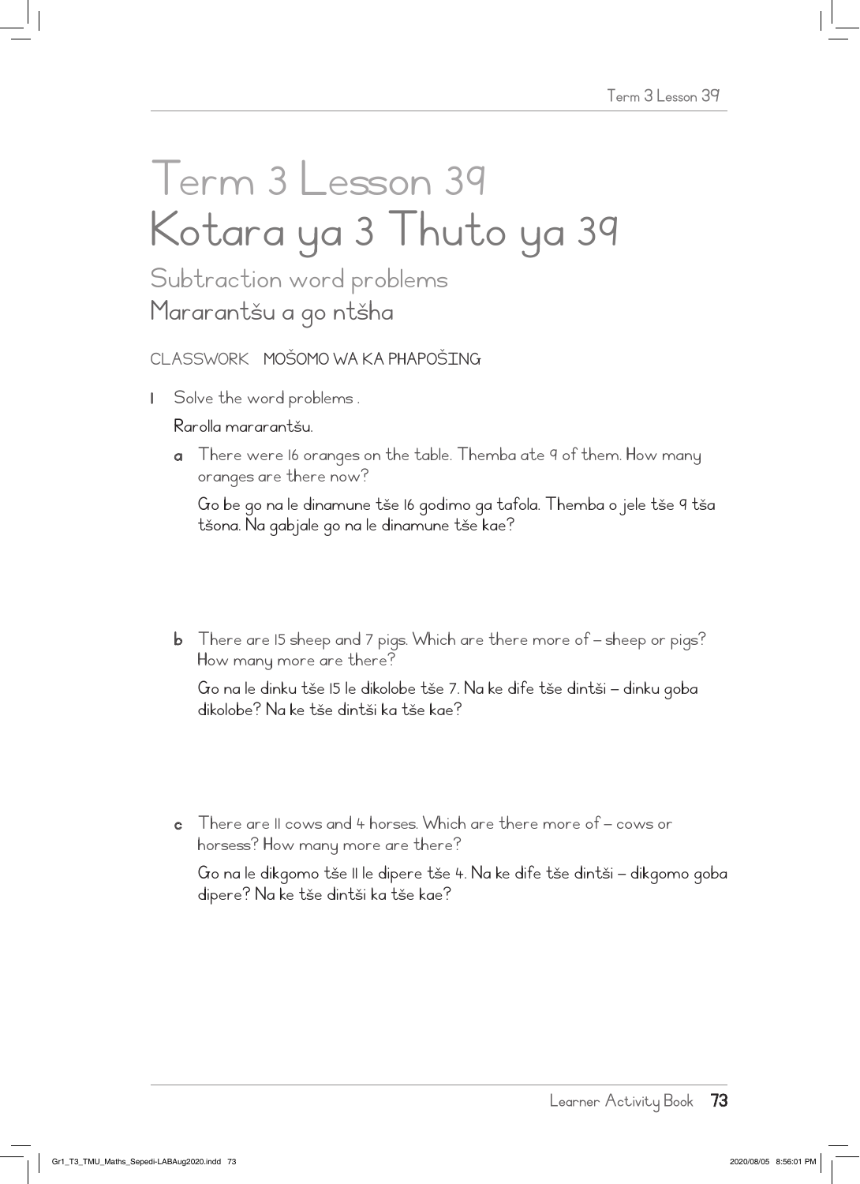# Term 3 Lesson 39
# Kotara ya 3 Thuto ya 39

## Subtraction word problems
## Mararantšu a go ntšha

CLASSWORK MOŠOMO WA KA PHAPOŠING

1 Solve the word problems .

Rarolla mararantšu.

a There were 16 oranges on the table. Themba ate 9 of them. How many oranges are there now?

Go be go na le dinamune tše 16 godimo ga tafola. Themba o jele tše 9 tša tšona. Na gabjale go na le dinamune tše kae?

b There are 15 sheep and 7 pigs. Which are there more of – sheep or pigs? How many more are there?

Go na le dinku tše 15 le dikolobe tše 7. Na ke dife tše dintši – dinku goba dikolobe? Na ke tše dintši ka tše kae?

c There are 11 cows and 4 horses. Which are there more of – cows or horsess? How many more are there?

Go na le dikgomo tše 11 le dipere tše 4. Na ke dife tše dintši – dikgomo goba dipere? Na ke tše dintši ka tše kae?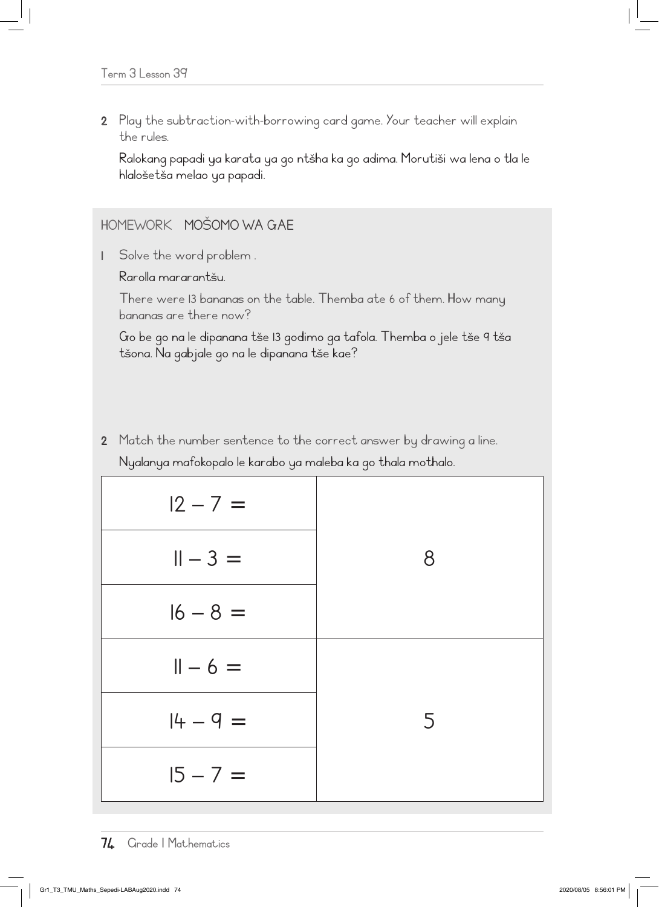2 Play the subtraction-with-borrowing card game. Your teacher will explain the rules.

Ralokang papadi ya karata ya go ntšha ka go adima. Morutiši wa lena o tla le hlalošetša melao ya papadi.

## HOMEWORK MOŠOMO WA GAE

1 Solve the word problem .

Rarolla mararantšu.

There were 13 bananas on the table. Themba ate 6 of them. How many bananas are there now?

Go be go na le dipanana tše 13 godimo ga tafola. Themba o jele tše 9 tša tšona. Na gabjale go na le dipanana tše kae?

2 Match the number sentence to the correct answer by drawing a line.

Nyalanya mafokopalo le karabo ya maleba ka go thala mothalo.

| | |
|---|---|
| $12 - 7 =$ | 8 |
| $11 - 3 =$ | |
| $16 - 8 =$ | |
| $11 - 6 =$ | 5 |
| $14 - 9 =$ | |
| $15 - 7 =$ | |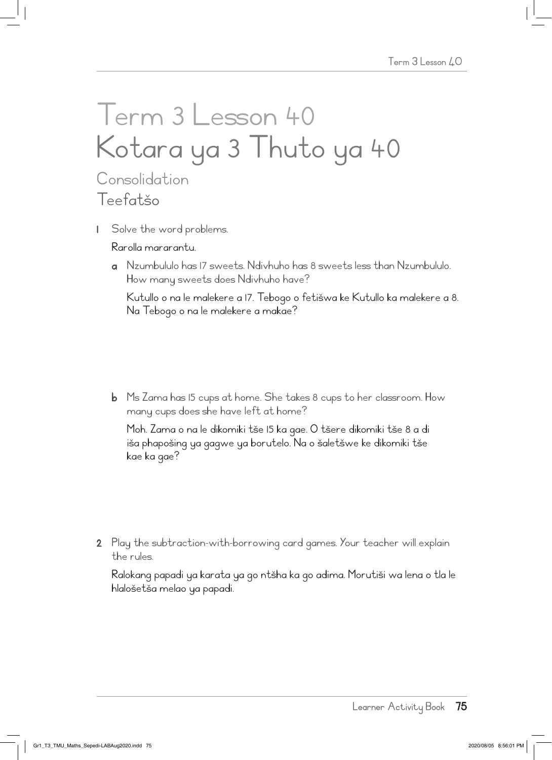# Term 3 Lesson 40
# Kotara ya 3 Thuto ya 40

## Consolidation
## Teefatšo

1 Solve the word problems.

   Rarolla mararantu.

   a Nzumbululo has 17 sweets. Ndivhuho has 8 sweets less than Nzumbululo. How many sweets does Ndivhuho have?

   Kutullo o na le malekere a 17. Tebogo o fetišwa ke Kutullo ka malekere a 8. Na Tebogo o na le malekere a makae?

   b Ms Zama has 15 cups at home. She takes 8 cups to her classroom. How many cups does she have left at home?

   Moh. Zama o na le dikomiki tše 15 ka gae. O tšere dikomiki tše 8 a di iša phapošing ya gagwe ya borutelo. Na o šaletšwe ke dikomiki tše kae ka gae?

2 Play the subtraction-with-borrowing card games. Your teacher will explain the rules.

   Ralokang papadi ya karata ya go ntšha ka go adima. Morutiši wa lena o tla le hlalošetša melao ya papadi.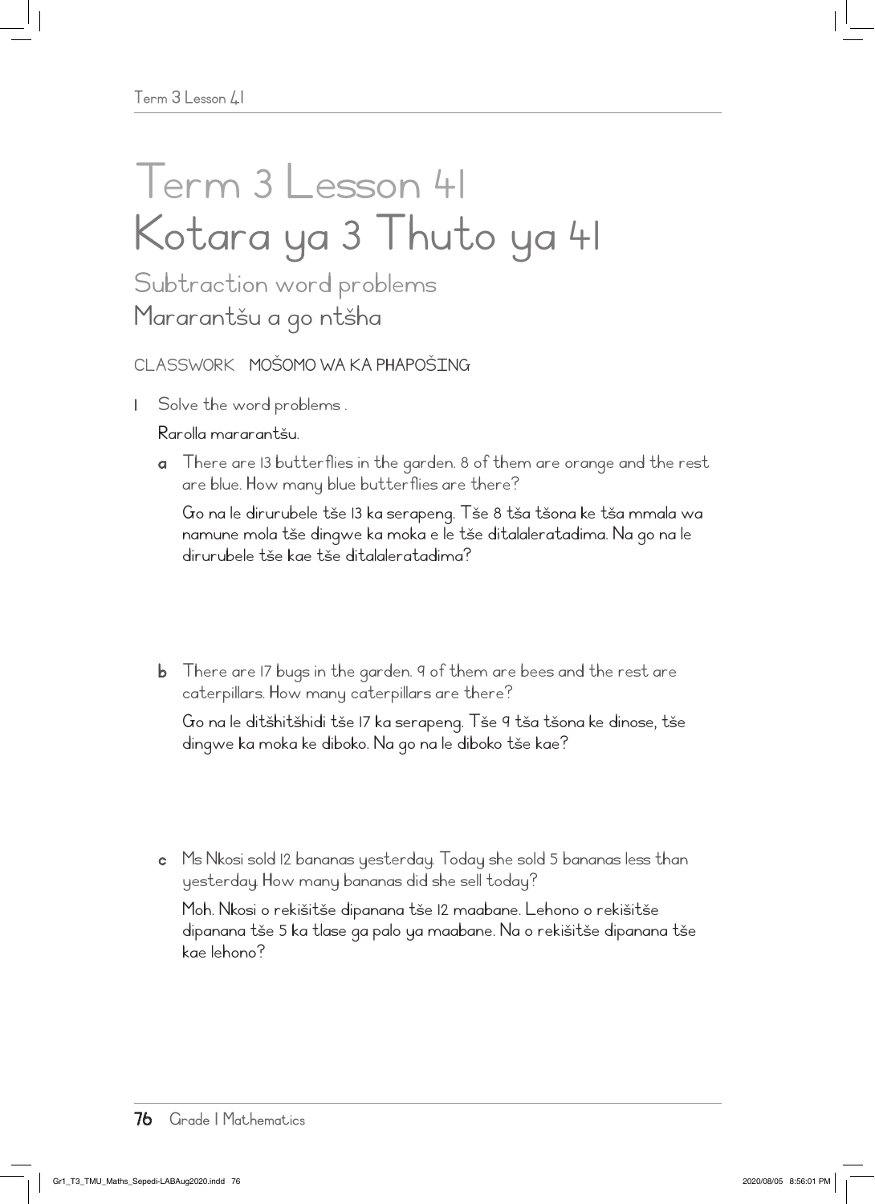# Term 3 Lesson 41
# Kotara ya 3 Thuto ya 41

## Subtraction word problems
## Mararantšu a go ntšha

CLASSWORK **MOŠOMO WA KA PHAPOŠING**

1 Solve the word problems .

**Rarolla mararantšu.**

a There are 13 butterflies in the garden. 8 of them are orange and the rest are blue. How many blue butterflies are there?

**Go na le dirurubele tše 13 ka serapeng. Tše 8 tša tšona ke tša mmala wa namune mola tše dingwe ka moka e le tše ditalaleratadima. Na go na le dirurubele tše kae tše ditalaleratadima?**

b There are 17 bugs in the garden. 9 of them are bees and the rest are caterpillars. How many caterpillars are there?

**Go na le ditšhitšhidi tše 17 ka serapeng. Tše 9 tša tšona ke dinose, tše dingwe ka moka ke diboko. Na go na le diboko tše kae?**

c Ms Nkosi sold 12 bananas yesterday. Today she sold 5 bananas less than yesterday. How many bananas did she sell today?

**Moh. Nkosi o rekišitše dipanana tše 12 maabane. Lehono o rekišitše dipanana tše 5 ka tlase ga palo ya maabane. Na o rekišitše dipanana tše kae lehono?**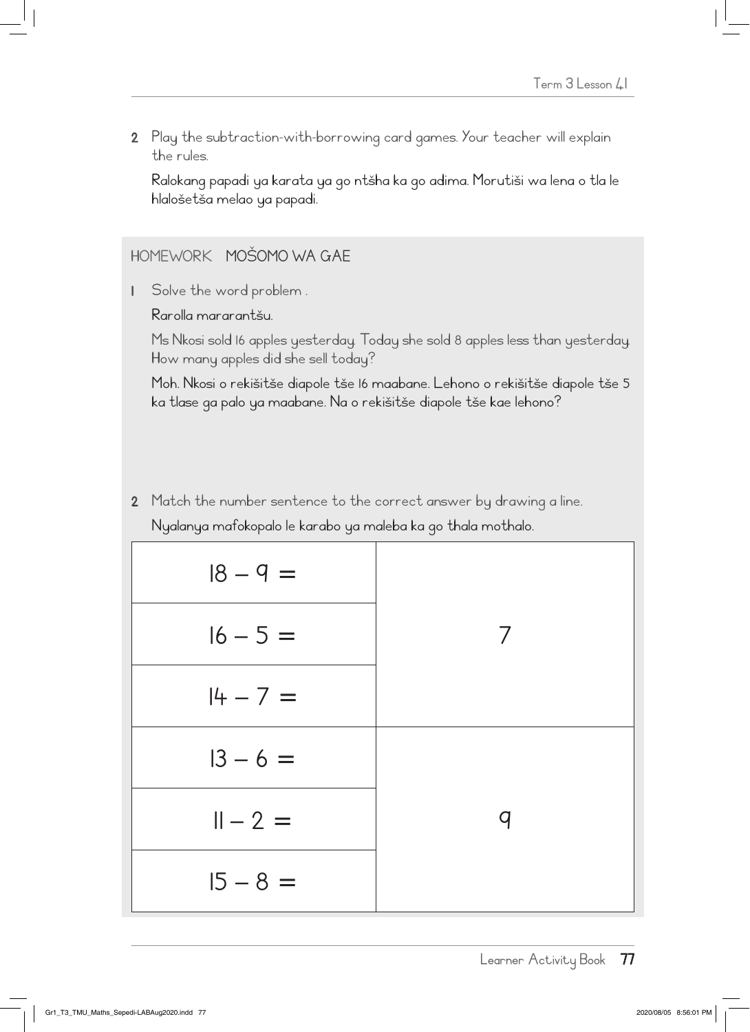2 Play the subtraction-with-borrowing card games. Your teacher will explain the rules.

Ralokang papadi ya karata ya go ntšha ka go adima. Morutiši wa lena o tla le hlalošetša melao ya papadi.

## HOMEWORK MOŠOMO WA GAE

1 Solve the word problem .

Rarolla mararantšu.

Ms Nkosi sold 16 apples yesterday. Today she sold 8 apples less than yesterday. How many apples did she sell today?

Moh. Nkosi o rekišitše diapole tše 16 maabane. Lehono o rekišitše diapole tše 5 ka tlase ga palo ya maabane. Na o rekišitše diapole tše kae lehono?

2 Match the number sentence to the correct answer by drawing a line.

Nyalanya mafokopalo le karabo ya maleba ka go thala mothalo.

| Number sentence | Answer |
|---|---|
| $18 - 9 =$ | |
| $16 - 5 =$ | 7 |
| $14 - 7 =$ | |
| $13 - 6 =$ | |
| $11 - 2 =$ | 9 |
| $15 - 8 =$ | |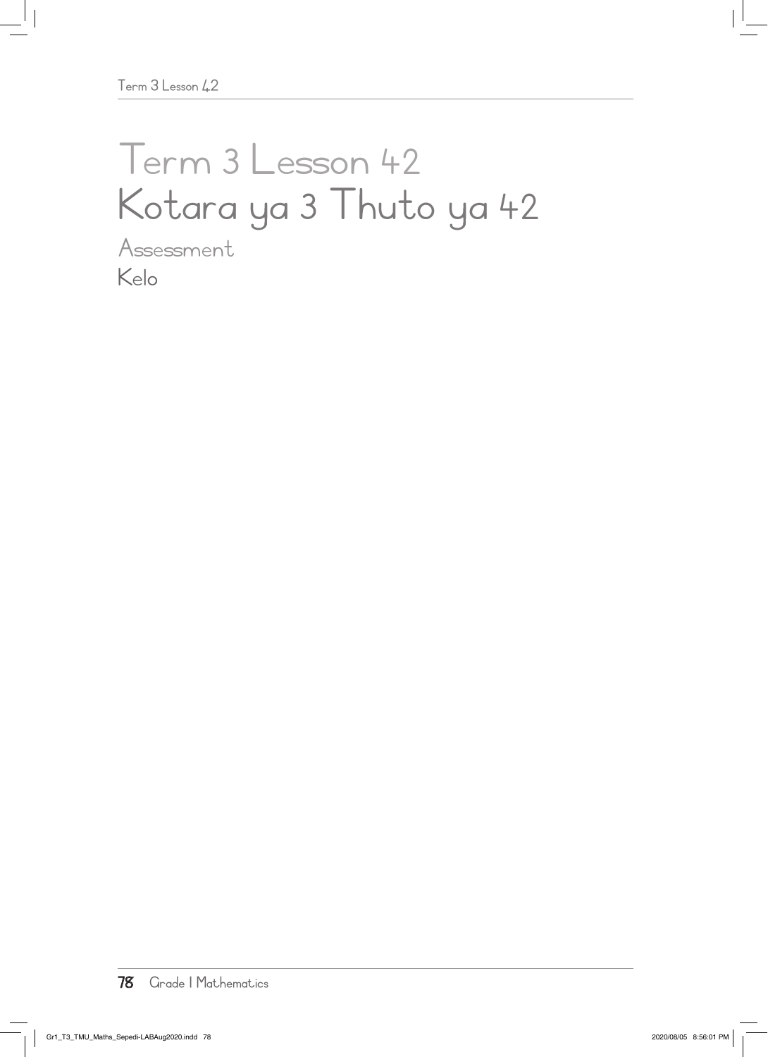# Term 3 Lesson 42
# Kotara ya 3 Thuto ya 42

## Assessment
## Kelo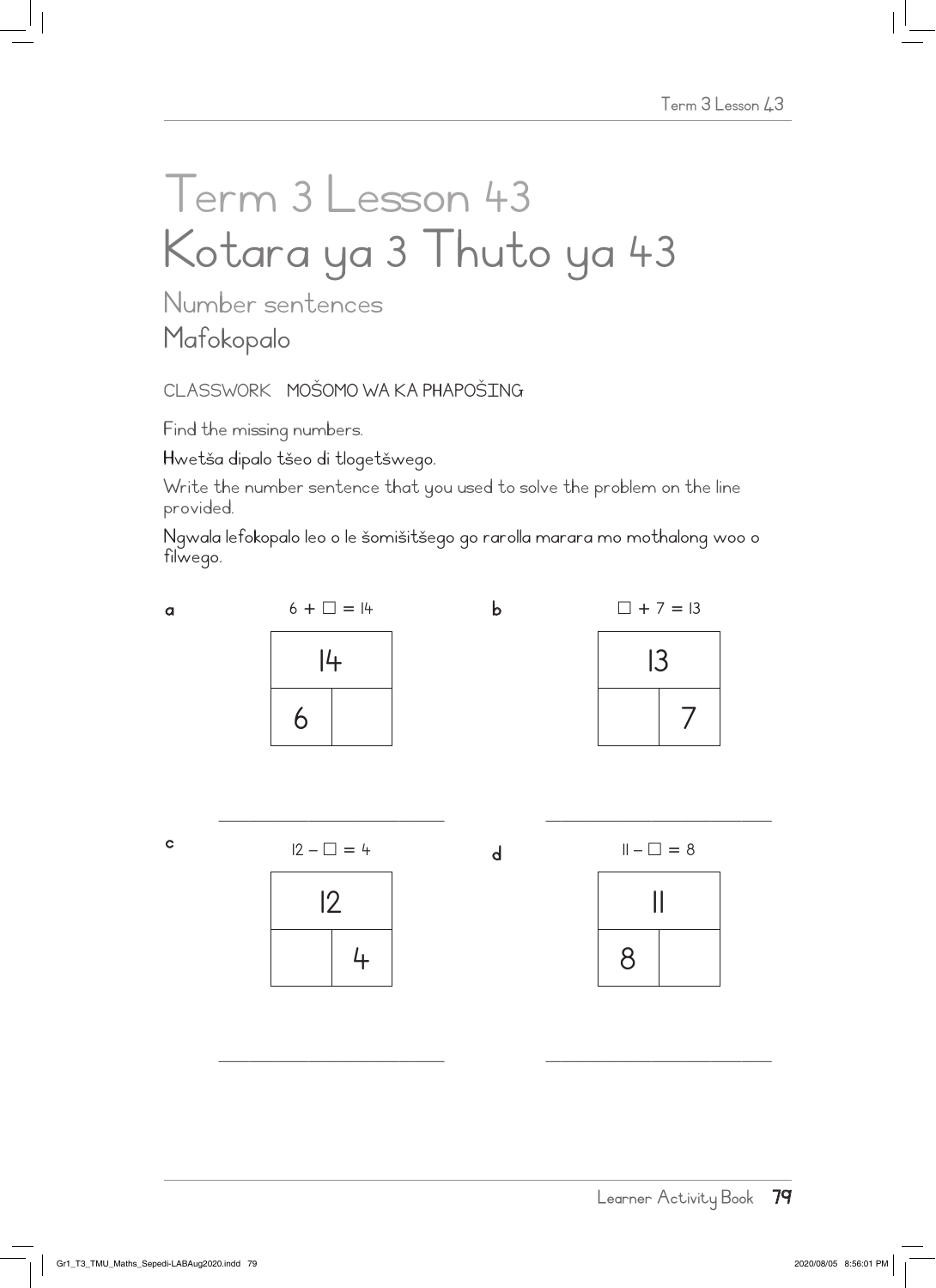# Term 3 Lesson 43
# Kotara ya 3 Thuto ya 43

## Number sentences
## Mafokopalo

CLASSWORK MOŠOMO WA KA PHAPOŠING

Find the missing numbers.

Hwetša dipalo tšeo di tlogetšwego.

Write the number sentence that you used to solve the problem on the line provided.

Ngwala lefokopalo leo o le šomišitšego go rarolla marara mo mothalong woo o filwego.

**a** $6 + \square = 14$

| 14 | |
|---|---|
| 6 | |

\_\_\_\_\_\_\_\_\_\_\_\_\_\_\_\_\_\_\_\_\_\_\_\_\_\_\_\_

**b** $\square + 7 = 13$

| 13 | |
|---|---|
| | 7 |

\_\_\_\_\_\_\_\_\_\_\_\_\_\_\_\_\_\_\_\_\_\_\_\_\_\_\_\_

**c** $12 - \square = 4$

| 12 | |
|---|---|
| | 4 |

\_\_\_\_\_\_\_\_\_\_\_\_\_\_\_\_\_\_\_\_\_\_\_\_\_\_\_\_

**d** $11 - \square = 8$

| 11 | |
|---|---|
| 8 | |

\_\_\_\_\_\_\_\_\_\_\_\_\_\_\_\_\_\_\_\_\_\_\_\_\_\_\_\_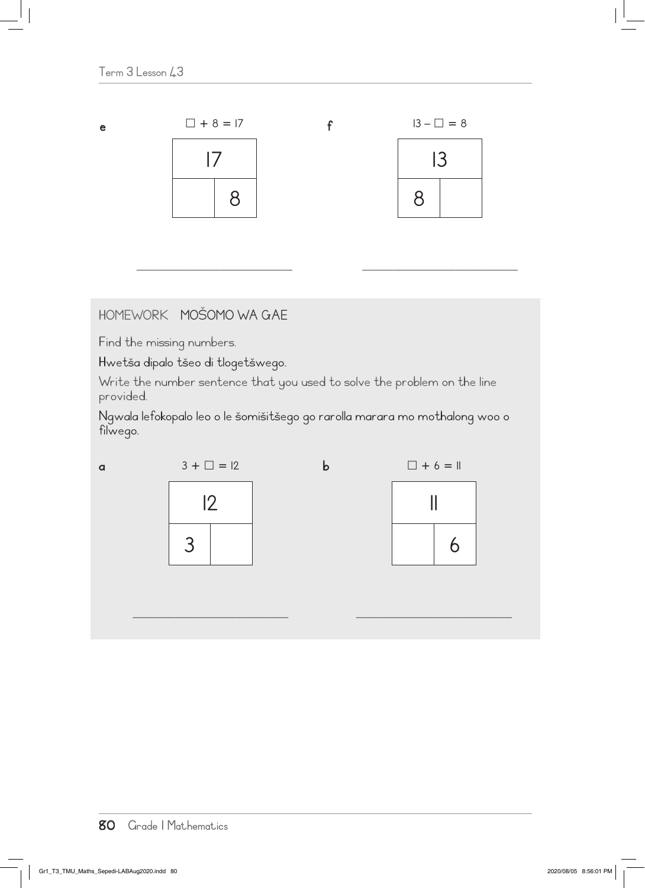**e** $\square + 8 = 17$

| 17 | |
|---|---|
| | 8 |

\_\_\_\_\_\_\_\_\_\_\_\_\_\_\_\_\_\_\_\_\_\_\_\_\_\_

**f** $13 - \square = 8$

| 13 | |
|---|---|
| 8 | |

\_\_\_\_\_\_\_\_\_\_\_\_\_\_\_\_\_\_\_\_\_\_\_\_\_\_

## HOMEWORK MOŠOMO WA GAE

Find the missing numbers.

**Hwetša dipalo tšeo di tlogetšwego.**

Write the number sentence that you used to solve the problem on the line provided.

**Ngwala lefokopalo leo o le šomišitšego go rarolla marara mo mothalong woo o filwego.**

**a** $3 + \square = 12$

| 12 | |
|---|---|
| 3 | |

\_\_\_\_\_\_\_\_\_\_\_\_\_\_\_\_\_\_\_\_\_\_\_\_\_\_

**b** $\square + 6 = 11$

| 11 | |
|---|---|
| | 6 |

\_\_\_\_\_\_\_\_\_\_\_\_\_\_\_\_\_\_\_\_\_\_\_\_\_\_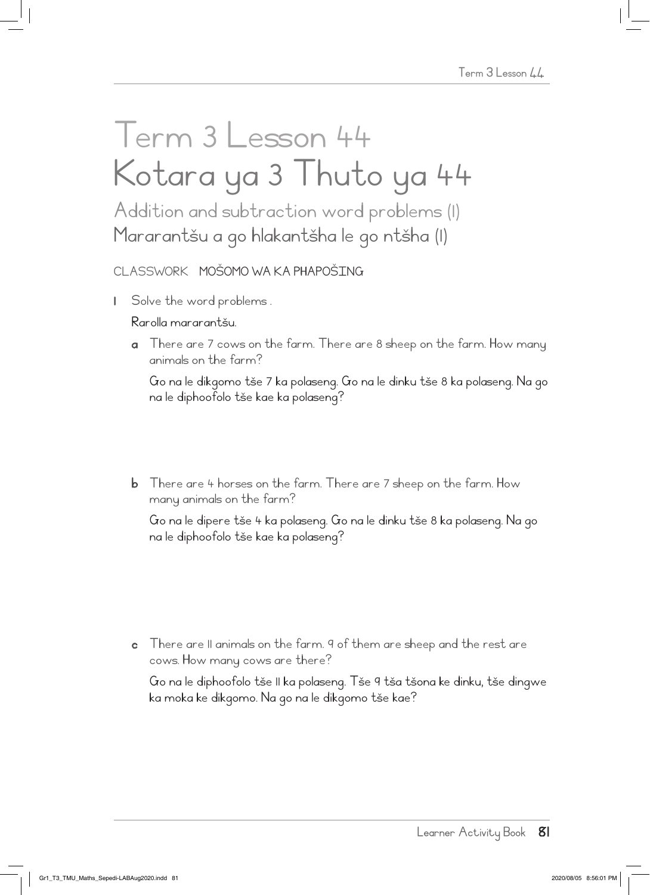# Term 3 Lesson 44
# Kotara ya 3 Thuto ya 44

## Addition and subtraction word problems (1)
## Mararantšu a go hlakantšha le go ntšha (1)

CLASSWORK MOŠOMO WA KA PHAPOŠING

1 Solve the word problems .

Rarolla mararantšu.

a There are 7 cows on the farm. There are 8 sheep on the farm. How many animals on the farm?

Go na le dikgomo tše 7 ka polaseng. Go na le dinku tše 8 ka polaseng. Na go na le diphoofolo tše kae ka polaseng?

b There are 4 horses on the farm. There are 7 sheep on the farm. How many animals on the farm?

Go na le dipere tše 4 ka polaseng. Go na le dinku tše 8 ka polaseng. Na go na le diphoofolo tše kae ka polaseng?

c There are 11 animals on the farm. 9 of them are sheep and the rest are cows. How many cows are there?

Go na le diphoofolo tše 11 ka polaseng. Tše 9 tša tšona ke dinku, tše dingwe ka moka ke dikgomo. Na go na le dikgomo tše kae?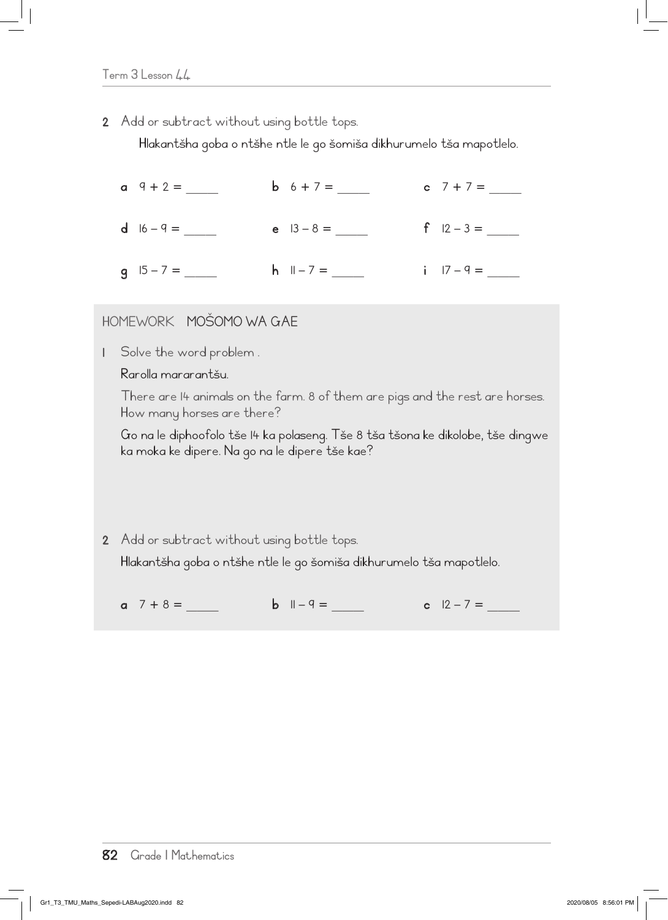2 Add or subtract without using bottle tops.

Hlakantšha goba o ntšhe ntle le go šomiša dikhurumelo tša mapotlelo.

a $9 + 2 =$ _____ b $6 + 7 =$ _____ c $7 + 7 =$ _____

d $16 - 9 =$ _____ e $13 - 8 =$ _____ f $12 - 3 =$ _____

g $15 - 7 =$ _____ h $11 - 7 =$ _____ i $17 - 9 =$ _____

## HOMEWORK MOŠOMO WA GAE

1 Solve the word problem .

Rarolla mararantšu.

There are 14 animals on the farm. 8 of them are pigs and the rest are horses. How many horses are there?

Go na le diphoofolo tše 14 ka polaseng. Tše 8 tša tšona ke dikolobe, tše dingwe ka moka ke dipere. Na go na le dipere tše kae?

2 Add or subtract without using bottle tops.

Hlakantšha goba o ntšhe ntle le go šomiša dikhurumelo tša mapotlelo.

a $7 + 8 =$ _____ b $11 - 9 =$ _____ c $12 - 7 =$ _____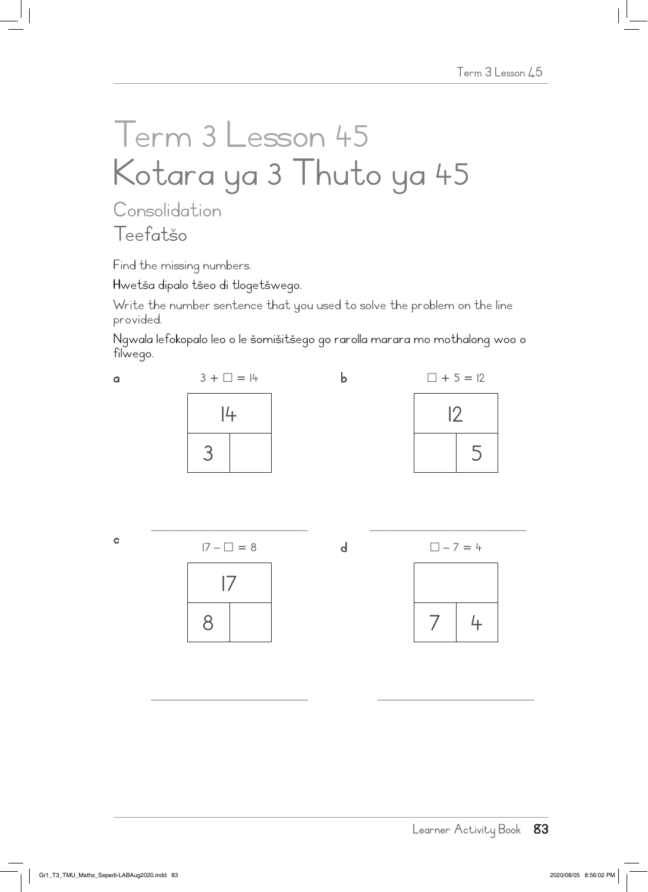# Term 3 Lesson 45
# Kotara ya 3 Thuto ya 45

## Consolidation
## Teefatšo

Find the missing numbers.

Hwetša dipalo tšeo di tlogetšwego.

Write the number sentence that you used to solve the problem on the line provided.

Ngwala lefokopalo leo o le šomišitšego go rarolla marara mo mothalong woo o filwego.

**a** $3 + \square = 14$

| 14 | |
|---|---|
| 3 | |

\_\_\_\_\_\_\_\_\_\_\_\_\_\_\_\_\_\_\_\_\_\_\_\_\_\_

**b** $\square + 5 = 12$

| 12 | |
|---|---|
| | 5 |

\_\_\_\_\_\_\_\_\_\_\_\_\_\_\_\_\_\_\_\_\_\_\_\_\_\_

**c** $17 - \square = 8$

| 17 | |
|---|---|
| 8 | |

\_\_\_\_\_\_\_\_\_\_\_\_\_\_\_\_\_\_\_\_\_\_\_\_\_\_

**d** $\square - 7 = 4$

| | |
|---|---|
| 7 | 4 |

\_\_\_\_\_\_\_\_\_\_\_\_\_\_\_\_\_\_\_\_\_\_\_\_\_\_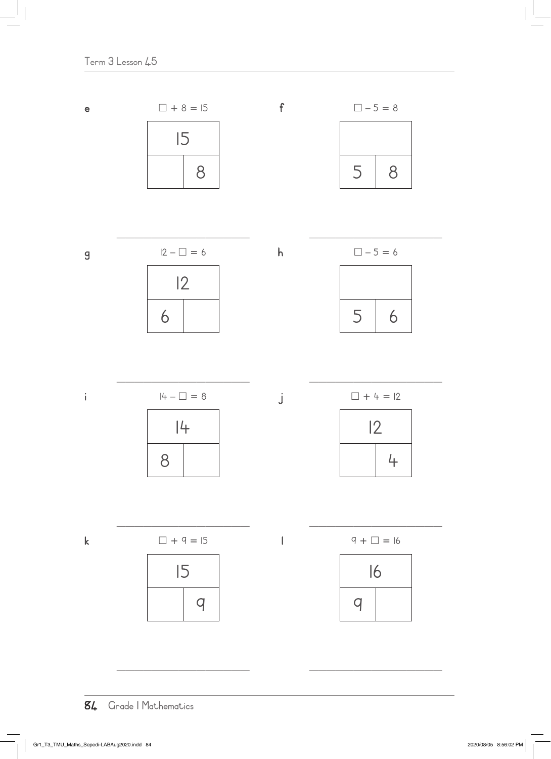**e** $\square + 8 = 15$

| 15 | |
|---|---|
| | 8 |

\_\_\_\_\_\_\_\_\_\_\_\_\_\_\_\_\_\_\_\_\_\_\_\_

**f** $\square - 5 = 8$

| | |
|---|---|
| 5 | 8 |

\_\_\_\_\_\_\_\_\_\_\_\_\_\_\_\_\_\_\_\_\_\_\_\_

**g** $12 - \square = 6$

| 12 | |
|---|---|
| 6 | |

\_\_\_\_\_\_\_\_\_\_\_\_\_\_\_\_\_\_\_\_\_\_\_\_

**h** $\square - 5 = 6$

| | |
|---|---|
| 5 | 6 |

\_\_\_\_\_\_\_\_\_\_\_\_\_\_\_\_\_\_\_\_\_\_\_\_

**i** $14 - \square = 8$

| 14 | |
|---|---|
| 8 | |

\_\_\_\_\_\_\_\_\_\_\_\_\_\_\_\_\_\_\_\_\_\_\_\_

**j** $\square + 4 = 12$

| 12 | |
|---|---|
| | 4 |

\_\_\_\_\_\_\_\_\_\_\_\_\_\_\_\_\_\_\_\_\_\_\_\_

**k** $\square + 9 = 15$

| 15 | |
|---|---|
| | 9 |

\_\_\_\_\_\_\_\_\_\_\_\_\_\_\_\_\_\_\_\_\_\_\_\_

**l** $9 + \square = 16$

| 16 | |
|---|---|
| 9 | |

\_\_\_\_\_\_\_\_\_\_\_\_\_\_\_\_\_\_\_\_\_\_\_\_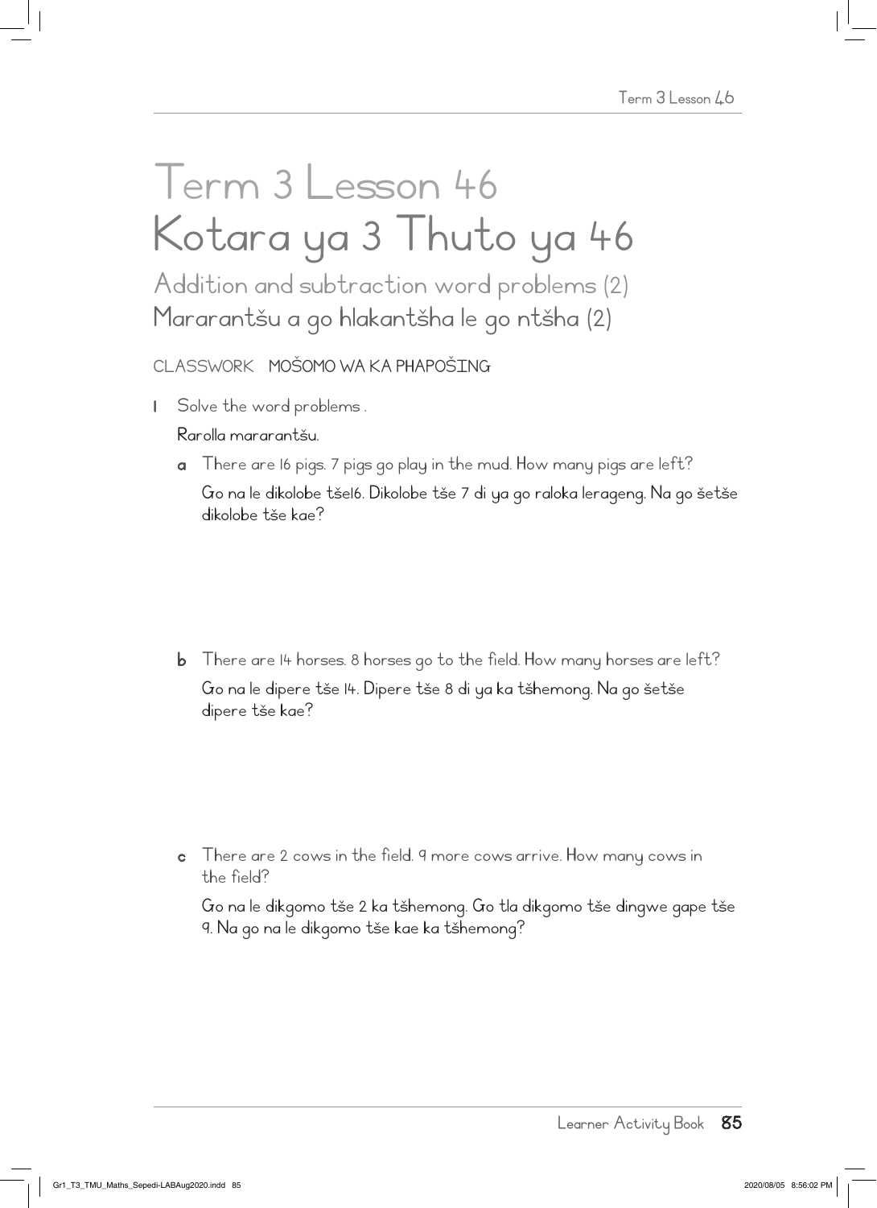# Term 3 Lesson 46
# Kotara ya 3 Thuto ya 46

## Addition and subtraction word problems (2)
## Mararantšu a go hlakantšha le go ntšha (2)

CLASSWORK MOŠOMO WA KA PHAPOŠING

1 Solve the word problems .

Rarolla mararantšu.

a There are 16 pigs. 7 pigs go play in the mud. How many pigs are left?

Go na le dikolobe tše16. Dikolobe tše 7 di ya go raloka lerageng. Na go šetše dikolobe tše kae?

b There are 14 horses. 8 horses go to the field. How many horses are left?

Go na le dipere tše 14. Dipere tše 8 di ya ka tšhemong. Na go šetše dipere tše kae?

c There are 2 cows in the field. 9 more cows arrive. How many cows in the field?

Go na le dikgomo tše 2 ka tšhemong. Go tla dikgomo tše dingwe gape tše 9. Na go na le dikgomo tše kae ka tšhemong?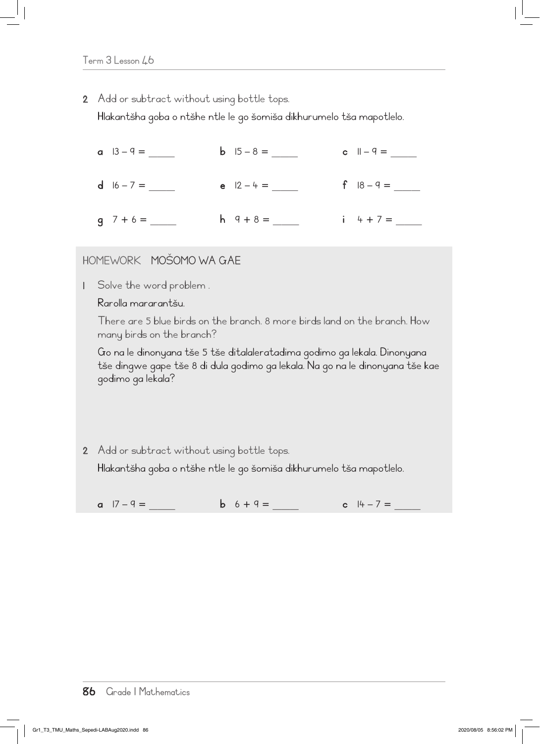2 Add or subtract without using bottle tops.

Hlakantšha goba o ntšhe ntle le go šomiša dikhurumelo tša mapotlelo.

a $13 - 9 =$ _____ b $15 - 8 =$ _____ c $11 - 9 =$ _____

d $16 - 7 =$ _____ e $12 - 4 =$ _____ f $18 - 9 =$ _____

g $7 + 6 =$ _____ h $9 + 8 =$ _____ i $4 + 7 =$ _____

## HOMEWORK MOŠOMO WA GAE

1 Solve the word problem .

Rarolla mararantšu.

There are 5 blue birds on the branch. 8 more birds land on the branch. How many birds on the branch?

Go na le dinonyana tše 5 tše ditalaleratadima godimo ga lekala. Dinonyana tše dingwe gape tše 8 di dula godimo ga lekala. Na go na le dinonyana tše kae godimo ga lekala?

2 Add or subtract without using bottle tops.

Hlakantšha goba o ntšhe ntle le go šomiša dikhurumelo tša mapotlelo.

a $17 - 9 =$ _____ b $6 + 9 =$ _____ c $14 - 7 =$ _____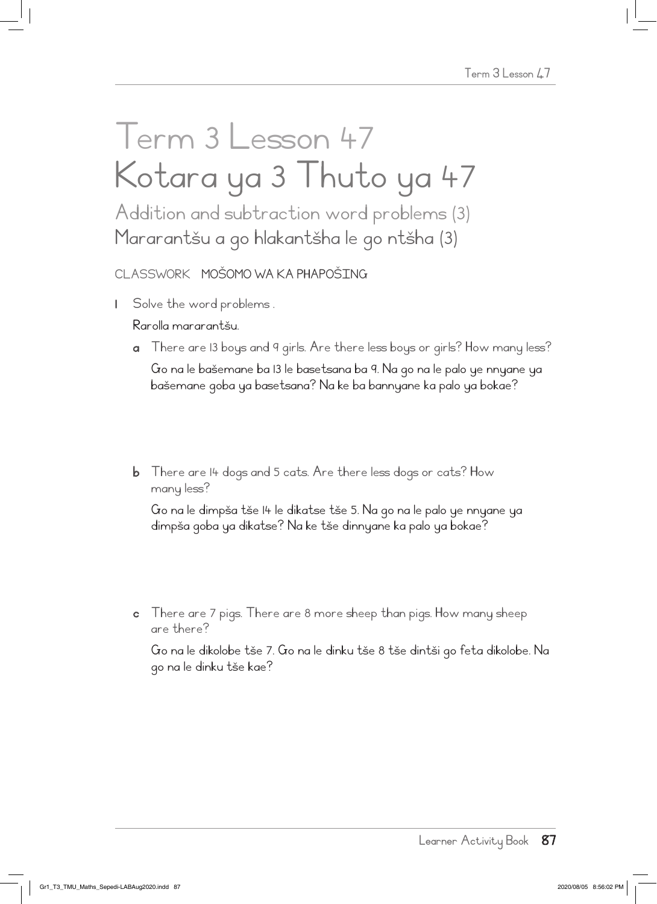# Term 3 Lesson 47
# Kotara ya 3 Thuto ya 47

## Addition and subtraction word problems (3)
## Mararantšu a go hlakantšha le go ntšha (3)

CLASSWORK MOŠOMO WA KA PHAPOŠING

1 Solve the word problems .

Rarolla mararantšu.

a There are 13 boys and 9 girls. Are there less boys or girls? How many less?

Go na le bašemane ba 13 le basetsana ba 9. Na go na le palo ye nnyane ya bašemane goba ya basetsana? Na ke ba bannyane ka palo ya bokae?

b There are 14 dogs and 5 cats. Are there less dogs or cats? How many less?

Go na le dimpša tše 14 le dikatse tše 5. Na go na le palo ye nnyane ya dimpša goba ya dikatse? Na ke tše dinnyane ka palo ya bokae?

c There are 7 pigs. There are 8 more sheep than pigs. How many sheep are there?

Go na le dikolobe tše 7. Go na le dinku tše 8 tše dintši go feta dikolobe. Na go na le dinku tše kae?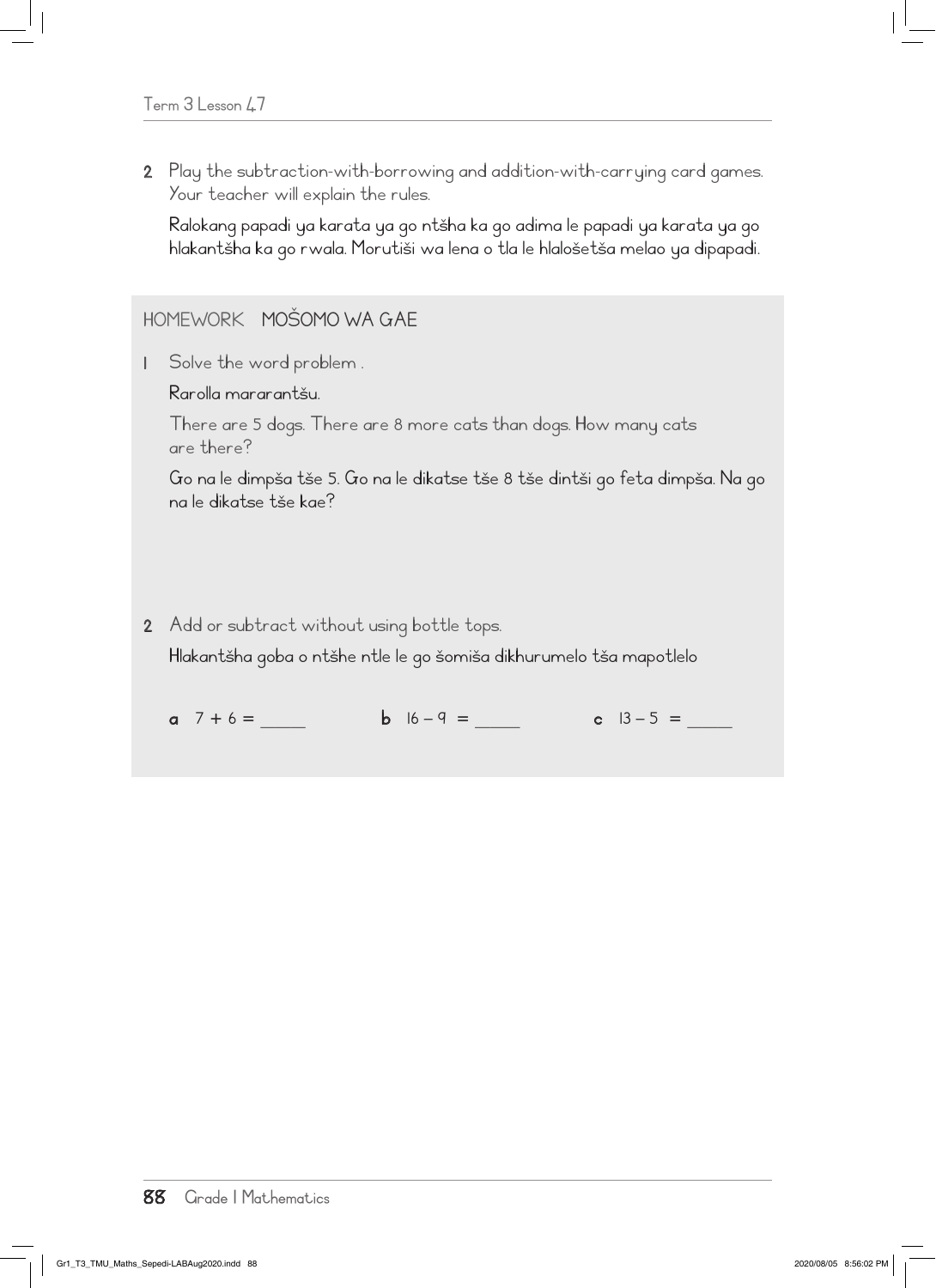2 Play the subtraction-with-borrowing and addition-with-carrying card games. Your teacher will explain the rules.

Ralokang papadi ya karata ya go ntšha ka go adima le papadi ya karata ya go hlakantšha ka go rwala. Morutiši wa lena o tla le hlalošetša melao ya dipapadi.

## HOMEWORK MOŠOMO WA GAE

1 Solve the word problem .

Rarolla mararantšu.

There are 5 dogs. There are 8 more cats than dogs. How many cats are there?

Go na le dimpša tše 5. Go na le dikatse tše 8 tše dintši go feta dimpša. Na go na le dikatse tše kae?

2 Add or subtract without using bottle tops.

Hlakantšha goba o ntšhe ntle le go šomiša dikhurumelo tša mapotlelo

**a** $7 + 6 =$ _____ **b** $16 - 9 =$ _____ **c** $13 - 5 =$ _____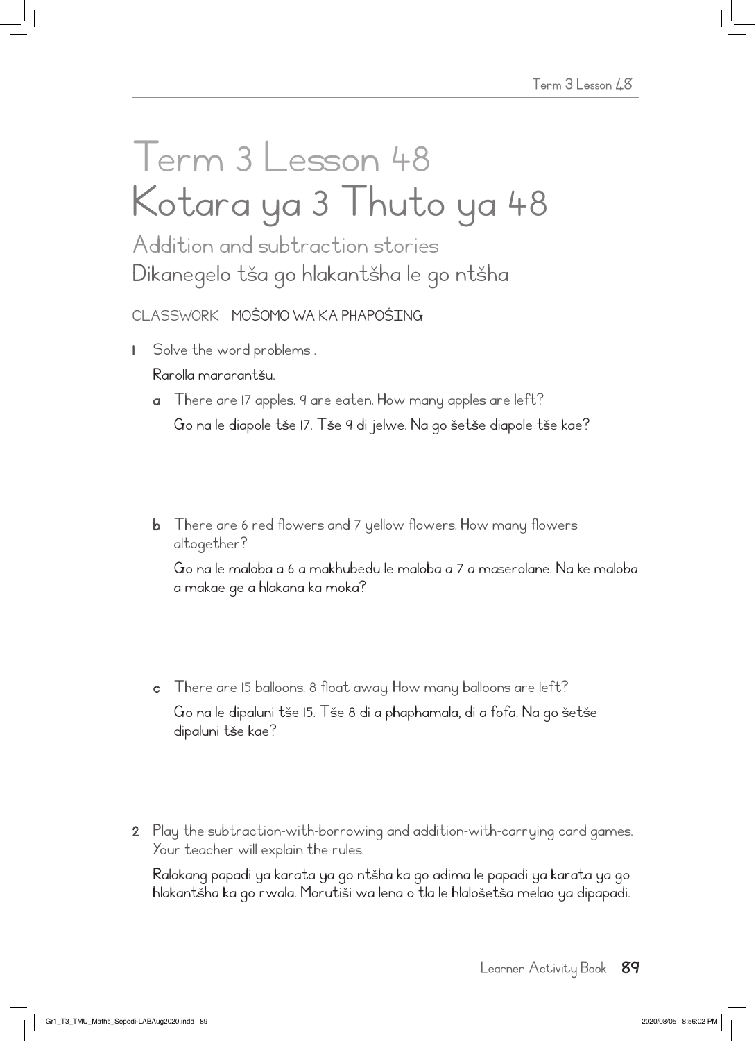# Term 3 Lesson 48
# Kotara ya 3 Thuto ya 48

## Addition and subtraction stories
## Dikanegelo tša go hlakantšha le go ntšha

CLASSWORK MOŠOMO WA KA PHAPOŠING

1 Solve the word problems .

Rarolla mararantšu.

a There are 17 apples. 9 are eaten. How many apples are left?

Go na le diapole tše 17. Tše 9 di jelwe. Na go šetše diapole tše kae?

b There are 6 red flowers and 7 yellow flowers. How many flowers altogether?

Go na le maloba a 6 a makhubedu le maloba a 7 a maserolane. Na ke maloba a makae ge a hlakana ka moka?

c There are 15 balloons. 8 float away. How many balloons are left?

Go na le dipaluni tše 15. Tše 8 di a phaphamala, di a fofa. Na go šetše dipaluni tše kae?

2 Play the subtraction-with-borrowing and addition-with-carrying card games. Your teacher will explain the rules.

Ralokang papadi ya karata ya go ntšha ka go adima le papadi ya karata ya go hlakantšha ka go rwala. Morutiši wa lena o tla le hlalošetša melao ya dipapadi.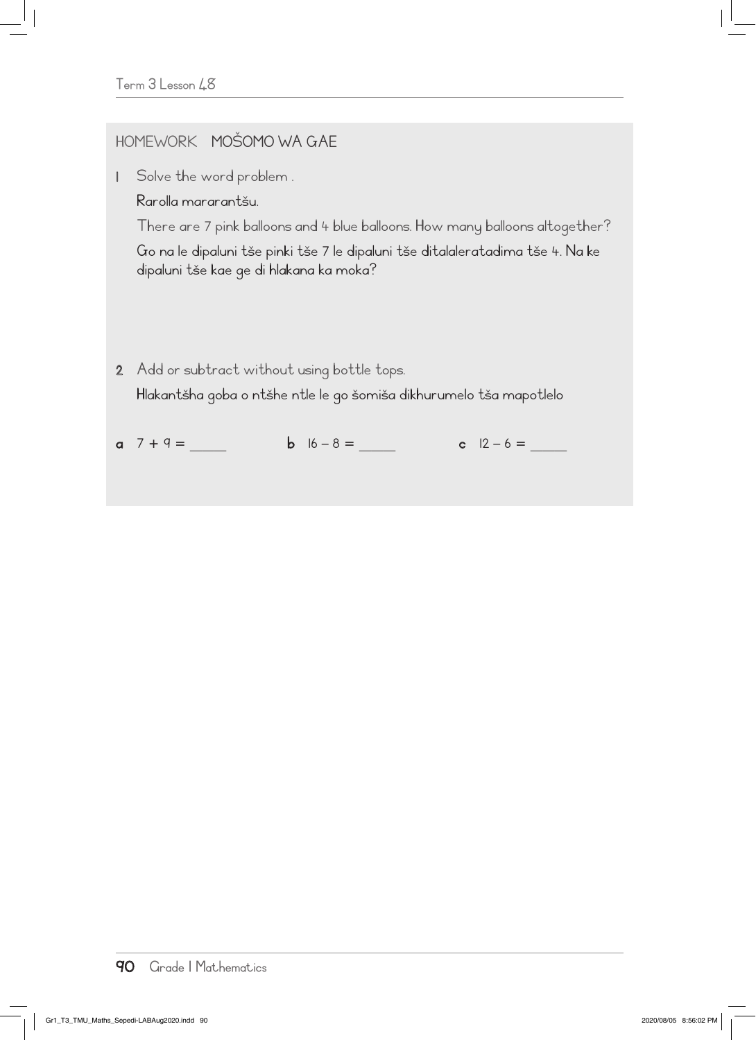## HOMEWORK MOŠOMO WA GAE

1 Solve the word problem .

Rarolla mararantšu.

There are 7 pink balloons and 4 blue balloons. How many balloons altogether?

Go na le dipaluni tše pinki tše 7 le dipaluni tše ditalaleratadima tše 4. Na ke dipaluni tše kae ge di hlakana ka moka?

2 Add or subtract without using bottle tops.

Hlakantšha goba o ntšhe ntle le go šomiša dikhurumelo tša mapotlelo

a $7 + 9 =$ _____

b $16 - 8 =$ _____

c $12 - 6 =$ _____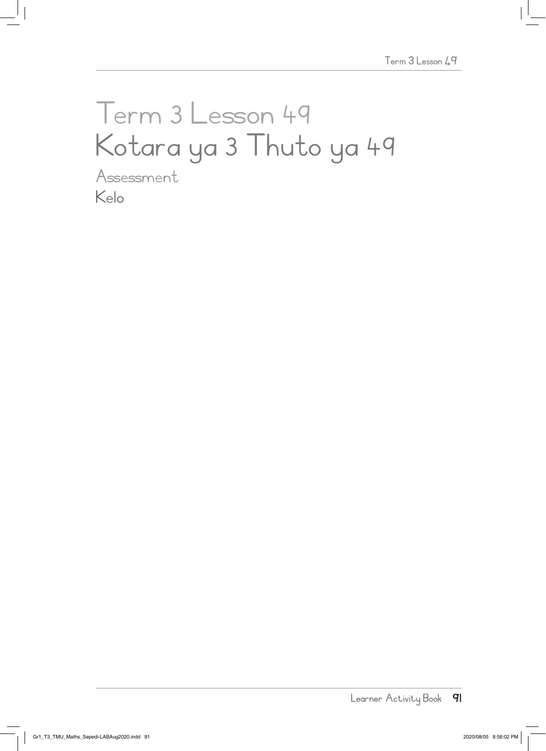# Term 3 Lesson 49

# Kotara ya 3 Thuto ya 49

## Assessment

## Kelo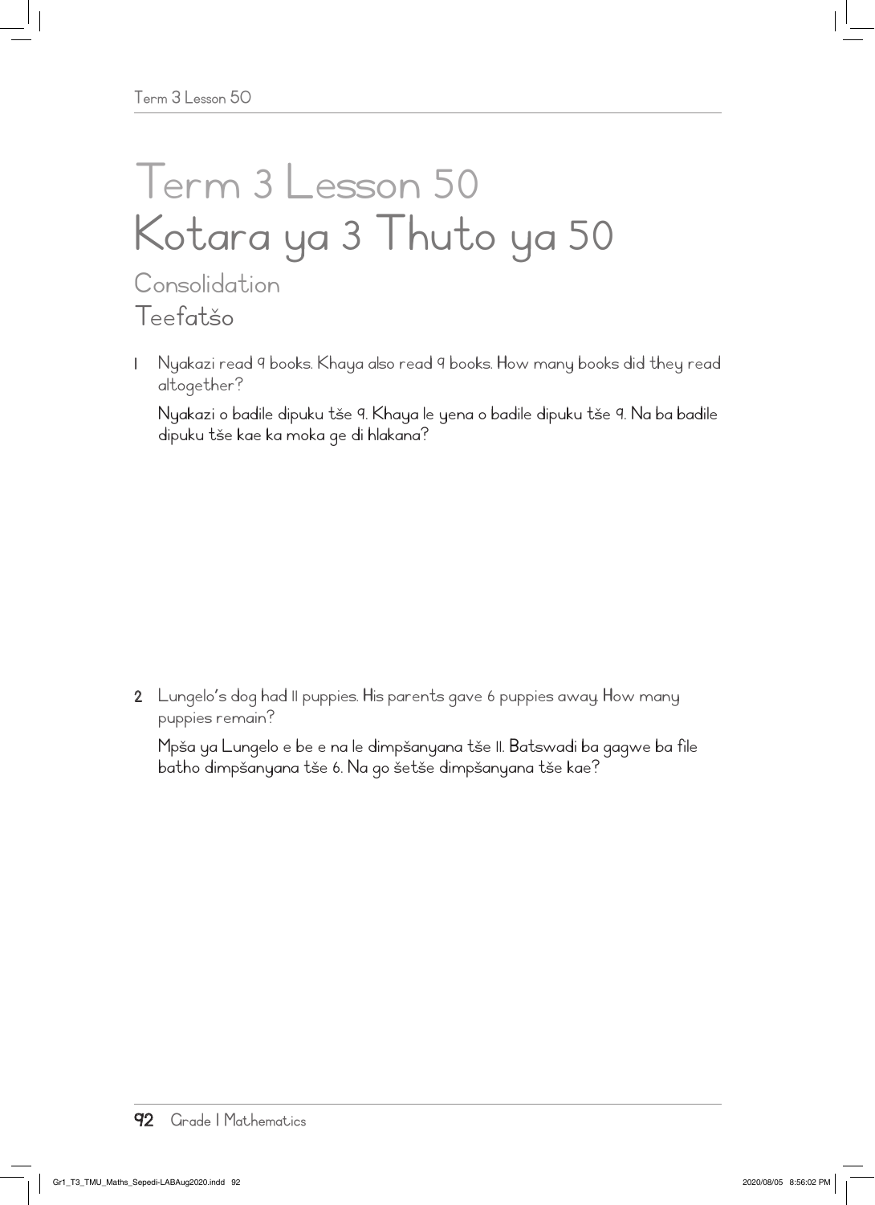# Term 3 Lesson 50
# Kotara ya 3 Thuto ya 50

## Consolidation
## Teefatšo

1. Nyakazi read 9 books. Khaya also read 9 books. How many books did they read altogether?

   Nyakazi o badile dipuku tše 9. Khaya le yena o badile dipuku tše 9. Na ba badile dipuku tše kae ka moka ge di hlakana?

2. Lungelo's dog had 11 puppies. His parents gave 6 puppies away. How many puppies remain?

   Mpša ya Lungelo e be e na le dimpšanyana tše 11. Batswadi ba gagwe ba file batho dimpšanyana tše 6. Na go šetše dimpšanyana tše kae?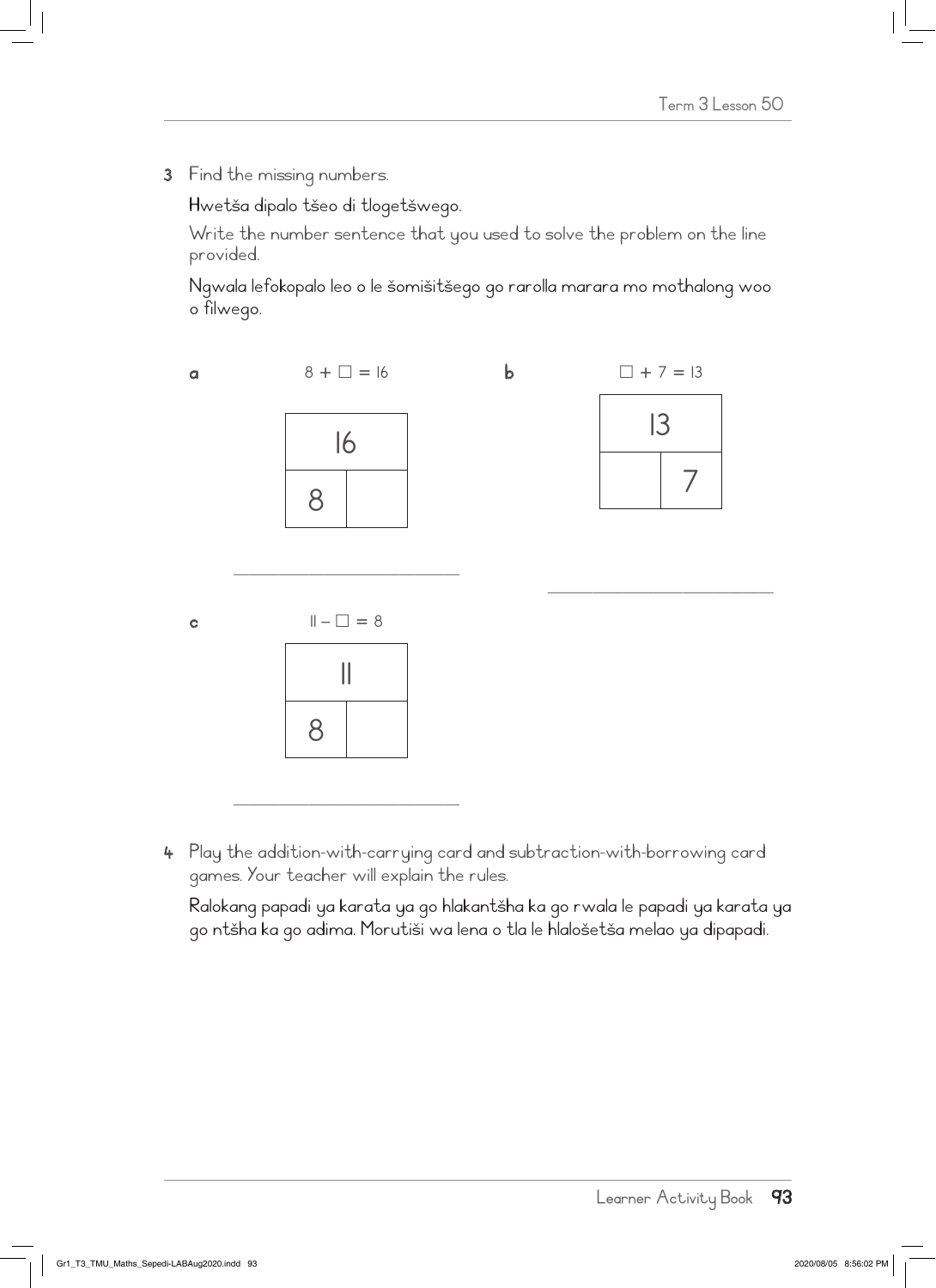3 Find the missing numbers.

Hwetša dipalo tšeo di tlogetšwego.

Write the number sentence that you used to solve the problem on the line provided.

Ngwala lefokopalo leo o le šomišitšego go rarolla marara mo mothalong woo o filwego.

**a** 8 + ☐ = 16

| 16 | |
|---|---|
| 8 | |

\_\_\_\_\_\_\_\_\_\_\_\_\_\_\_\_\_\_\_\_\_\_\_\_\_\_

**b** ☐ + 7 = 13

| 13 | |
|---|---|
| | 7 |

\_\_\_\_\_\_\_\_\_\_\_\_\_\_\_\_\_\_\_\_\_\_\_\_\_\_

**c** 11 – ☐ = 8

| 11 | |
|---|---|
| 8 | |

\_\_\_\_\_\_\_\_\_\_\_\_\_\_\_\_\_\_\_\_\_\_\_\_\_\_

4 Play the addition-with-carrying card and subtraction-with-borrowing card games. Your teacher will explain the rules.

Ralokang papadi ya karata ya go hlakantšha ka go rwala le papadi ya karata ya go ntšha ka go adima. Morutiši wa lena o tla le hlalošetša melao ya dipapadi.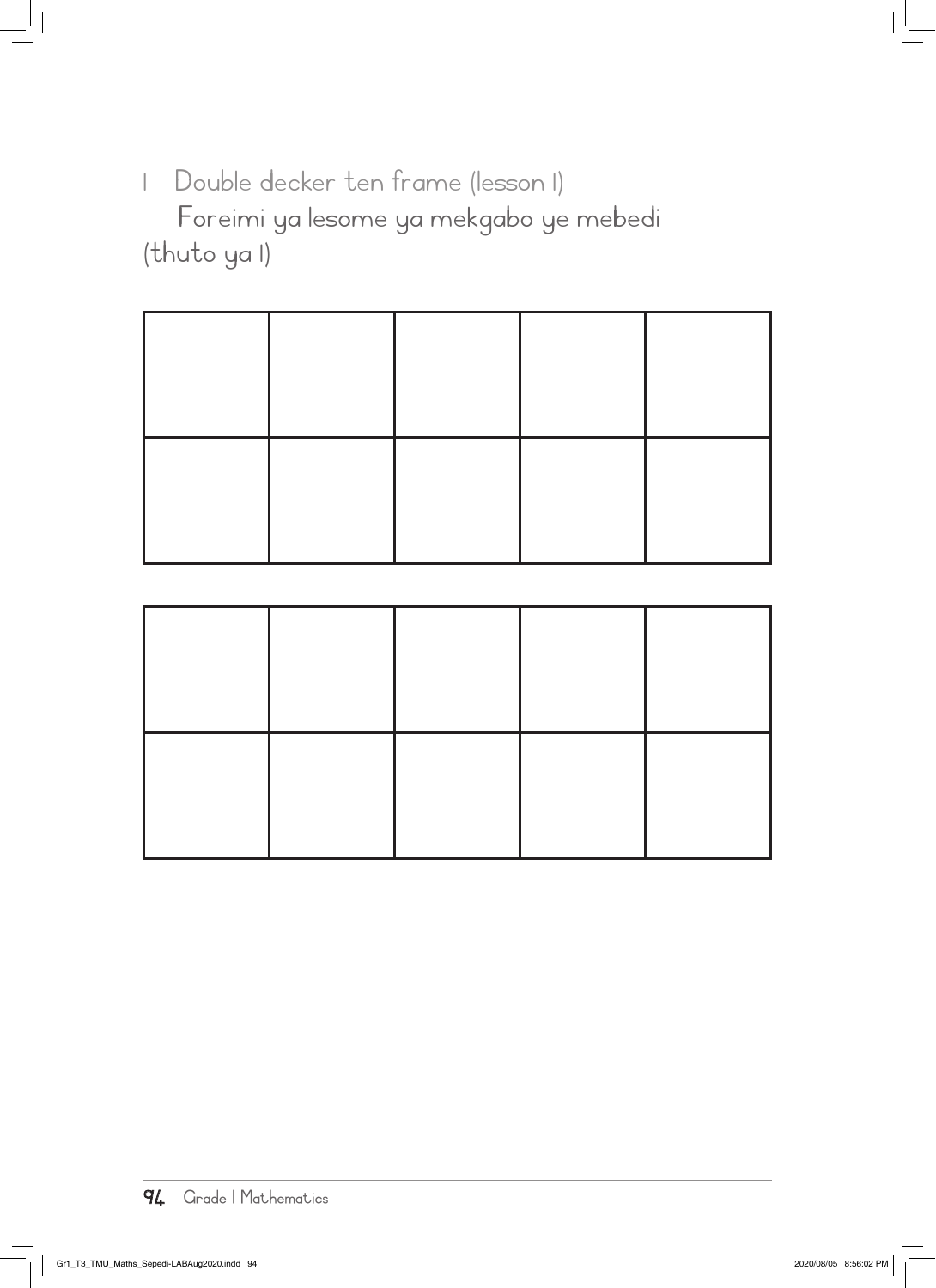1 Double decker ten frame (lesson 1)

Foreimi ya lesome ya mekgabo ye mebedi (thuto ya 1)

| | | | | |
|---|---|---|---|---|
| | | | | |
| | | | | |

| | | | | |
|---|---|---|---|---|
| | | | | |
| | | | | |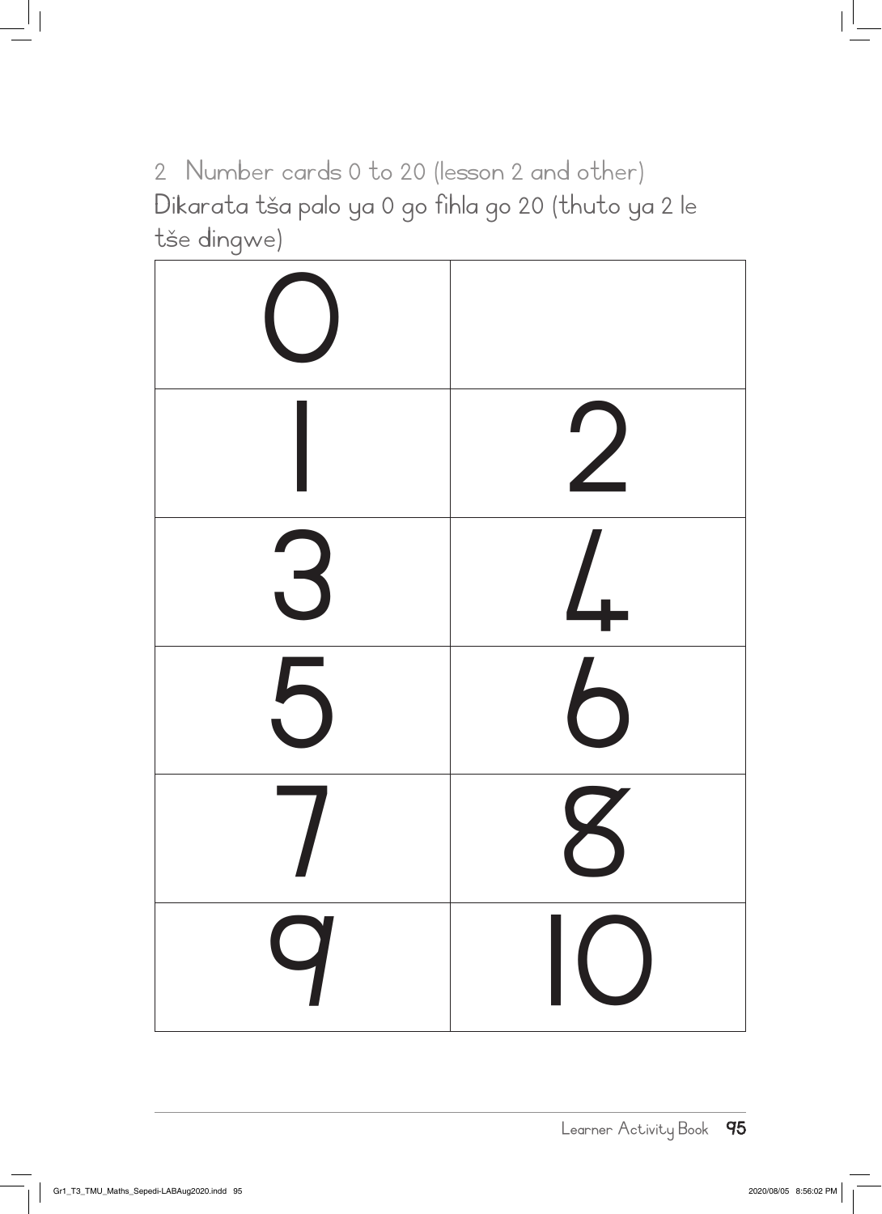2 Number cards 0 to 20 (lesson 2 and other)

Dikarata tša palo ya 0 go fihla go 20 (thuto ya 2 le tše dingwe)

| 0 | |
|---|---|
| 1 | 2 |
| 3 | 4 |
| 5 | 6 |
| 7 | 8 |
| 9 | 10 |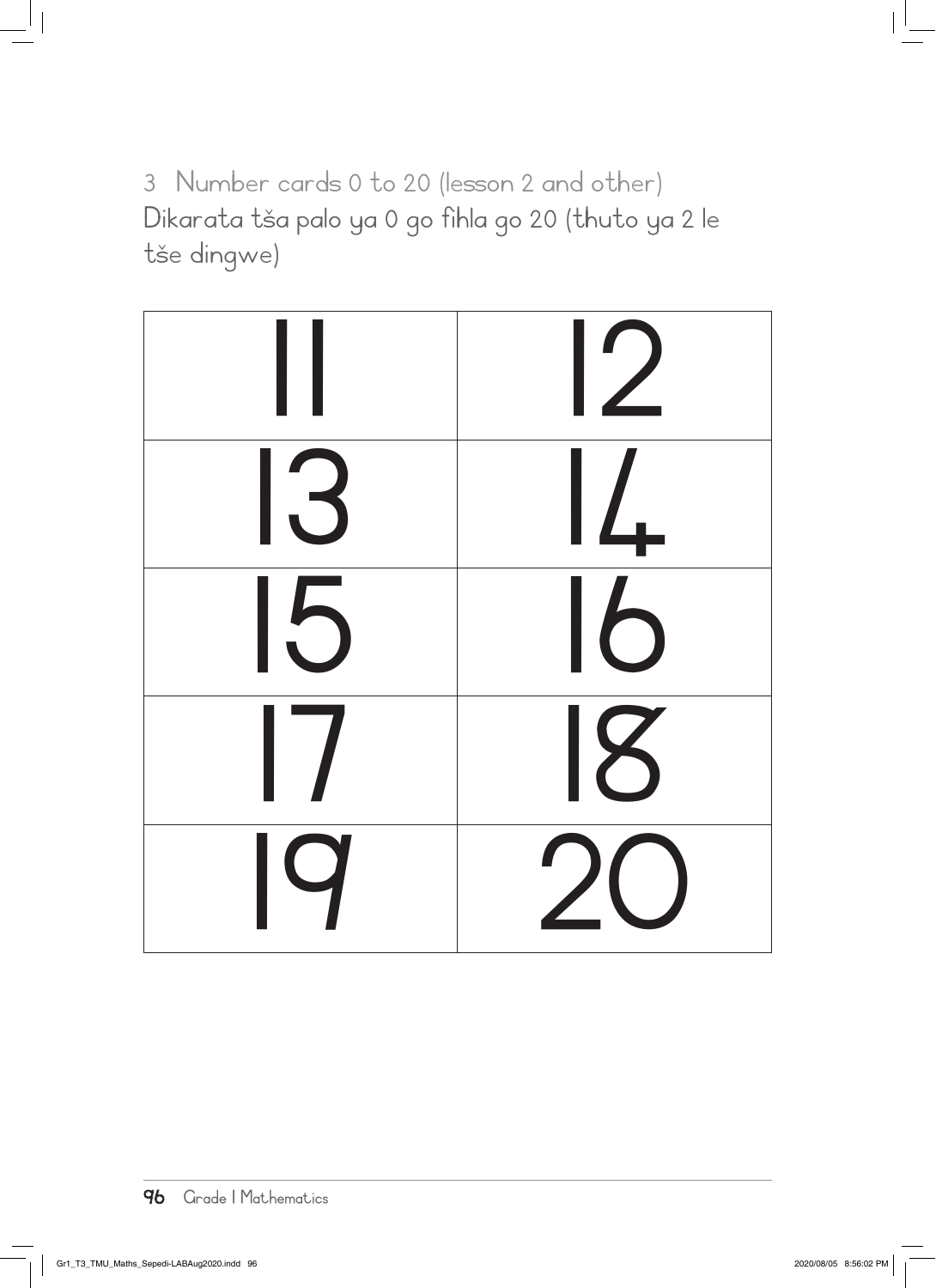3 Number cards 0 to 20 (lesson 2 and other)
Dikarata tša palo ya 0 go fihla go 20 (thuto ya 2 le tše dingwe)

| 11 | 12 |
|---|---|
| 13 | 14 |
| 15 | 16 |
| 17 | 18 |
| 19 | 20 |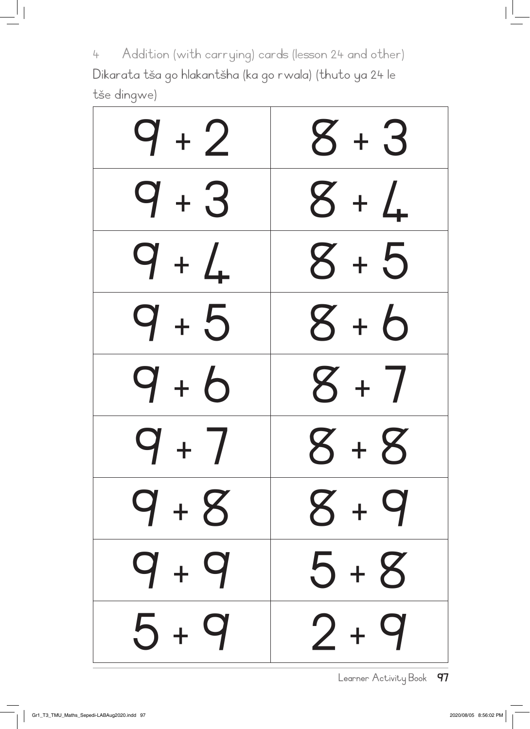4 Addition (with carrying) cards (lesson 24 and other)

Dikarata tša go hlakantšha (ka go rwala) (thuto ya 24 le tše dingwe)

| | |
|---|---|
| $9 + 2$ | $8 + 3$ |
| $9 + 3$ | $8 + 4$ |
| $9 + 4$ | $8 + 5$ |
| $9 + 5$ | $8 + 6$ |
| $9 + 6$ | $8 + 7$ |
| $9 + 7$ | $8 + 8$ |
| $9 + 8$ | $8 + 9$ |
| $9 + 9$ | $5 + 8$ |
| $5 + 9$ | $2 + 9$ |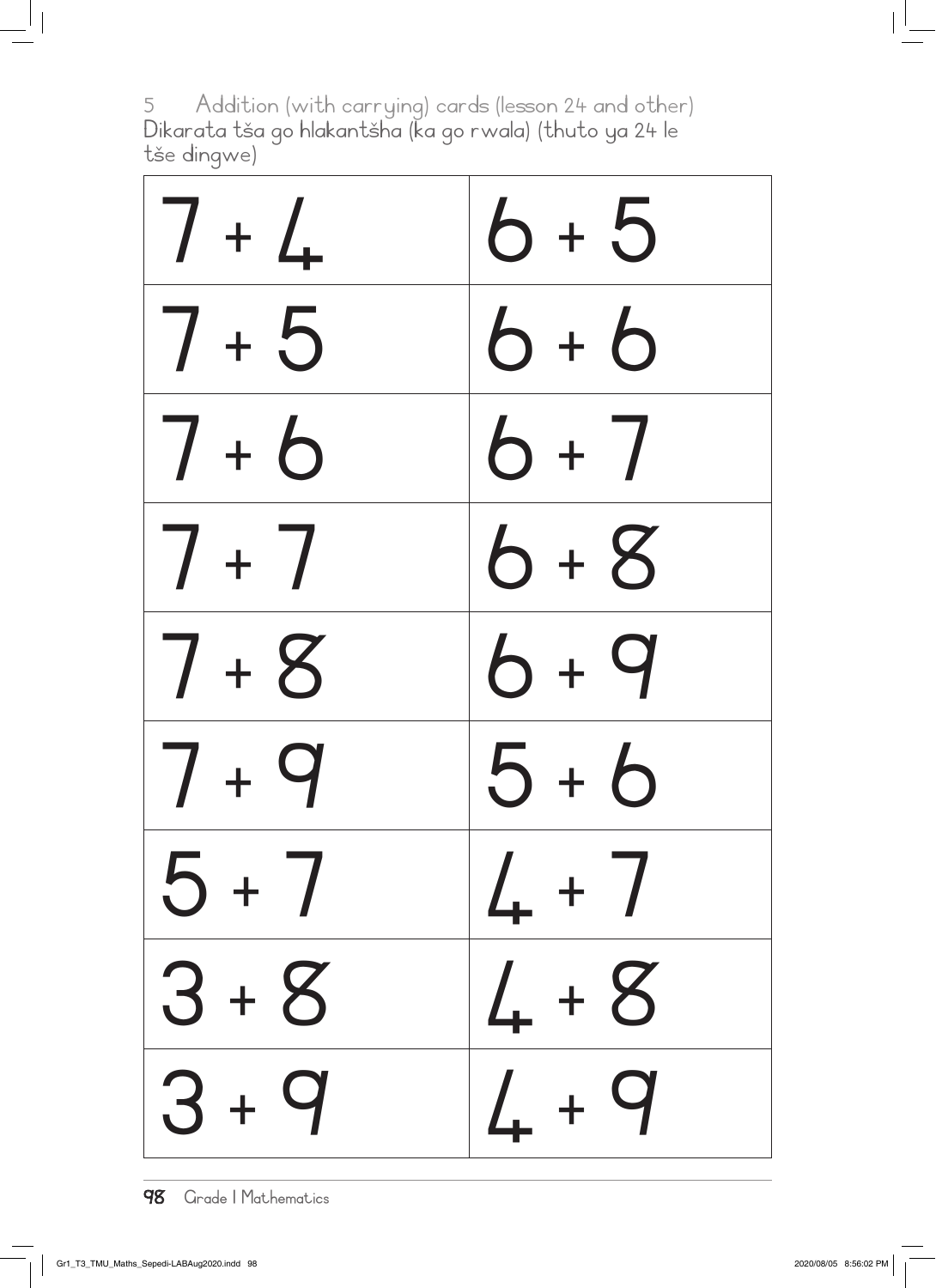5 Addition (with carrying) cards (lesson 24 and other)
Dikarata tša go hlakantšha (ka go rwala) (thuto ya 24 le tše dingwe)

| | |
|---|---|
| 7 + 4 | 6 + 5 |
| 7 + 5 | 6 + 6 |
| 7 + 6 | 6 + 7 |
| 7 + 7 | 6 + 8 |
| 7 + 8 | 6 + 9 |
| 7 + 9 | 5 + 6 |
| 5 + 7 | 4 + 7 |
| 3 + 8 | 4 + 8 |
| 3 + 9 | 4 + 9 |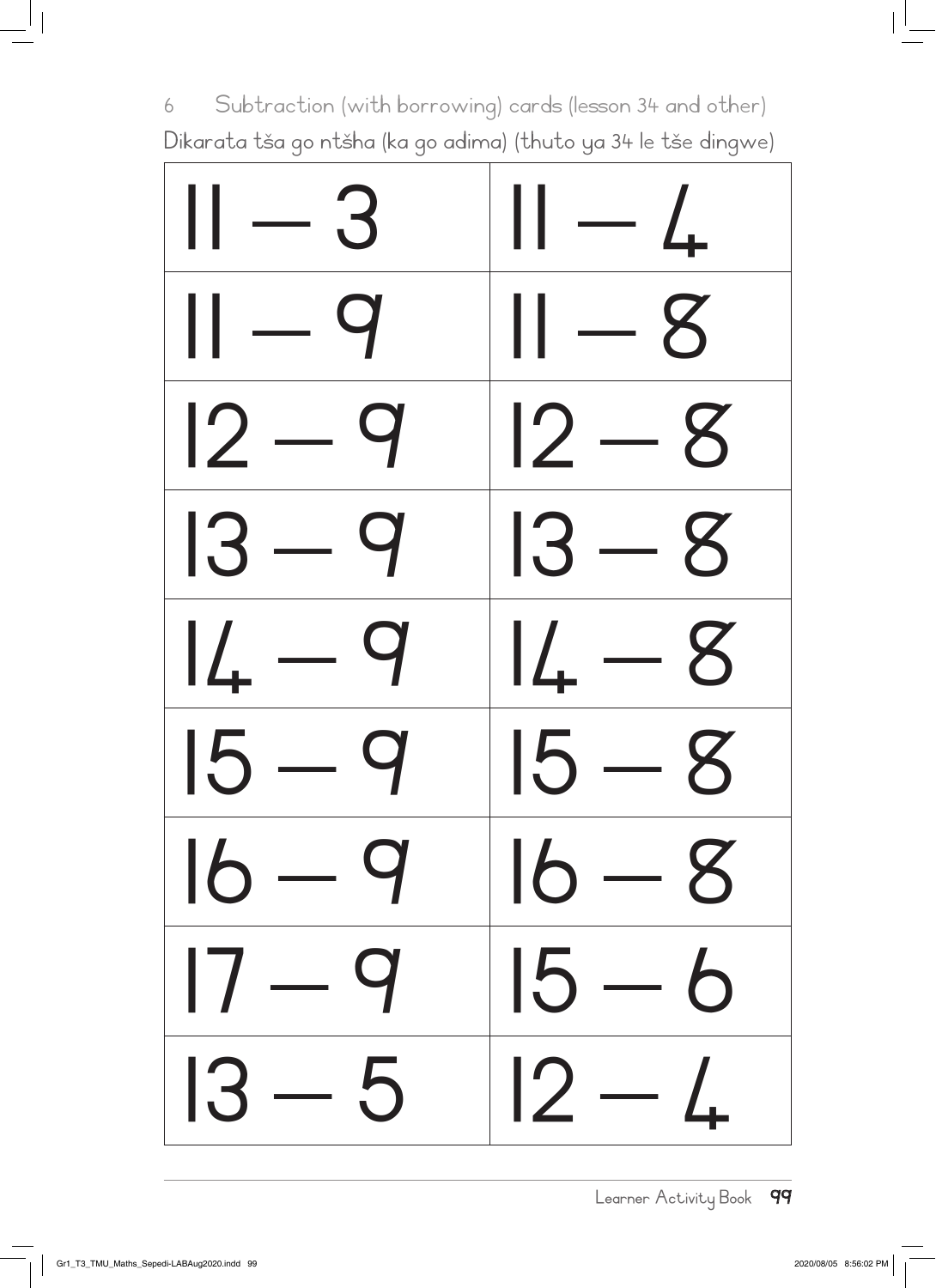6 Subtraction (with borrowing) cards (lesson 34 and other)

Dikarata tša go ntšha (ka go adima) (thuto ya 34 le tše dingwe)

| | |
|---|---|
| 11 – 3 | 11 – 4 |
| 11 – 9 | 11 – 8 |
| 12 – 9 | 12 – 8 |
| 13 – 9 | 13 – 8 |
| 14 – 9 | 14 – 8 |
| 15 – 9 | 15 – 8 |
| 16 – 9 | 16 – 8 |
| 17 – 9 | 15 – 6 |
| 13 – 5 | 12 – 4 |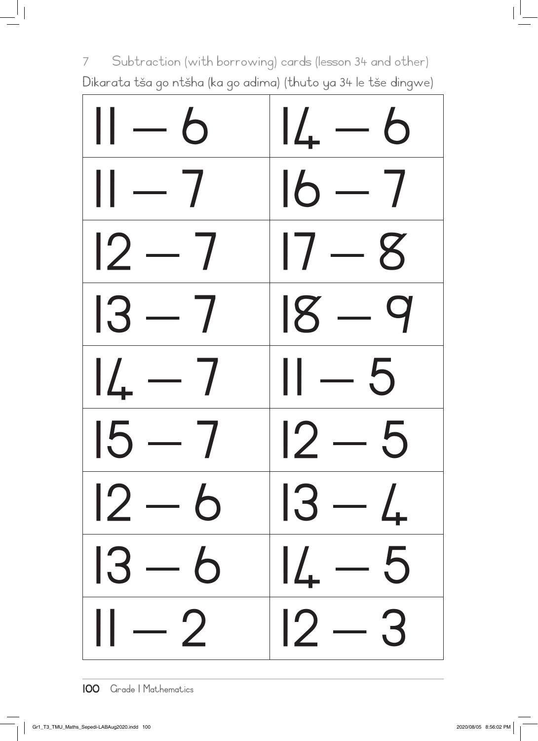7 Subtraction (with borrowing) cards (lesson 34 and other)

Dikarata tša go ntšha (ka go adima) (thuto ya 34 le tše dingwe)

| | |
|---|---|
| $11 - 6$ | $14 - 6$ |
| $11 - 7$ | $16 - 7$ |
| $12 - 7$ | $17 - 8$ |
| $13 - 7$ | $18 - 9$ |
| $14 - 7$ | $11 - 5$ |
| $15 - 7$ | $12 - 5$ |
| $12 - 6$ | $13 - 4$ |
| $13 - 6$ | $14 - 5$ |
| $11 - 2$ | $12 - 3$ |